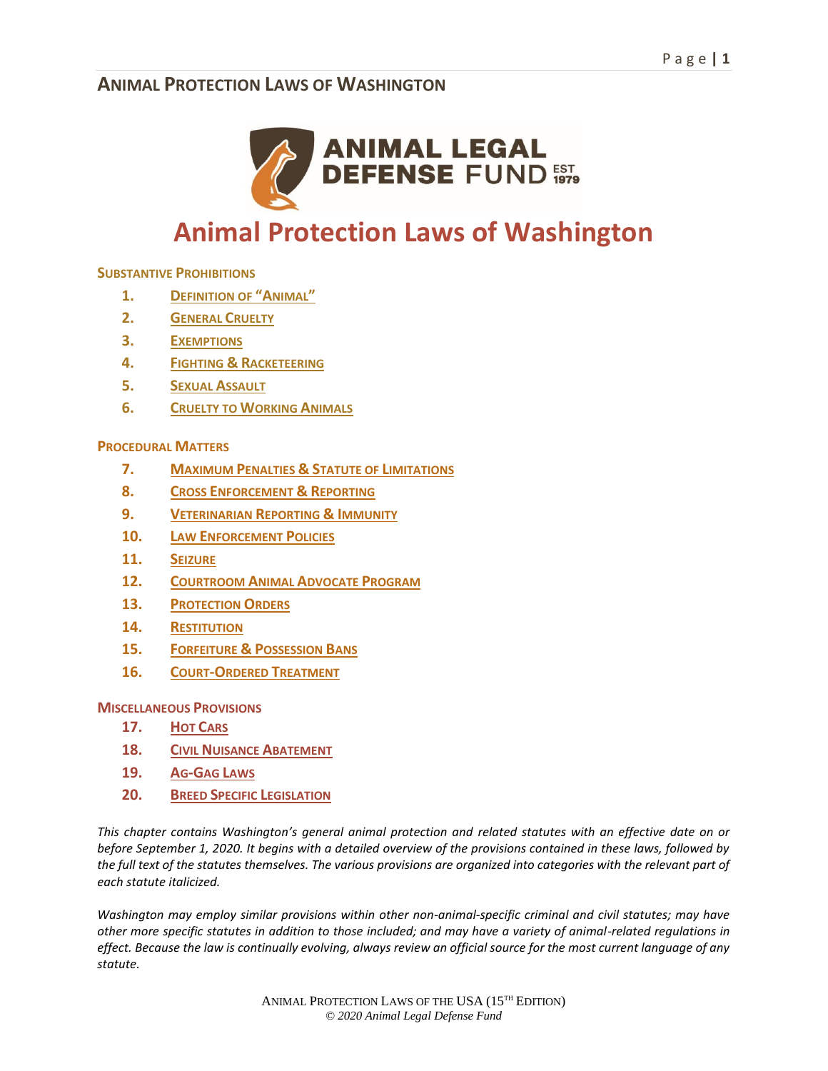# Animal Protection Laws of Washington

**SUBSTANTIVE PROHIBITIONS**

1. DEFINITION OF "ANIMAL"
2. GENERAL CRUELTY
3. EXEMPTIONS
4. FIGHTING & RACKETEERING
5. SEXUAL ASSAULT
6. CRUELTY TO WORKING ANIMALS

**PROCEDURAL MATTERS**

7. MAXIMUM PENALTIES & STATUTE OF LIMITATIONS
8. CROSS ENFORCEMENT & REPORTING
9. VETERINARIAN REPORTING & IMMUNITY
10. LAW ENFORCEMENT POLICIES
11. SEIZURE
12. COURTROOM ANIMAL ADVOCATE PROGRAM
13. PROTECTION ORDERS
14. RESTITUTION
15. FORFEITURE & POSSESSION BANS
16. COURT-ORDERED TREATMENT

**MISCELLANEOUS PROVISIONS**

17. HOT CARS
18. CIVIL NUISANCE ABATEMENT
19. AG-GAG LAWS
20. BREED SPECIFIC LEGISLATION

*This chapter contains Washington's general animal protection and related statutes with an effective date on or before September 1, 2020. It begins with a detailed overview of the provisions contained in these laws, followed by the full text of the statutes themselves. The various provisions are organized into categories with the relevant part of each statute italicized.*

*Washington may employ similar provisions within other non-animal-specific criminal and civil statutes; may have other more specific statutes in addition to those included; and may have a variety of animal-related regulations in effect. Because the law is continually evolving, always review an official source for the most current language of any statute.*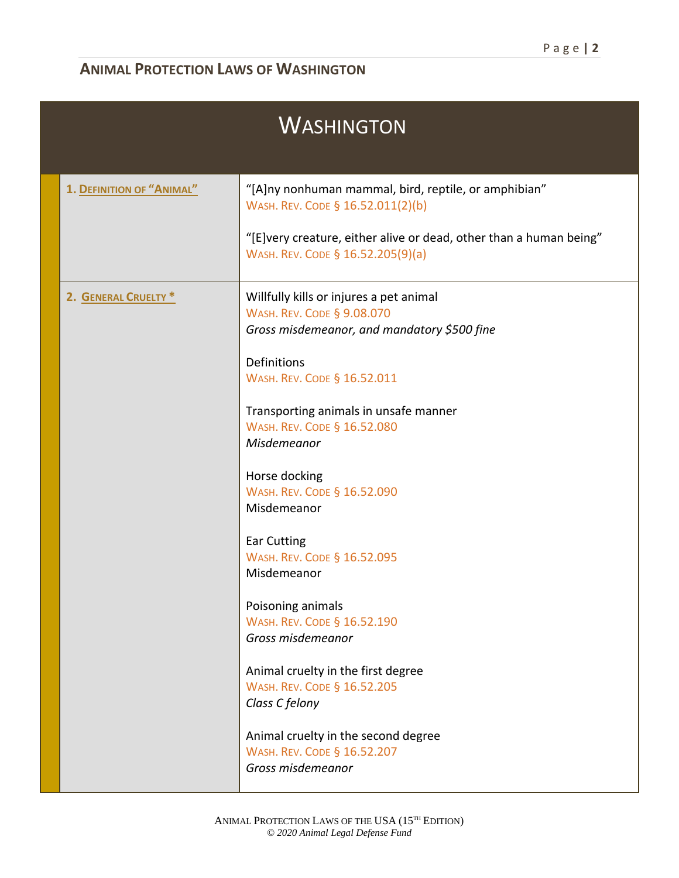# WASHINGTON

| | |
|---|---|
| **1. DEFINITION OF "ANIMAL"** | "[A]ny nonhuman mammal, bird, reptile, or amphibian"<br>WASH. REV. CODE § 16.52.011(2)(b)<br><br>"[E]very creature, either alive or dead, other than a human being"<br>WASH. REV. CODE § 16.52.205(9)(a) |
| **2. GENERAL CRUELTY *** | Willfully kills or injures a pet animal<br>WASH. REV. CODE § 9.08.070<br>*Gross misdemeanor, and mandatory $500 fine*<br><br>Definitions<br>WASH. REV. CODE § 16.52.011<br><br>Transporting animals in unsafe manner<br>WASH. REV. CODE § 16.52.080<br>*Misdemeanor*<br><br>Horse docking<br>WASH. REV. CODE § 16.52.090<br>Misdemeanor<br><br>Ear Cutting<br>WASH. REV. CODE § 16.52.095<br>Misdemeanor<br><br>Poisoning animals<br>WASH. REV. CODE § 16.52.190<br>*Gross misdemeanor*<br><br>Animal cruelty in the first degree<br>WASH. REV. CODE § 16.52.205<br>*Class C felony*<br><br>Animal cruelty in the second degree<br>WASH. REV. CODE § 16.52.207<br>*Gross misdemeanor* |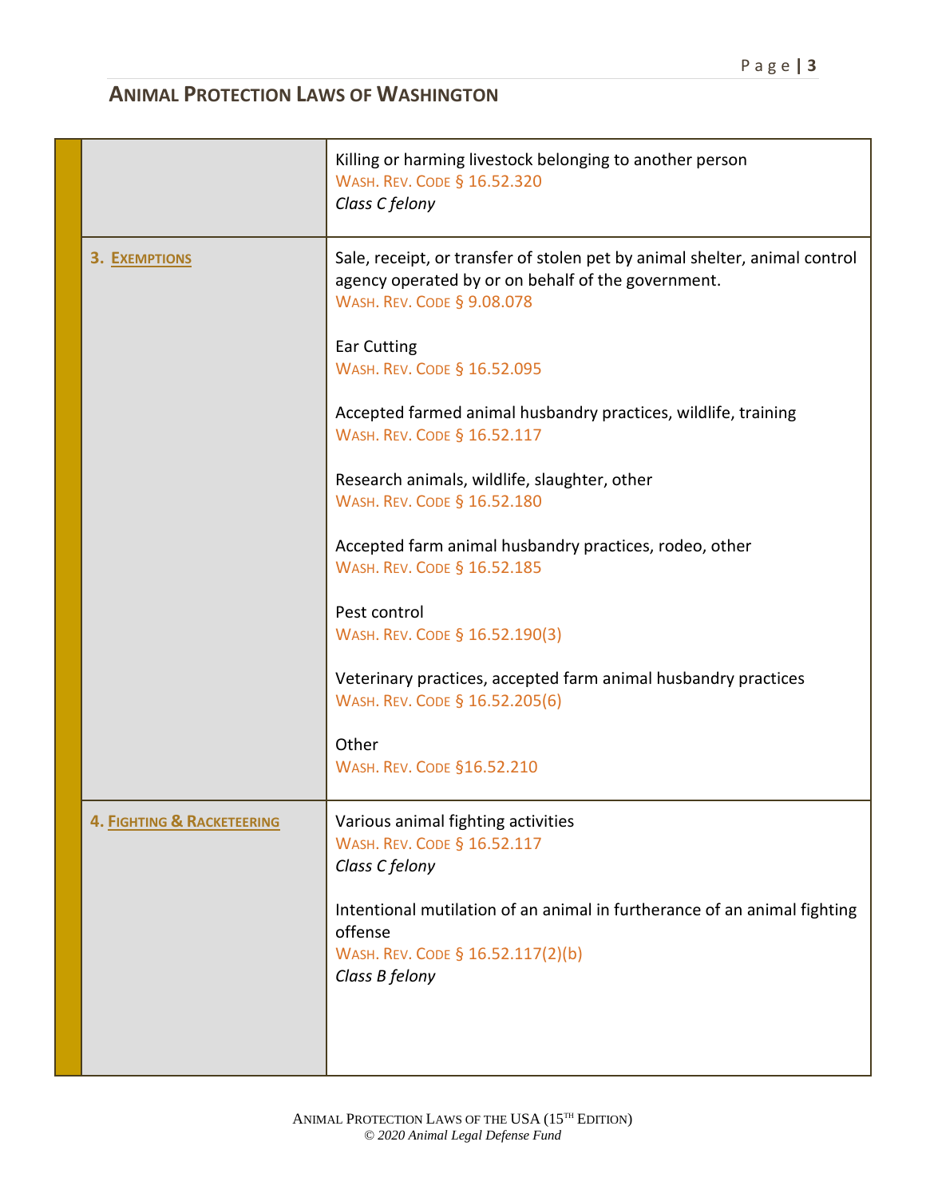## ANIMAL PROTECTION LAWS OF WASHINGTON

| | |
|---|---|
| | Killing or harming livestock belonging to another person<br>WASH. REV. CODE § 16.52.320<br>*Class C felony* |
| **3. EXEMPTIONS** | Sale, receipt, or transfer of stolen pet by animal shelter, animal control agency operated by or on behalf of the government.<br>WASH. REV. CODE § 9.08.078<br><br>Ear Cutting<br>WASH. REV. CODE § 16.52.095<br><br>Accepted farmed animal husbandry practices, wildlife, training<br>WASH. REV. CODE § 16.52.117<br><br>Research animals, wildlife, slaughter, other<br>WASH. REV. CODE § 16.52.180<br><br>Accepted farm animal husbandry practices, rodeo, other<br>WASH. REV. CODE § 16.52.185<br><br>Pest control<br>WASH. REV. CODE § 16.52.190(3)<br><br>Veterinary practices, accepted farm animal husbandry practices<br>WASH. REV. CODE § 16.52.205(6)<br><br>Other<br>WASH. REV. CODE §16.52.210 |
| **4. FIGHTING & RACKETEERING** | Various animal fighting activities<br>WASH. REV. CODE § 16.52.117<br>*Class C felony*<br><br>Intentional mutilation of an animal in furtherance of an animal fighting offense<br>WASH. REV. CODE § 16.52.117(2)(b)<br>*Class B felony* |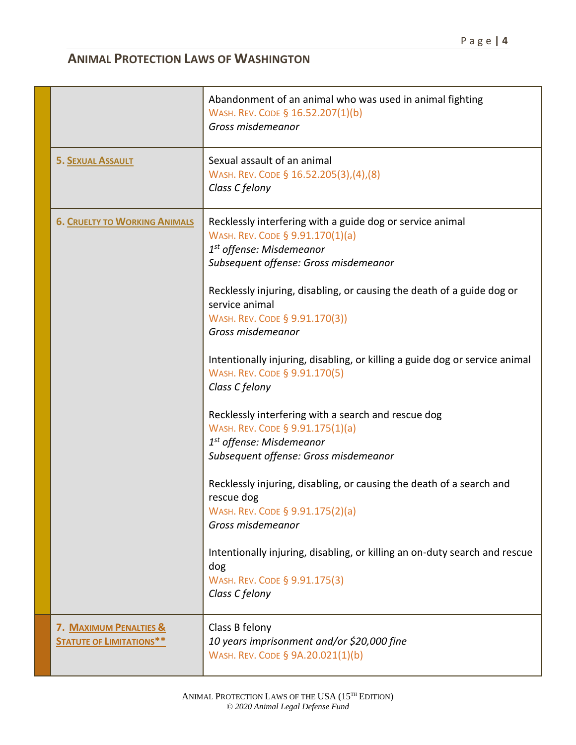## Animal Protection Laws of Washington

| | |
|---|---|
| | Abandonment of an animal who was used in animal fighting<br>Wash. Rev. Code § 16.52.207(1)(b)<br>*Gross misdemeanor* |
| **5. Sexual Assault** | Sexual assault of an animal<br>Wash. Rev. Code § 16.52.205(3),(4),(8)<br>*Class C felony* |
| **6. Cruelty to Working Animals** | Recklessly interfering with a guide dog or service animal<br>Wash. Rev. Code § 9.91.170(1)(a)<br>*1st offense: Misdemeanor*<br>*Subsequent offense: Gross misdemeanor*<br><br>Recklessly injuring, disabling, or causing the death of a guide dog or service animal<br>Wash. Rev. Code § 9.91.170(3))<br>*Gross misdemeanor*<br><br>Intentionally injuring, disabling, or killing a guide dog or service animal<br>Wash. Rev. Code § 9.91.170(5)<br>*Class C felony*<br><br>Recklessly interfering with a search and rescue dog<br>Wash. Rev. Code § 9.91.175(1)(a)<br>*1st offense: Misdemeanor*<br>*Subsequent offense: Gross misdemeanor*<br><br>Recklessly injuring, disabling, or causing the death of a search and rescue dog<br>Wash. Rev. Code § 9.91.175(2)(a)<br>*Gross misdemeanor*<br><br>Intentionally injuring, disabling, or killing an on-duty search and rescue dog<br>Wash. Rev. Code § 9.91.175(3)<br>*Class C felony* |
| **7. Maximum Penalties & Statute of Limitations**** | Class B felony<br>*10 years imprisonment and/or $20,000 fine*<br>Wash. Rev. Code § 9A.20.021(1)(b) |

Animal Protection Laws of the USA (15th Edition)
*© 2020 Animal Legal Defense Fund*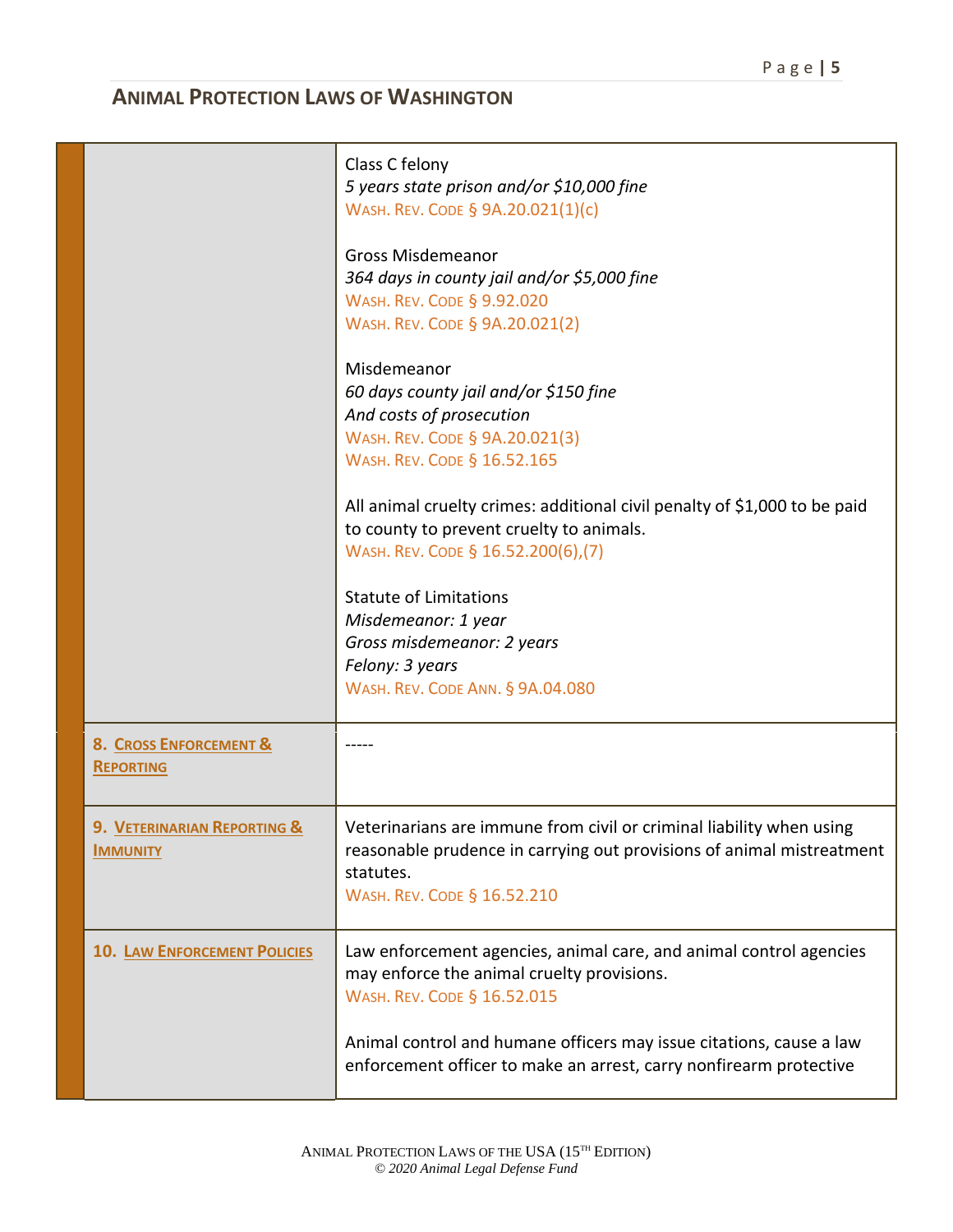## Animal Protection Laws of Washington

| | |
|---|---|
| | Class C felony<br>*5 years state prison and/or $10,000 fine*<br>Wash. Rev. Code § 9A.20.021(1)(c)<br><br>Gross Misdemeanor<br>*364 days in county jail and/or $5,000 fine*<br>Wash. Rev. Code § 9.92.020<br>Wash. Rev. Code § 9A.20.021(2)<br><br>Misdemeanor<br>*60 days county jail and/or $150 fine*<br>*And costs of prosecution*<br>Wash. Rev. Code § 9A.20.021(3)<br>Wash. Rev. Code § 16.52.165<br><br>All animal cruelty crimes: additional civil penalty of $1,000 to be paid to county to prevent cruelty to animals.<br>Wash. Rev. Code § 16.52.200(6),(7)<br><br>Statute of Limitations<br>*Misdemeanor: 1 year*<br>*Gross misdemeanor: 2 years*<br>*Felony: 3 years*<br>Wash. Rev. Code Ann. § 9A.04.080 |
| **8. Cross Enforcement & Reporting** | ----- |
| **9. Veterinarian Reporting & Immunity** | Veterinarians are immune from civil or criminal liability when using reasonable prudence in carrying out provisions of animal mistreatment statutes.<br>Wash. Rev. Code § 16.52.210 |
| **10. Law Enforcement Policies** | Law enforcement agencies, animal care, and animal control agencies may enforce the animal cruelty provisions.<br>Wash. Rev. Code § 16.52.015<br><br>Animal control and humane officers may issue citations, cause a law enforcement officer to make an arrest, carry nonfirearm protective |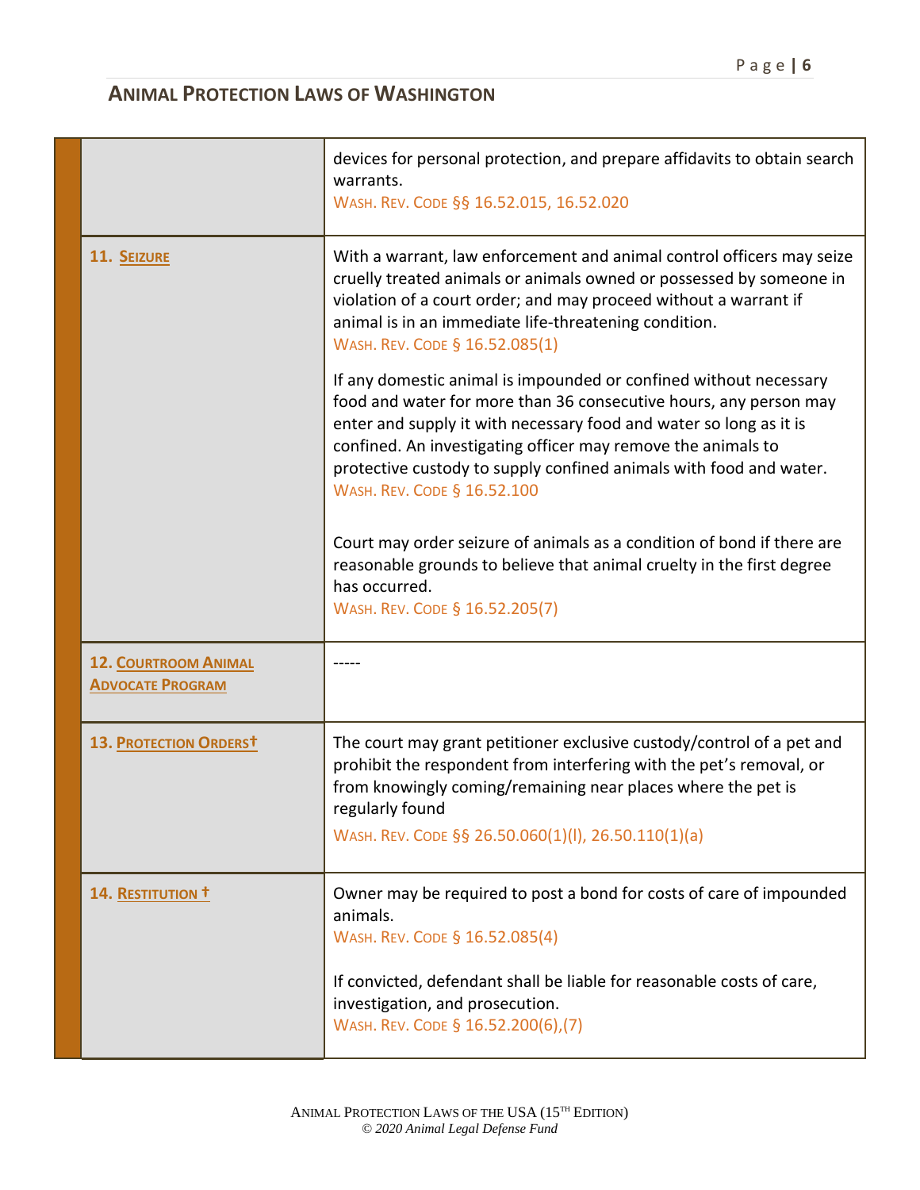## ANIMAL PROTECTION LAWS OF WASHINGTON

| | |
|---|---|
| | devices for personal protection, and prepare affidavits to obtain search warrants.<br>WASH. REV. CODE §§ 16.52.015, 16.52.020 |
| **11. SEIZURE** | With a warrant, law enforcement and animal control officers may seize cruelly treated animals or animals owned or possessed by someone in violation of a court order; and may proceed without a warrant if animal is in an immediate life-threatening condition.<br>WASH. REV. CODE § 16.52.085(1)<br><br>If any domestic animal is impounded or confined without necessary food and water for more than 36 consecutive hours, any person may enter and supply it with necessary food and water so long as it is confined. An investigating officer may remove the animals to protective custody to supply confined animals with food and water.<br>WASH. REV. CODE § 16.52.100<br><br>Court may order seizure of animals as a condition of bond if there are reasonable grounds to believe that animal cruelty in the first degree has occurred.<br>WASH. REV. CODE § 16.52.205(7) |
| **12. COURTROOM ANIMAL ADVOCATE PROGRAM** | ----- |
| **13. PROTECTION ORDERS†** | The court may grant petitioner exclusive custody/control of a pet and prohibit the respondent from interfering with the pet's removal, or from knowingly coming/remaining near places where the pet is regularly found<br>WASH. REV. CODE §§ 26.50.060(1)(l), 26.50.110(1)(a) |
| **14. RESTITUTION †** | Owner may be required to post a bond for costs of care of impounded animals.<br>WASH. REV. CODE § 16.52.085(4)<br><br>If convicted, defendant shall be liable for reasonable costs of care, investigation, and prosecution.<br>WASH. REV. CODE § 16.52.200(6),(7) |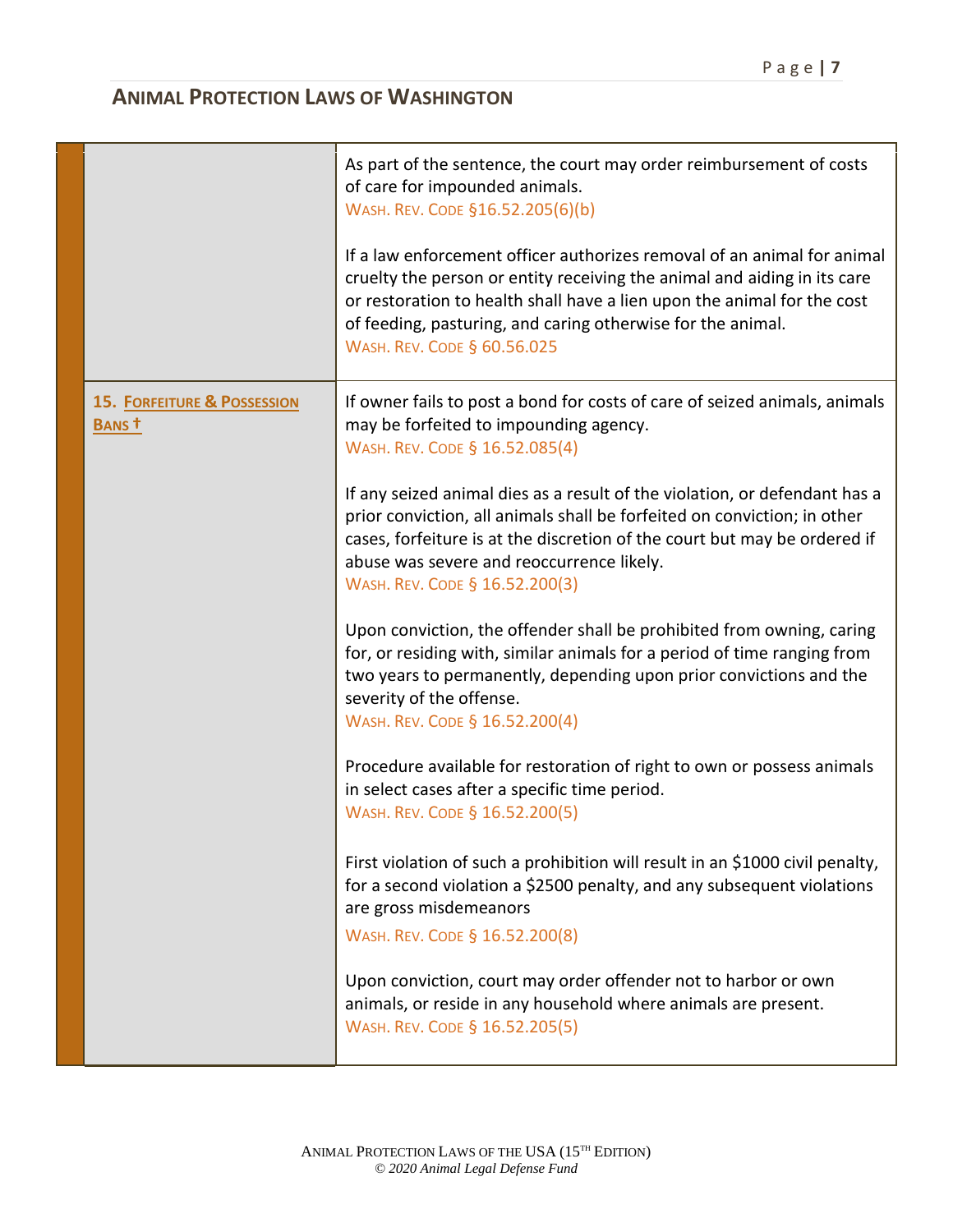| | |
|---|---|
| | As part of the sentence, the court may order reimbursement of costs of care for impounded animals.<br>WASH. REV. CODE §16.52.205(6)(b)<br><br>If a law enforcement officer authorizes removal of an animal for animal cruelty the person or entity receiving the animal and aiding in its care or restoration to health shall have a lien upon the animal for the cost of feeding, pasturing, and caring otherwise for the animal.<br>WASH. REV. CODE § 60.56.025 |
| **15. FORFEITURE & POSSESSION BANS †** | If owner fails to post a bond for costs of care of seized animals, animals may be forfeited to impounding agency.<br>WASH. REV. CODE § 16.52.085(4)<br><br>If any seized animal dies as a result of the violation, or defendant has a prior conviction, all animals shall be forfeited on conviction; in other cases, forfeiture is at the discretion of the court but may be ordered if abuse was severe and reoccurrence likely.<br>WASH. REV. CODE § 16.52.200(3)<br><br>Upon conviction, the offender shall be prohibited from owning, caring for, or residing with, similar animals for a period of time ranging from two years to permanently, depending upon prior convictions and the severity of the offense.<br>WASH. REV. CODE § 16.52.200(4)<br><br>Procedure available for restoration of right to own or possess animals in select cases after a specific time period.<br>WASH. REV. CODE § 16.52.200(5)<br><br>First violation of such a prohibition will result in an $1000 civil penalty, for a second violation a $2500 penalty, and any subsequent violations are gross misdemeanors<br>WASH. REV. CODE § 16.52.200(8)<br><br>Upon conviction, court may order offender not to harbor or own animals, or reside in any household where animals are present.<br>WASH. REV. CODE § 16.52.205(5) |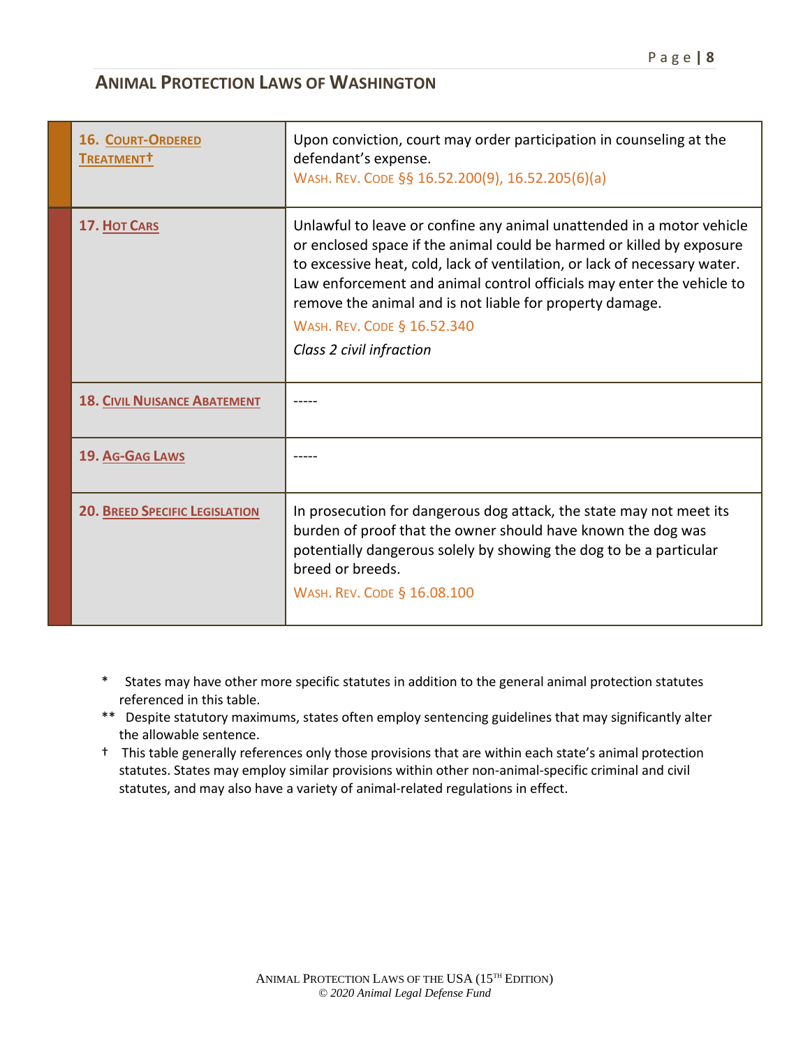## Animal Protection Laws of Washington

| | |
|---|---|
| **16. Court-Ordered Treatment†** | Upon conviction, court may order participation in counseling at the defendant's expense.<br>Wash. Rev. Code §§ 16.52.200(9), 16.52.205(6)(a) |
| **17. Hot Cars** | Unlawful to leave or confine any animal unattended in a motor vehicle or enclosed space if the animal could be harmed or killed by exposure to excessive heat, cold, lack of ventilation, or lack of necessary water. Law enforcement and animal control officials may enter the vehicle to remove the animal and is not liable for property damage.<br>Wash. Rev. Code § 16.52.340<br>*Class 2 civil infraction* |
| **18. Civil Nuisance Abatement** | ----- |
| **19. Ag-Gag Laws** | ----- |
| **20. Breed Specific Legislation** | In prosecution for dangerous dog attack, the state may not meet its burden of proof that the owner should have known the dog was potentially dangerous solely by showing the dog to be a particular breed or breeds.<br>Wash. Rev. Code § 16.08.100 |

\* States may have other more specific statutes in addition to the general animal protection statutes referenced in this table.

\*\* Despite statutory maximums, states often employ sentencing guidelines that may significantly alter the allowable sentence.

† This table generally references only those provisions that are within each state's animal protection statutes. States may employ similar provisions within other non-animal-specific criminal and civil statutes, and may also have a variety of animal-related regulations in effect.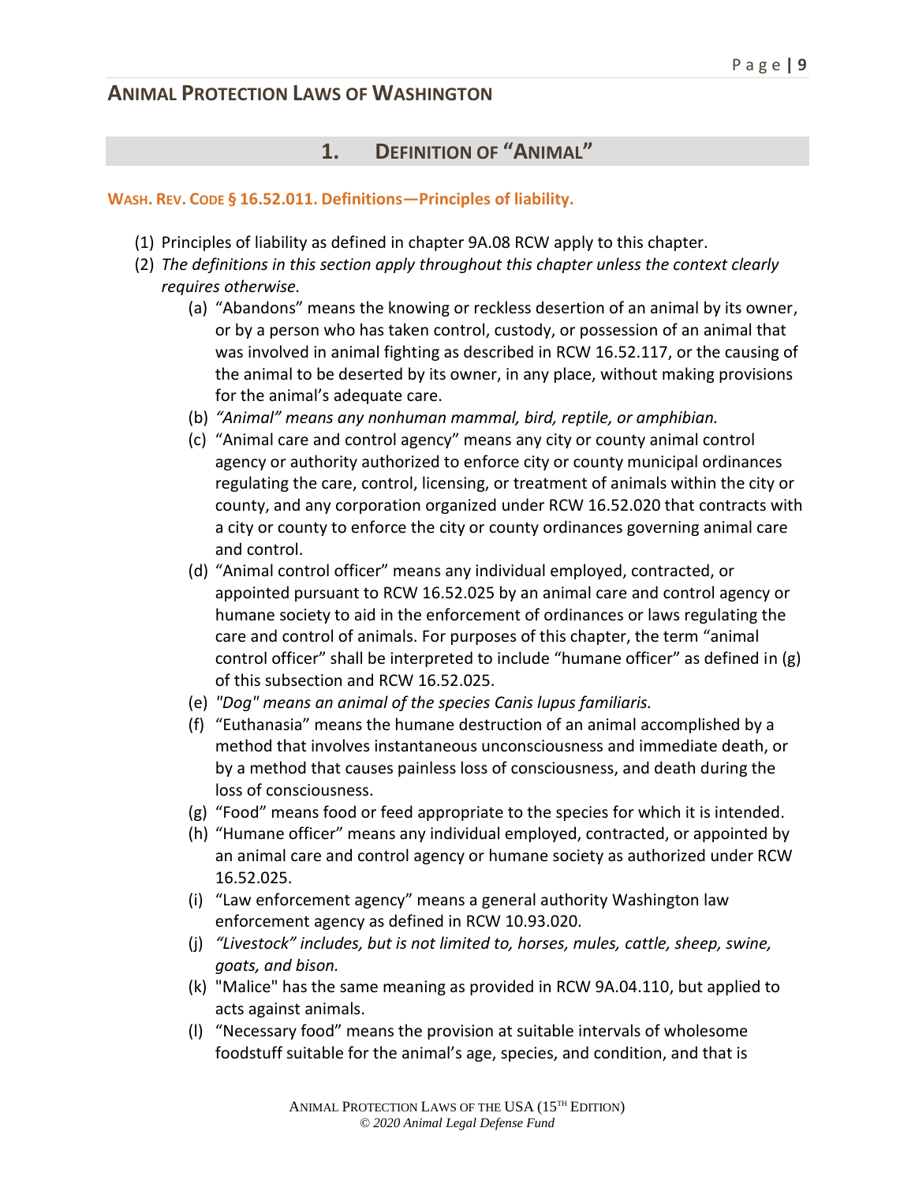# ANIMAL PROTECTION LAWS OF WASHINGTON

## 1. DEFINITION OF "ANIMAL"

### WASH. REV. CODE § 16.52.011. Definitions—Principles of liability.

(1) Principles of liability as defined in chapter 9A.08 RCW apply to this chapter.

(2) *The definitions in this section apply throughout this chapter unless the context clearly requires otherwise.*

  (a) "Abandons" means the knowing or reckless desertion of an animal by its owner, or by a person who has taken control, custody, or possession of an animal that was involved in animal fighting as described in RCW 16.52.117, or the causing of the animal to be deserted by its owner, in any place, without making provisions for the animal's adequate care.

  (b) *"Animal" means any nonhuman mammal, bird, reptile, or amphibian.*

  (c) "Animal care and control agency" means any city or county animal control agency or authority authorized to enforce city or county municipal ordinances regulating the care, control, licensing, or treatment of animals within the city or county, and any corporation organized under RCW 16.52.020 that contracts with a city or county to enforce the city or county ordinances governing animal care and control.

  (d) "Animal control officer" means any individual employed, contracted, or appointed pursuant to RCW 16.52.025 by an animal care and control agency or humane society to aid in the enforcement of ordinances or laws regulating the care and control of animals. For purposes of this chapter, the term "animal control officer" shall be interpreted to include "humane officer" as defined in (g) of this subsection and RCW 16.52.025.

  (e) *"Dog" means an animal of the species Canis lupus familiaris.*

  (f) "Euthanasia" means the humane destruction of an animal accomplished by a method that involves instantaneous unconsciousness and immediate death, or by a method that causes painless loss of consciousness, and death during the loss of consciousness.

  (g) "Food" means food or feed appropriate to the species for which it is intended.

  (h) "Humane officer" means any individual employed, contracted, or appointed by an animal care and control agency or humane society as authorized under RCW 16.52.025.

  (i) "Law enforcement agency" means a general authority Washington law enforcement agency as defined in RCW 10.93.020.

  (j) *"Livestock" includes, but is not limited to, horses, mules, cattle, sheep, swine, goats, and bison.*

  (k) "Malice" has the same meaning as provided in RCW 9A.04.110, but applied to acts against animals.

  (l) "Necessary food" means the provision at suitable intervals of wholesome foodstuff suitable for the animal's age, species, and condition, and that is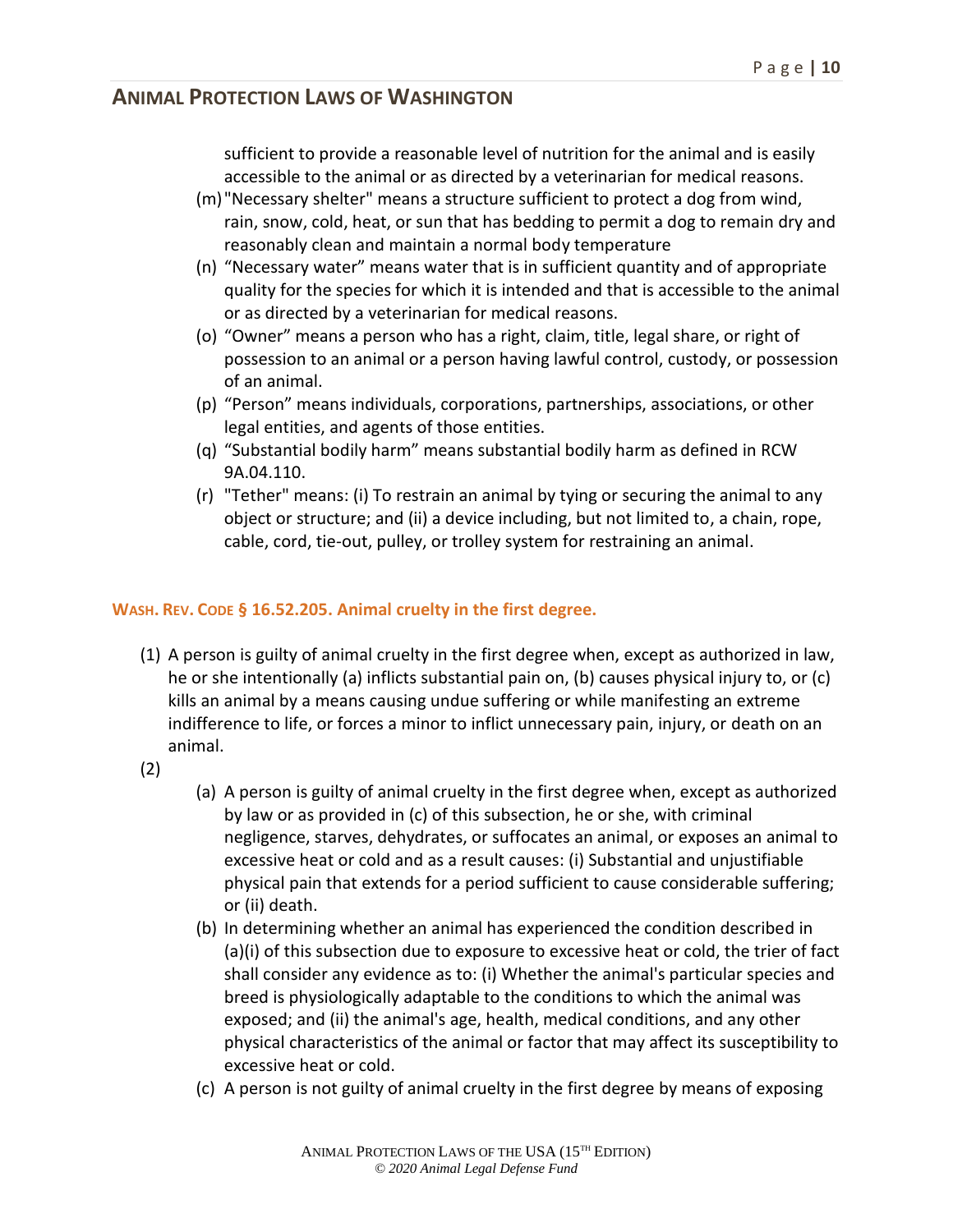sufficient to provide a reasonable level of nutrition for the animal and is easily accessible to the animal or as directed by a veterinarian for medical reasons.

(m) "Necessary shelter" means a structure sufficient to protect a dog from wind, rain, snow, cold, heat, or sun that has bedding to permit a dog to remain dry and reasonably clean and maintain a normal body temperature

(n) "Necessary water" means water that is in sufficient quantity and of appropriate quality for the species for which it is intended and that is accessible to the animal or as directed by a veterinarian for medical reasons.

(o) "Owner" means a person who has a right, claim, title, legal share, or right of possession to an animal or a person having lawful control, custody, or possession of an animal.

(p) "Person" means individuals, corporations, partnerships, associations, or other legal entities, and agents of those entities.

(q) "Substantial bodily harm" means substantial bodily harm as defined in RCW 9A.04.110.

(r) "Tether" means: (i) To restrain an animal by tying or securing the animal to any object or structure; and (ii) a device including, but not limited to, a chain, rope, cable, cord, tie-out, pulley, or trolley system for restraining an animal.

### WASH. REV. CODE § 16.52.205. Animal cruelty in the first degree.

(1) A person is guilty of animal cruelty in the first degree when, except as authorized in law, he or she intentionally (a) inflicts substantial pain on, (b) causes physical injury to, or (c) kills an animal by a means causing undue suffering or while manifesting an extreme indifference to life, or forces a minor to inflict unnecessary pain, injury, or death on an animal.

(2)

(a) A person is guilty of animal cruelty in the first degree when, except as authorized by law or as provided in (c) of this subsection, he or she, with criminal negligence, starves, dehydrates, or suffocates an animal, or exposes an animal to excessive heat or cold and as a result causes: (i) Substantial and unjustifiable physical pain that extends for a period sufficient to cause considerable suffering; or (ii) death.

(b) In determining whether an animal has experienced the condition described in (a)(i) of this subsection due to exposure to excessive heat or cold, the trier of fact shall consider any evidence as to: (i) Whether the animal's particular species and breed is physiologically adaptable to the conditions to which the animal was exposed; and (ii) the animal's age, health, medical conditions, and any other physical characteristics of the animal or factor that may affect its susceptibility to excessive heat or cold.

(c) A person is not guilty of animal cruelty in the first degree by means of exposing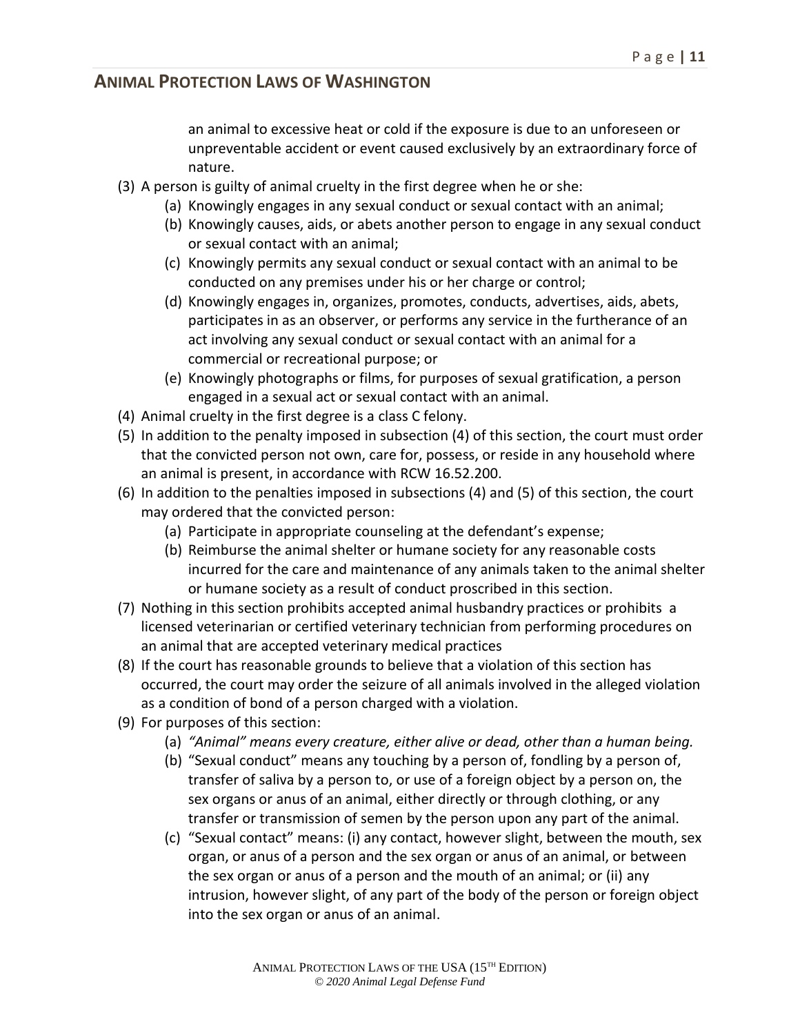an animal to excessive heat or cold if the exposure is due to an unforeseen or unpreventable accident or event caused exclusively by an extraordinary force of nature.

(3) A person is guilty of animal cruelty in the first degree when he or she:
   (a) Knowingly engages in any sexual conduct or sexual contact with an animal;
   (b) Knowingly causes, aids, or abets another person to engage in any sexual conduct or sexual contact with an animal;
   (c) Knowingly permits any sexual conduct or sexual contact with an animal to be conducted on any premises under his or her charge or control;
   (d) Knowingly engages in, organizes, promotes, conducts, advertises, aids, abets, participates in as an observer, or performs any service in the furtherance of an act involving any sexual conduct or sexual contact with an animal for a commercial or recreational purpose; or
   (e) Knowingly photographs or films, for purposes of sexual gratification, a person engaged in a sexual act or sexual contact with an animal.

(4) Animal cruelty in the first degree is a class C felony.

(5) In addition to the penalty imposed in subsection (4) of this section, the court must order that the convicted person not own, care for, possess, or reside in any household where an animal is present, in accordance with RCW 16.52.200.

(6) In addition to the penalties imposed in subsections (4) and (5) of this section, the court may ordered that the convicted person:
   (a) Participate in appropriate counseling at the defendant's expense;
   (b) Reimburse the animal shelter or humane society for any reasonable costs incurred for the care and maintenance of any animals taken to the animal shelter or humane society as a result of conduct proscribed in this section.

(7) Nothing in this section prohibits accepted animal husbandry practices or prohibits a licensed veterinarian or certified veterinary technician from performing procedures on an animal that are accepted veterinary medical practices

(8) If the court has reasonable grounds to believe that a violation of this section has occurred, the court may order the seizure of all animals involved in the alleged violation as a condition of bond of a person charged with a violation.

(9) For purposes of this section:
   (a) *"Animal" means every creature, either alive or dead, other than a human being.*
   (b) "Sexual conduct" means any touching by a person of, fondling by a person of, transfer of saliva by a person to, or use of a foreign object by a person on, the sex organs or anus of an animal, either directly or through clothing, or any transfer or transmission of semen by the person upon any part of the animal.
   (c) "Sexual contact" means: (i) any contact, however slight, between the mouth, sex organ, or anus of a person and the sex organ or anus of an animal, or between the sex organ or anus of a person and the mouth of an animal; or (ii) any intrusion, however slight, of any part of the body of the person or foreign object into the sex organ or anus of an animal.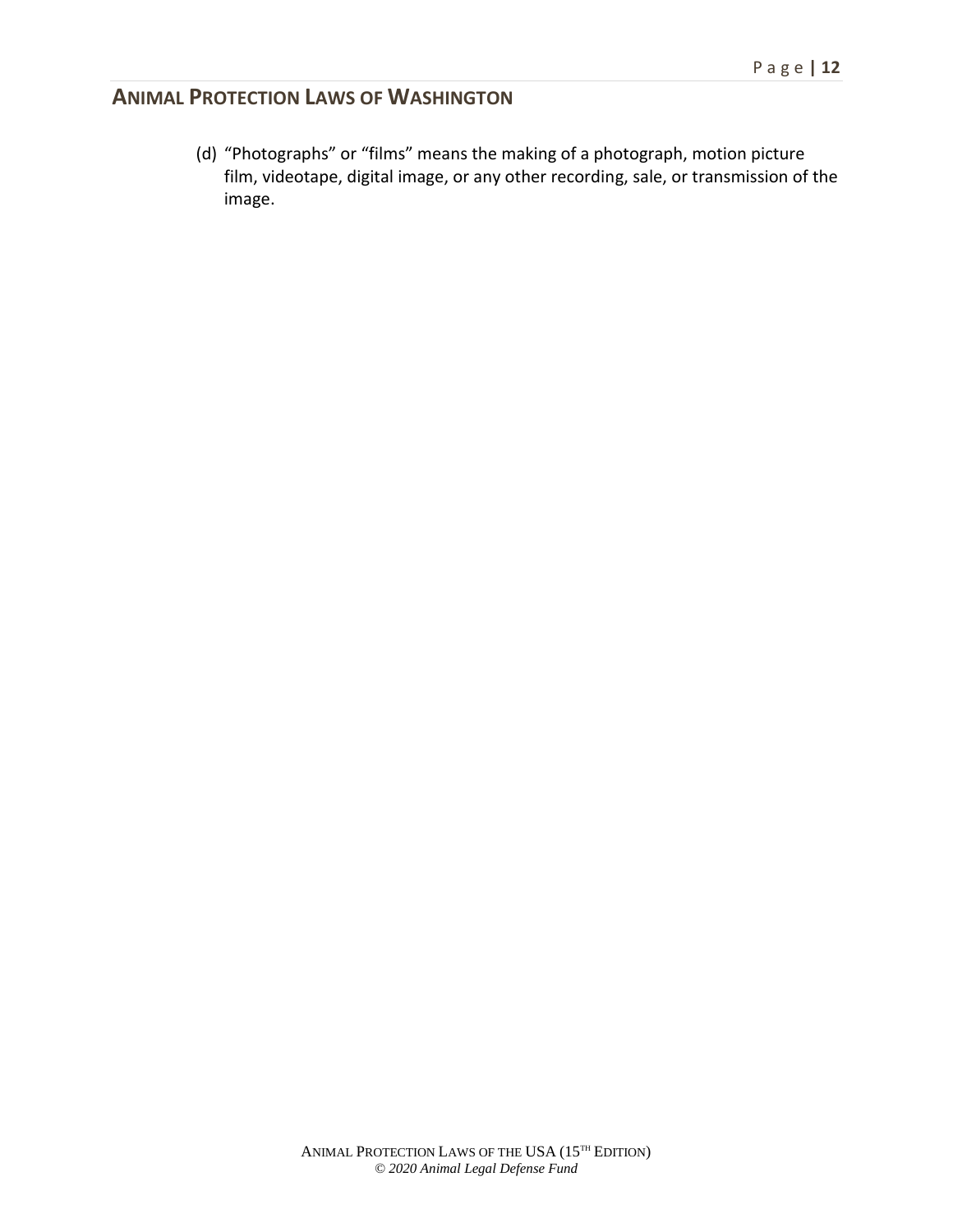(d) "Photographs" or "films" means the making of a photograph, motion picture film, videotape, digital image, or any other recording, sale, or transmission of the image.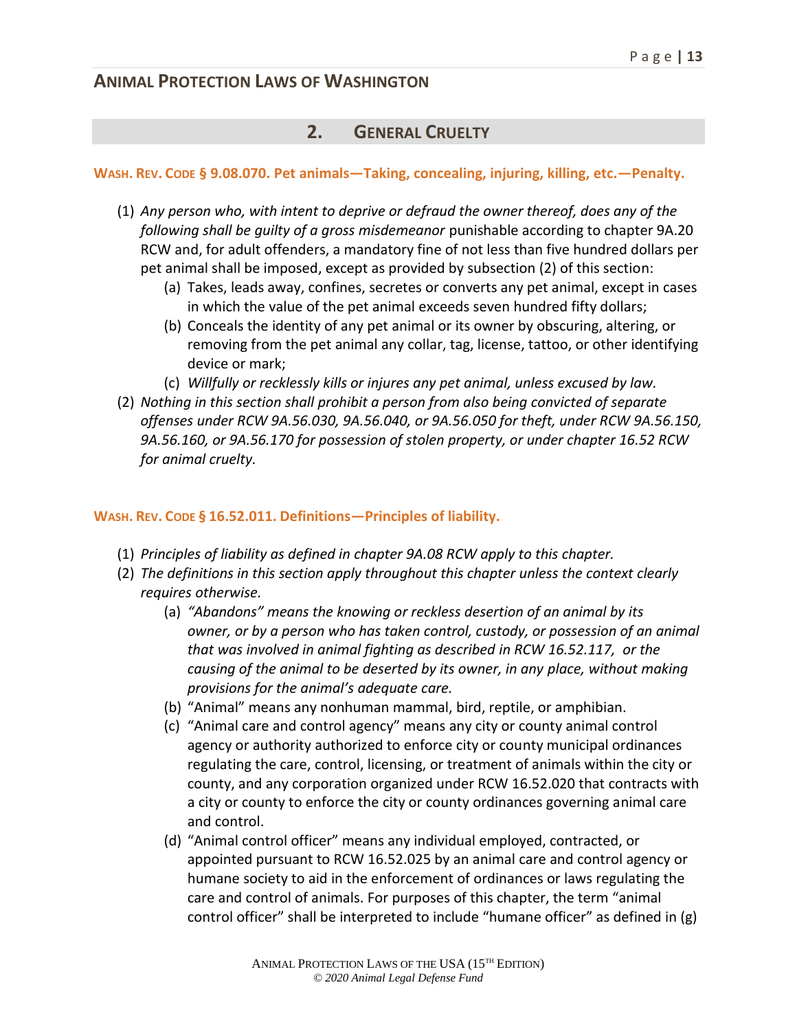## 2. General Cruelty

**Wash. Rev. Code § 9.08.070. Pet animals—Taking, concealing, injuring, killing, etc.—Penalty.**

(1) *Any person who, with intent to deprive or defraud the owner thereof, does any of the following shall be guilty of a gross misdemeanor* punishable according to chapter 9A.20 RCW and, for adult offenders, a mandatory fine of not less than five hundred dollars per pet animal shall be imposed, except as provided by subsection (2) of this section:
   - (a) Takes, leads away, confines, secretes or converts any pet animal, except in cases in which the value of the pet animal exceeds seven hundred fifty dollars;
   - (b) Conceals the identity of any pet animal or its owner by obscuring, altering, or removing from the pet animal any collar, tag, license, tattoo, or other identifying device or mark;
   - (c) *Willfully or recklessly kills or injures any pet animal, unless excused by law.*

(2) *Nothing in this section shall prohibit a person from also being convicted of separate offenses under RCW 9A.56.030, 9A.56.040, or 9A.56.050 for theft, under RCW 9A.56.150, 9A.56.160, or 9A.56.170 for possession of stolen property, or under chapter 16.52 RCW for animal cruelty.*

**Wash. Rev. Code § 16.52.011. Definitions—Principles of liability.**

(1) *Principles of liability as defined in chapter 9A.08 RCW apply to this chapter.*

(2) *The definitions in this section apply throughout this chapter unless the context clearly requires otherwise.*
   - (a) *"Abandons" means the knowing or reckless desertion of an animal by its owner, or by a person who has taken control, custody, or possession of an animal that was involved in animal fighting as described in RCW 16.52.117, or the causing of the animal to be deserted by its owner, in any place, without making provisions for the animal's adequate care.*
   - (b) "Animal" means any nonhuman mammal, bird, reptile, or amphibian.
   - (c) "Animal care and control agency" means any city or county animal control agency or authority authorized to enforce city or county municipal ordinances regulating the care, control, licensing, or treatment of animals within the city or county, and any corporation organized under RCW 16.52.020 that contracts with a city or county to enforce the city or county ordinances governing animal care and control.
   - (d) "Animal control officer" means any individual employed, contracted, or appointed pursuant to RCW 16.52.025 by an animal care and control agency or humane society to aid in the enforcement of ordinances or laws regulating the care and control of animals. For purposes of this chapter, the term "animal control officer" shall be interpreted to include "humane officer" as defined in (g)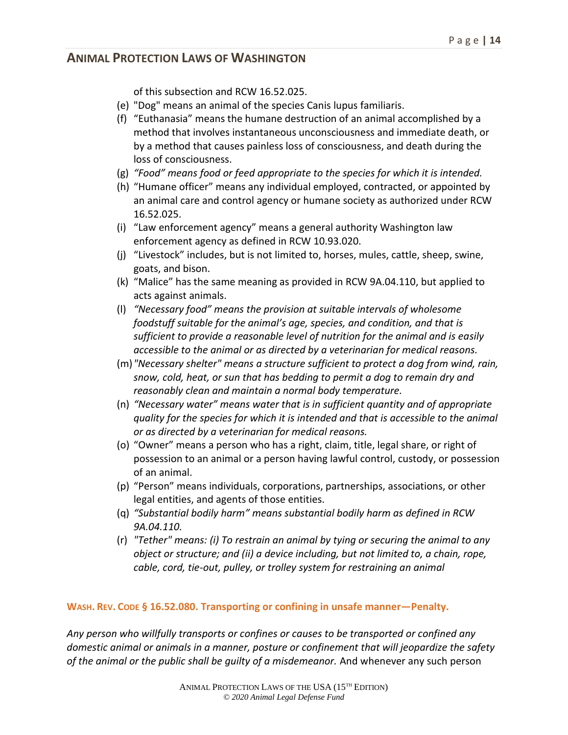of this subsection and RCW 16.52.025.

- (e) "Dog" means an animal of the species Canis lupus familiaris.
- (f) "Euthanasia" means the humane destruction of an animal accomplished by a method that involves instantaneous unconsciousness and immediate death, or by a method that causes painless loss of consciousness, and death during the loss of consciousness.
- (g) *"Food" means food or feed appropriate to the species for which it is intended.*
- (h) "Humane officer" means any individual employed, contracted, or appointed by an animal care and control agency or humane society as authorized under RCW 16.52.025.
- (i) "Law enforcement agency" means a general authority Washington law enforcement agency as defined in RCW 10.93.020.
- (j) "Livestock" includes, but is not limited to, horses, mules, cattle, sheep, swine, goats, and bison.
- (k) "Malice" has the same meaning as provided in RCW 9A.04.110, but applied to acts against animals.
- (l) *"Necessary food" means the provision at suitable intervals of wholesome foodstuff suitable for the animal's age, species, and condition, and that is sufficient to provide a reasonable level of nutrition for the animal and is easily accessible to the animal or as directed by a veterinarian for medical reasons.*
- (m) *"Necessary shelter" means a structure sufficient to protect a dog from wind, rain, snow, cold, heat, or sun that has bedding to permit a dog to remain dry and reasonably clean and maintain a normal body temperature.*
- (n) *"Necessary water" means water that is in sufficient quantity and of appropriate quality for the species for which it is intended and that is accessible to the animal or as directed by a veterinarian for medical reasons.*
- (o) "Owner" means a person who has a right, claim, title, legal share, or right of possession to an animal or a person having lawful control, custody, or possession of an animal.
- (p) "Person" means individuals, corporations, partnerships, associations, or other legal entities, and agents of those entities.
- (q) *"Substantial bodily harm" means substantial bodily harm as defined in RCW 9A.04.110.*
- (r) *"Tether" means: (i) To restrain an animal by tying or securing the animal to any object or structure; and (ii) a device including, but not limited to, a chain, rope, cable, cord, tie-out, pulley, or trolley system for restraining an animal*

**WASH. REV. CODE § 16.52.080. Transporting or confining in unsafe manner—Penalty.**

*Any person who willfully transports or confines or causes to be transported or confined any domestic animal or animals in a manner, posture or confinement that will jeopardize the safety of the animal or the public shall be guilty of a misdemeanor.* And whenever any such person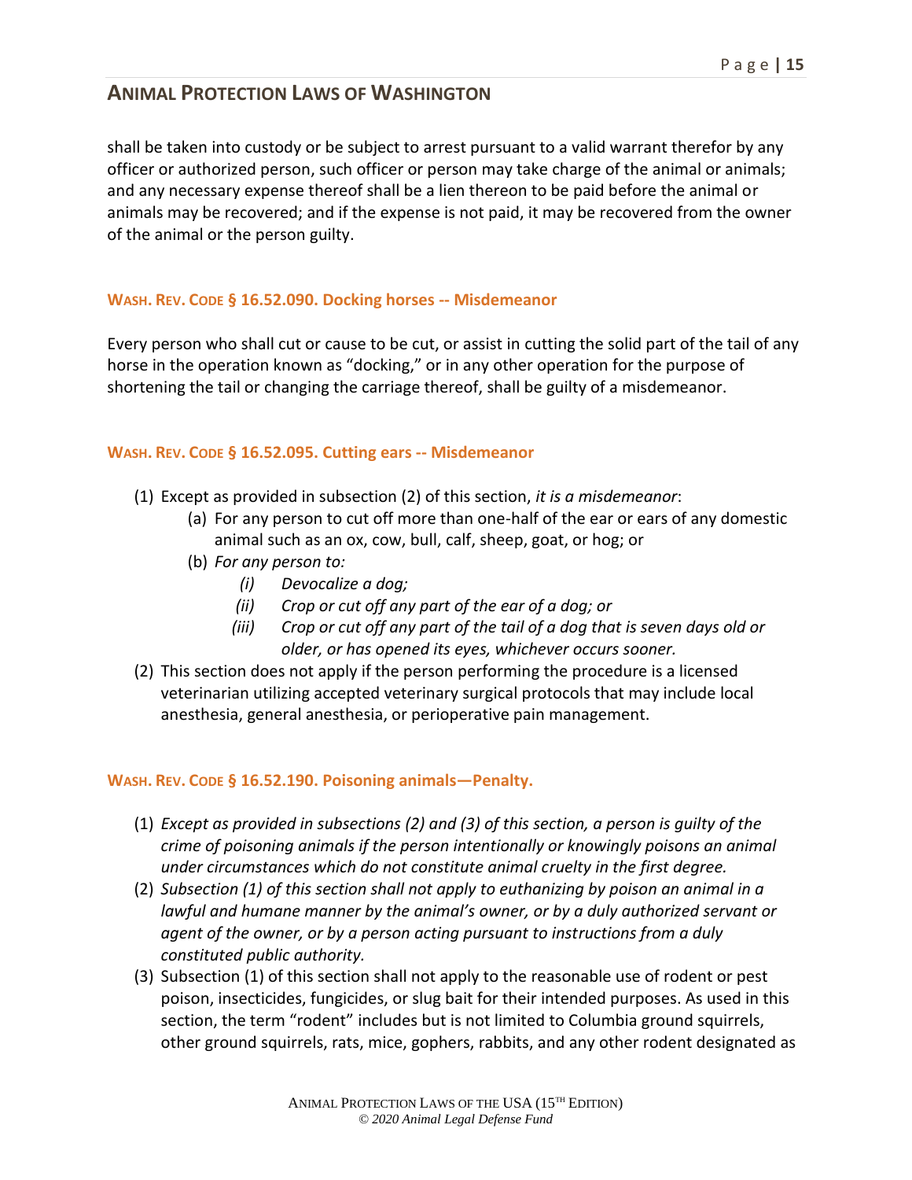shall be taken into custody or be subject to arrest pursuant to a valid warrant therefor by any officer or authorized person, such officer or person may take charge of the animal or animals; and any necessary expense thereof shall be a lien thereon to be paid before the animal or animals may be recovered; and if the expense is not paid, it may be recovered from the owner of the animal or the person guilty.

### WASH. REV. CODE § 16.52.090. Docking horses -- Misdemeanor

Every person who shall cut or cause to be cut, or assist in cutting the solid part of the tail of any horse in the operation known as "docking," or in any other operation for the purpose of shortening the tail or changing the carriage thereof, shall be guilty of a misdemeanor.

### WASH. REV. CODE § 16.52.095. Cutting ears -- Misdemeanor

(1) Except as provided in subsection (2) of this section, *it is a misdemeanor*:
  - (a) For any person to cut off more than one-half of the ear or ears of any domestic animal such as an ox, cow, bull, calf, sheep, goat, or hog; or
  - (b) *For any person to:*
    - *(i) Devocalize a dog;*
    - *(ii) Crop or cut off any part of the ear of a dog; or*
    - *(iii) Crop or cut off any part of the tail of a dog that is seven days old or older, or has opened its eyes, whichever occurs sooner.*

(2) This section does not apply if the person performing the procedure is a licensed veterinarian utilizing accepted veterinary surgical protocols that may include local anesthesia, general anesthesia, or perioperative pain management.

### WASH. REV. CODE § 16.52.190. Poisoning animals—Penalty.

(1) *Except as provided in subsections (2) and (3) of this section, a person is guilty of the crime of poisoning animals if the person intentionally or knowingly poisons an animal under circumstances which do not constitute animal cruelty in the first degree.*

(2) *Subsection (1) of this section shall not apply to euthanizing by poison an animal in a lawful and humane manner by the animal's owner, or by a duly authorized servant or agent of the owner, or by a person acting pursuant to instructions from a duly constituted public authority.*

(3) Subsection (1) of this section shall not apply to the reasonable use of rodent or pest poison, insecticides, fungicides, or slug bait for their intended purposes. As used in this section, the term "rodent" includes but is not limited to Columbia ground squirrels, other ground squirrels, rats, mice, gophers, rabbits, and any other rodent designated as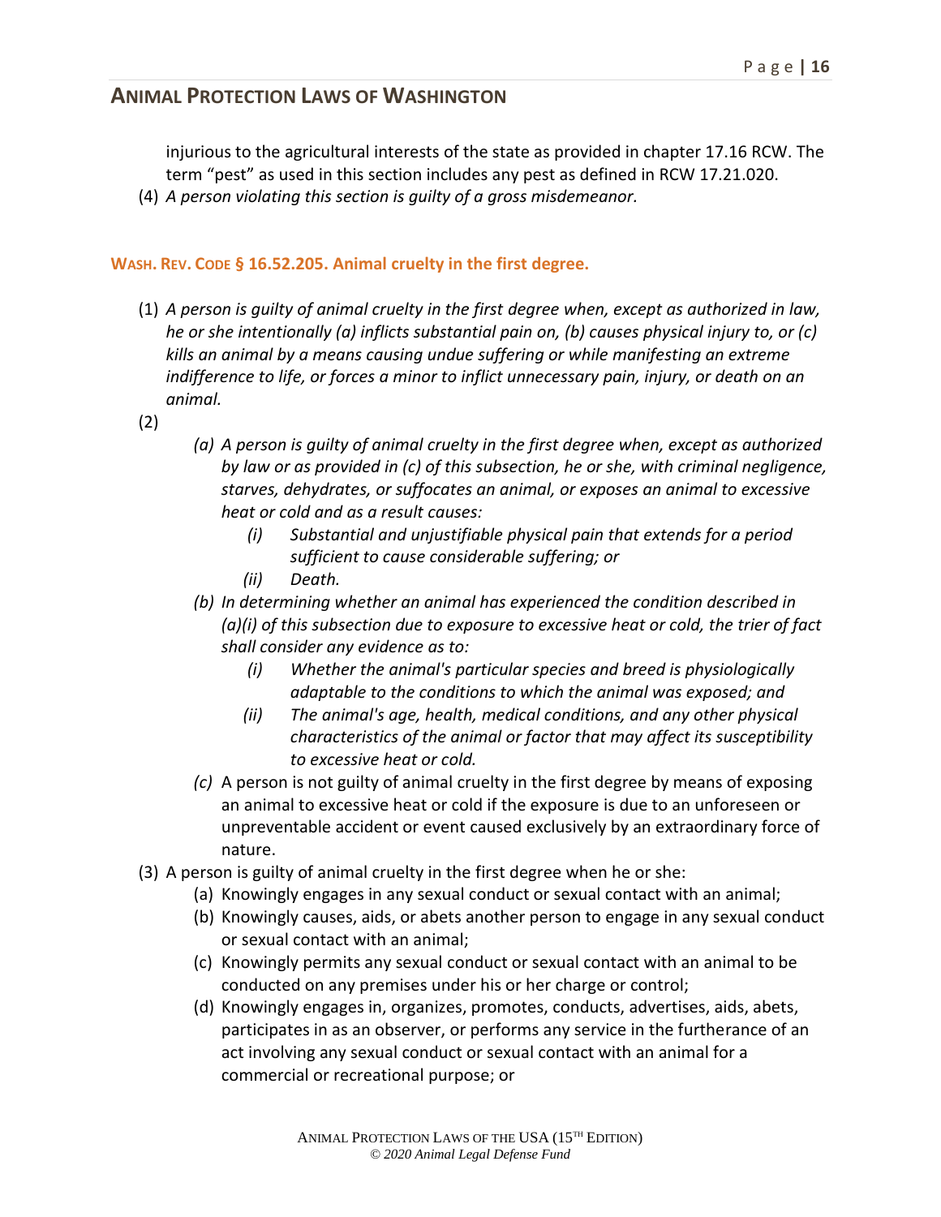injurious to the agricultural interests of the state as provided in chapter 17.16 RCW. The term "pest" as used in this section includes any pest as defined in RCW 17.21.020.

(4) *A person violating this section is guilty of a gross misdemeanor.*

### WASH. REV. CODE § 16.52.205. Animal cruelty in the first degree.

(1) *A person is guilty of animal cruelty in the first degree when, except as authorized in law, he or she intentionally (a) inflicts substantial pain on, (b) causes physical injury to, or (c) kills an animal by a means causing undue suffering or while manifesting an extreme indifference to life, or forces a minor to inflict unnecessary pain, injury, or death on an animal.*

(2)

- *(a) A person is guilty of animal cruelty in the first degree when, except as authorized by law or as provided in (c) of this subsection, he or she, with criminal negligence, starves, dehydrates, or suffocates an animal, or exposes an animal to excessive heat or cold and as a result causes:*
  - *(i) Substantial and unjustifiable physical pain that extends for a period sufficient to cause considerable suffering; or*
  - *(ii) Death.*
- *(b) In determining whether an animal has experienced the condition described in (a)(i) of this subsection due to exposure to excessive heat or cold, the trier of fact shall consider any evidence as to:*
  - *(i) Whether the animal's particular species and breed is physiologically adaptable to the conditions to which the animal was exposed; and*
  - *(ii) The animal's age, health, medical conditions, and any other physical characteristics of the animal or factor that may affect its susceptibility to excessive heat or cold.*
- *(c)* A person is not guilty of animal cruelty in the first degree by means of exposing an animal to excessive heat or cold if the exposure is due to an unforeseen or unpreventable accident or event caused exclusively by an extraordinary force of nature.

(3) A person is guilty of animal cruelty in the first degree when he or she:

- (a) Knowingly engages in any sexual conduct or sexual contact with an animal;
- (b) Knowingly causes, aids, or abets another person to engage in any sexual conduct or sexual contact with an animal;
- (c) Knowingly permits any sexual conduct or sexual contact with an animal to be conducted on any premises under his or her charge or control;
- (d) Knowingly engages in, organizes, promotes, conducts, advertises, aids, abets, participates in as an observer, or performs any service in the furtherance of an act involving any sexual conduct or sexual contact with an animal for a commercial or recreational purpose; or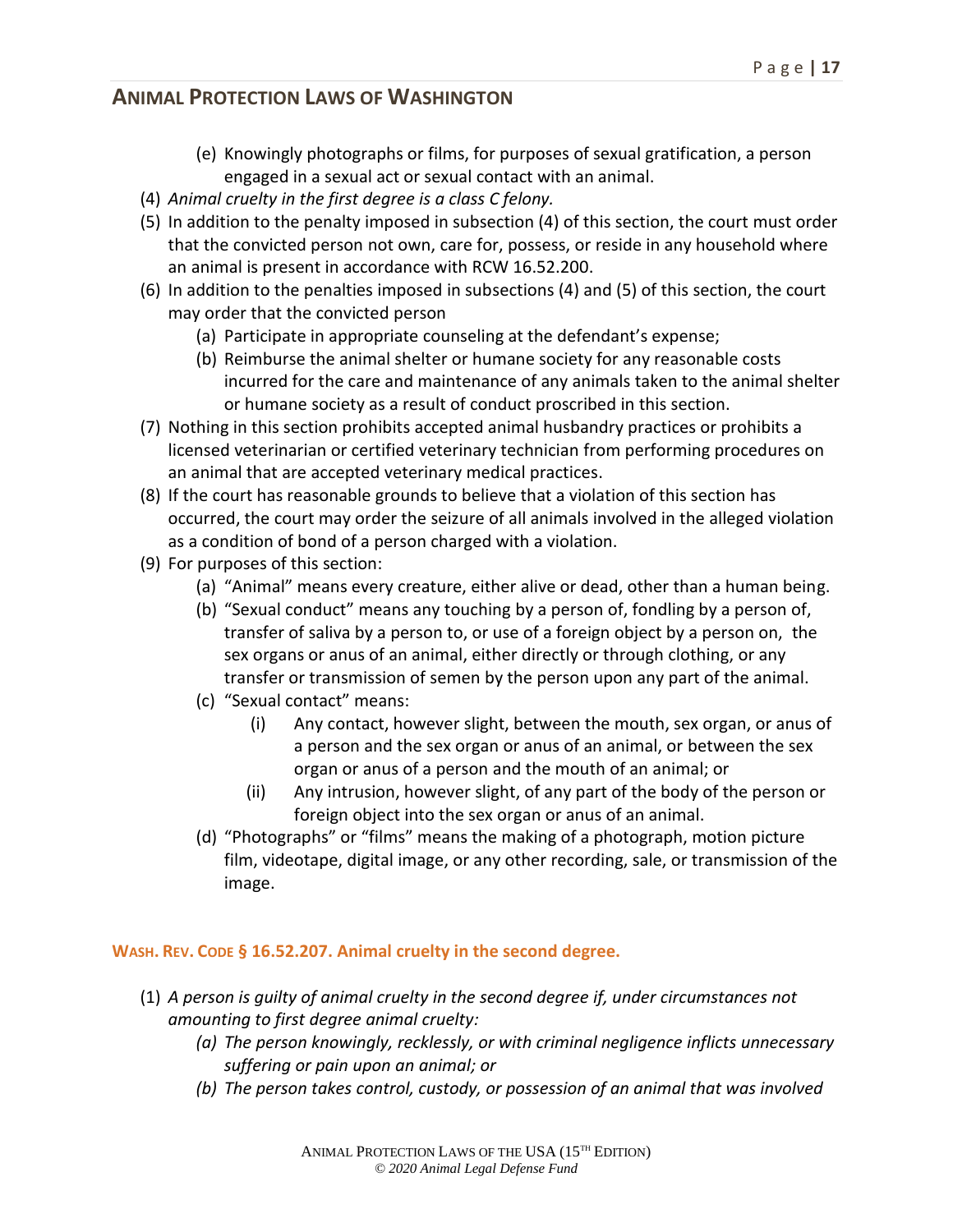(e) Knowingly photographs or films, for purposes of sexual gratification, a person engaged in a sexual act or sexual contact with an animal.

(4) *Animal cruelty in the first degree is a class C felony.*

(5) In addition to the penalty imposed in subsection (4) of this section, the court must order that the convicted person not own, care for, possess, or reside in any household where an animal is present in accordance with RCW 16.52.200.

(6) In addition to the penalties imposed in subsections (4) and (5) of this section, the court may order that the convicted person
   - (a) Participate in appropriate counseling at the defendant's expense;
   - (b) Reimburse the animal shelter or humane society for any reasonable costs incurred for the care and maintenance of any animals taken to the animal shelter or humane society as a result of conduct proscribed in this section.

(7) Nothing in this section prohibits accepted animal husbandry practices or prohibits a licensed veterinarian or certified veterinary technician from performing procedures on an animal that are accepted veterinary medical practices.

(8) If the court has reasonable grounds to believe that a violation of this section has occurred, the court may order the seizure of all animals involved in the alleged violation as a condition of bond of a person charged with a violation.

(9) For purposes of this section:
   - (a) "Animal" means every creature, either alive or dead, other than a human being.
   - (b) "Sexual conduct" means any touching by a person of, fondling by a person of, transfer of saliva by a person to, or use of a foreign object by a person on, the sex organs or anus of an animal, either directly or through clothing, or any transfer or transmission of semen by the person upon any part of the animal.
   - (c) "Sexual contact" means:
     - (i) Any contact, however slight, between the mouth, sex organ, or anus of a person and the sex organ or anus of an animal, or between the sex organ or anus of a person and the mouth of an animal; or
     - (ii) Any intrusion, however slight, of any part of the body of the person or foreign object into the sex organ or anus of an animal.
   - (d) "Photographs" or "films" means the making of a photograph, motion picture film, videotape, digital image, or any other recording, sale, or transmission of the image.

### WASH. REV. CODE § 16.52.207. Animal cruelty in the second degree.

(1) *A person is guilty of animal cruelty in the second degree if, under circumstances not amounting to first degree animal cruelty:*
   - *(a) The person knowingly, recklessly, or with criminal negligence inflicts unnecessary suffering or pain upon an animal; or*
   - *(b) The person takes control, custody, or possession of an animal that was involved*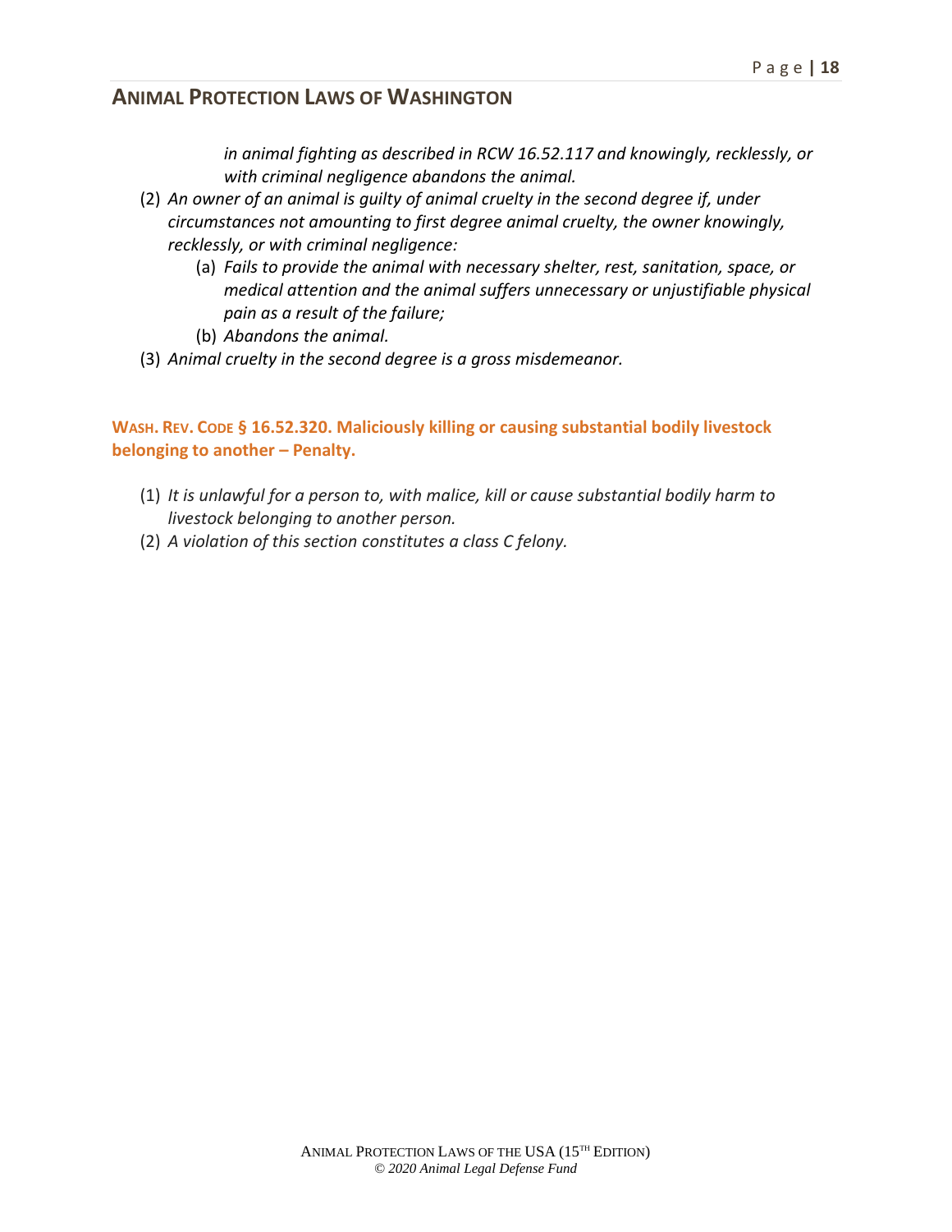*in animal fighting as described in RCW 16.52.117 and knowingly, recklessly, or with criminal negligence abandons the animal.*

(2) *An owner of an animal is guilty of animal cruelty in the second degree if, under circumstances not amounting to first degree animal cruelty, the owner knowingly, recklessly, or with criminal negligence:*
   - (a) *Fails to provide the animal with necessary shelter, rest, sanitation, space, or medical attention and the animal suffers unnecessary or unjustifiable physical pain as a result of the failure;*
   - (b) *Abandons the animal.*

(3) *Animal cruelty in the second degree is a gross misdemeanor.*

### WASH. REV. CODE § 16.52.320. Maliciously killing or causing substantial bodily livestock belonging to another – Penalty.

(1) *It is unlawful for a person to, with malice, kill or cause substantial bodily harm to livestock belonging to another person.*

(2) *A violation of this section constitutes a class C felony.*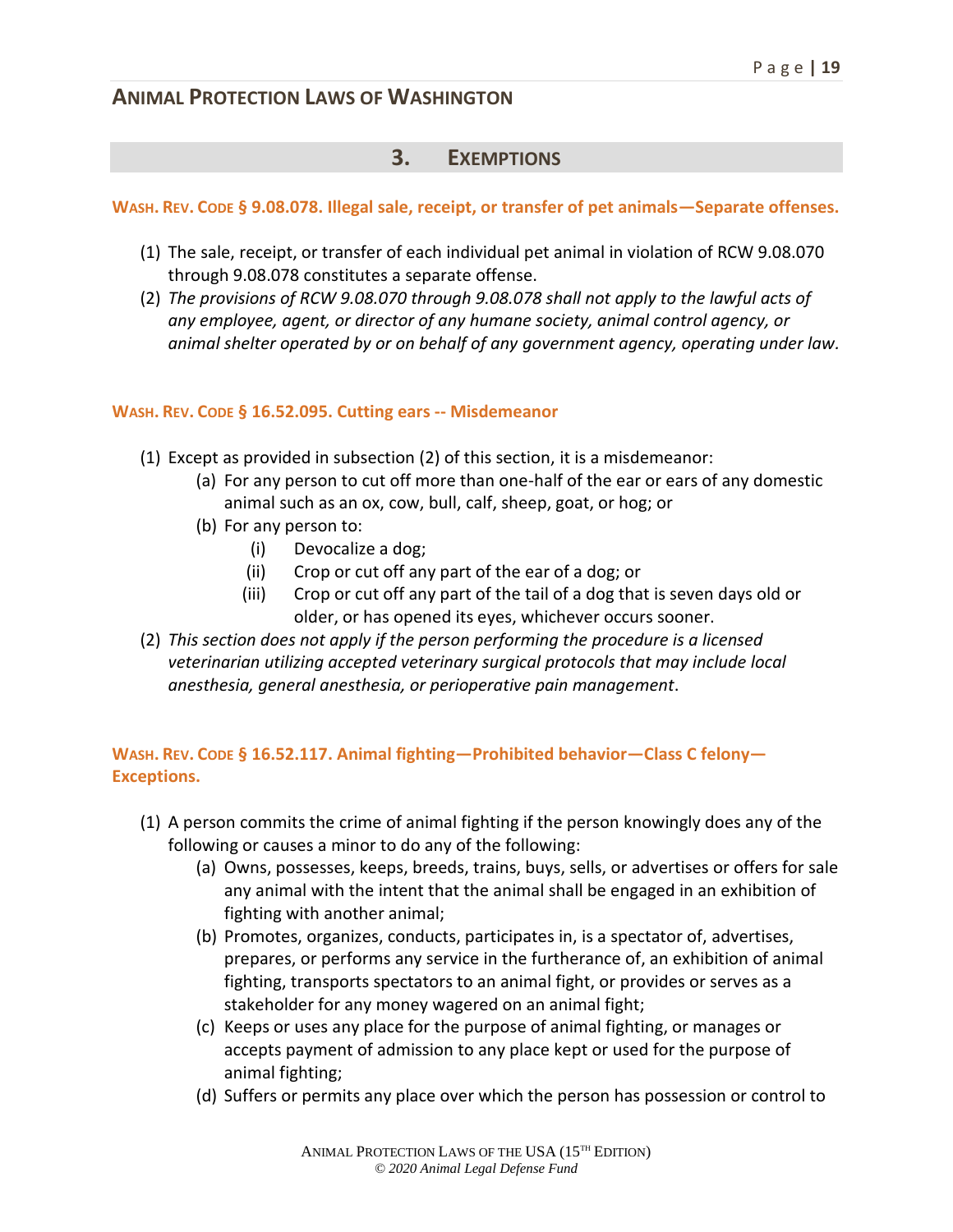## 3. EXEMPTIONS

**WASH. REV. CODE § 9.08.078. Illegal sale, receipt, or transfer of pet animals—Separate offenses.**

(1) The sale, receipt, or transfer of each individual pet animal in violation of RCW 9.08.070 through 9.08.078 constitutes a separate offense.

(2) *The provisions of RCW 9.08.070 through 9.08.078 shall not apply to the lawful acts of any employee, agent, or director of any humane society, animal control agency, or animal shelter operated by or on behalf of any government agency, operating under law.*

**WASH. REV. CODE § 16.52.095. Cutting ears -- Misdemeanor**

(1) Except as provided in subsection (2) of this section, it is a misdemeanor:
   - (a) For any person to cut off more than one-half of the ear or ears of any domestic animal such as an ox, cow, bull, calf, sheep, goat, or hog; or
   - (b) For any person to:
     - (i) Devocalize a dog;
     - (ii) Crop or cut off any part of the ear of a dog; or
     - (iii) Crop or cut off any part of the tail of a dog that is seven days old or older, or has opened its eyes, whichever occurs sooner.

(2) *This section does not apply if the person performing the procedure is a licensed veterinarian utilizing accepted veterinary surgical protocols that may include local anesthesia, general anesthesia, or perioperative pain management*.

**WASH. REV. CODE § 16.52.117. Animal fighting—Prohibited behavior—Class C felony—Exceptions.**

(1) A person commits the crime of animal fighting if the person knowingly does any of the following or causes a minor to do any of the following:
   - (a) Owns, possesses, keeps, breeds, trains, buys, sells, or advertises or offers for sale any animal with the intent that the animal shall be engaged in an exhibition of fighting with another animal;
   - (b) Promotes, organizes, conducts, participates in, is a spectator of, advertises, prepares, or performs any service in the furtherance of, an exhibition of animal fighting, transports spectators to an animal fight, or provides or serves as a stakeholder for any money wagered on an animal fight;
   - (c) Keeps or uses any place for the purpose of animal fighting, or manages or accepts payment of admission to any place kept or used for the purpose of animal fighting;
   - (d) Suffers or permits any place over which the person has possession or control to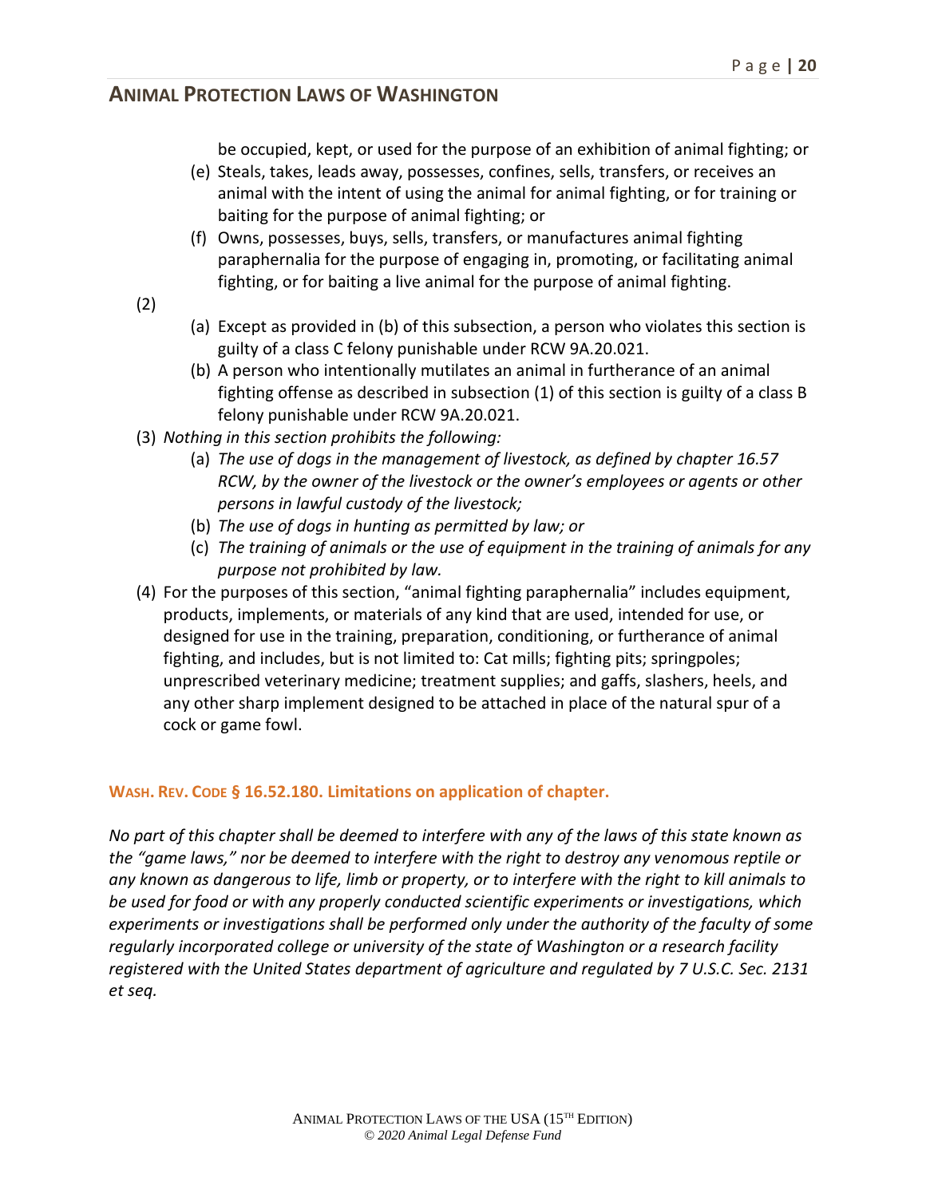be occupied, kept, or used for the purpose of an exhibition of animal fighting; or

- (e) Steals, takes, leads away, possesses, confines, sells, transfers, or receives an animal with the intent of using the animal for animal fighting, or for training or baiting for the purpose of animal fighting; or
- (f) Owns, possesses, buys, sells, transfers, or manufactures animal fighting paraphernalia for the purpose of engaging in, promoting, or facilitating animal fighting, or for baiting a live animal for the purpose of animal fighting.

(2)

- (a) Except as provided in (b) of this subsection, a person who violates this section is guilty of a class C felony punishable under RCW 9A.20.021.
- (b) A person who intentionally mutilates an animal in furtherance of an animal fighting offense as described in subsection (1) of this section is guilty of a class B felony punishable under RCW 9A.20.021.

(3) *Nothing in this section prohibits the following:*

- (a) *The use of dogs in the management of livestock, as defined by chapter 16.57 RCW, by the owner of the livestock or the owner's employees or agents or other persons in lawful custody of the livestock;*
- (b) *The use of dogs in hunting as permitted by law; or*
- (c) *The training of animals or the use of equipment in the training of animals for any purpose not prohibited by law.*

(4) For the purposes of this section, "animal fighting paraphernalia" includes equipment, products, implements, or materials of any kind that are used, intended for use, or designed for use in the training, preparation, conditioning, or furtherance of animal fighting, and includes, but is not limited to: Cat mills; fighting pits; springpoles; unprescribed veterinary medicine; treatment supplies; and gaffs, slashers, heels, and any other sharp implement designed to be attached in place of the natural spur of a cock or game fowl.

#### WASH. REV. CODE § 16.52.180. Limitations on application of chapter.

*No part of this chapter shall be deemed to interfere with any of the laws of this state known as the "game laws," nor be deemed to interfere with the right to destroy any venomous reptile or any known as dangerous to life, limb or property, or to interfere with the right to kill animals to be used for food or with any properly conducted scientific experiments or investigations, which experiments or investigations shall be performed only under the authority of the faculty of some regularly incorporated college or university of the state of Washington or a research facility registered with the United States department of agriculture and regulated by 7 U.S.C. Sec. 2131 et seq.*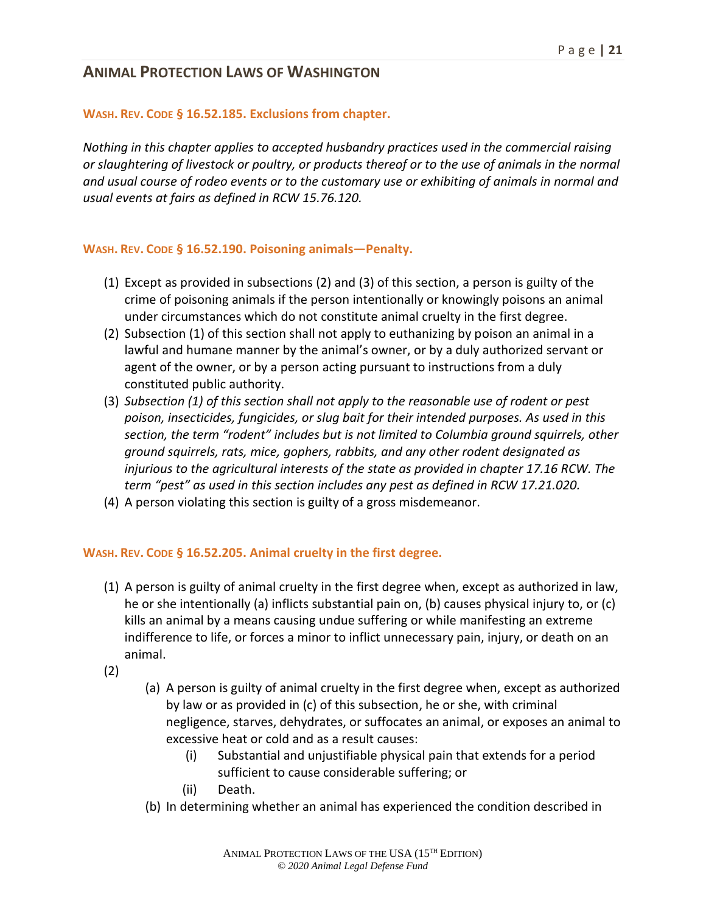### WASH. REV. CODE § 16.52.185. Exclusions from chapter.

*Nothing in this chapter applies to accepted husbandry practices used in the commercial raising or slaughtering of livestock or poultry, or products thereof or to the use of animals in the normal and usual course of rodeo events or to the customary use or exhibiting of animals in normal and usual events at fairs as defined in RCW 15.76.120.*

### WASH. REV. CODE § 16.52.190. Poisoning animals—Penalty.

(1) Except as provided in subsections (2) and (3) of this section, a person is guilty of the crime of poisoning animals if the person intentionally or knowingly poisons an animal under circumstances which do not constitute animal cruelty in the first degree.

(2) Subsection (1) of this section shall not apply to euthanizing by poison an animal in a lawful and humane manner by the animal's owner, or by a duly authorized servant or agent of the owner, or by a person acting pursuant to instructions from a duly constituted public authority.

(3) *Subsection (1) of this section shall not apply to the reasonable use of rodent or pest poison, insecticides, fungicides, or slug bait for their intended purposes. As used in this section, the term "rodent" includes but is not limited to Columbia ground squirrels, other ground squirrels, rats, mice, gophers, rabbits, and any other rodent designated as injurious to the agricultural interests of the state as provided in chapter 17.16 RCW. The term "pest" as used in this section includes any pest as defined in RCW 17.21.020.*

(4) A person violating this section is guilty of a gross misdemeanor.

### WASH. REV. CODE § 16.52.205. Animal cruelty in the first degree.

(1) A person is guilty of animal cruelty in the first degree when, except as authorized in law, he or she intentionally (a) inflicts substantial pain on, (b) causes physical injury to, or (c) kills an animal by a means causing undue suffering or while manifesting an extreme indifference to life, or forces a minor to inflict unnecessary pain, injury, or death on an animal.

(2)

  (a) A person is guilty of animal cruelty in the first degree when, except as authorized by law or as provided in (c) of this subsection, he or she, with criminal negligence, starves, dehydrates, or suffocates an animal, or exposes an animal to excessive heat or cold and as a result causes:

    (i) Substantial and unjustifiable physical pain that extends for a period sufficient to cause considerable suffering; or

    (ii) Death.

  (b) In determining whether an animal has experienced the condition described in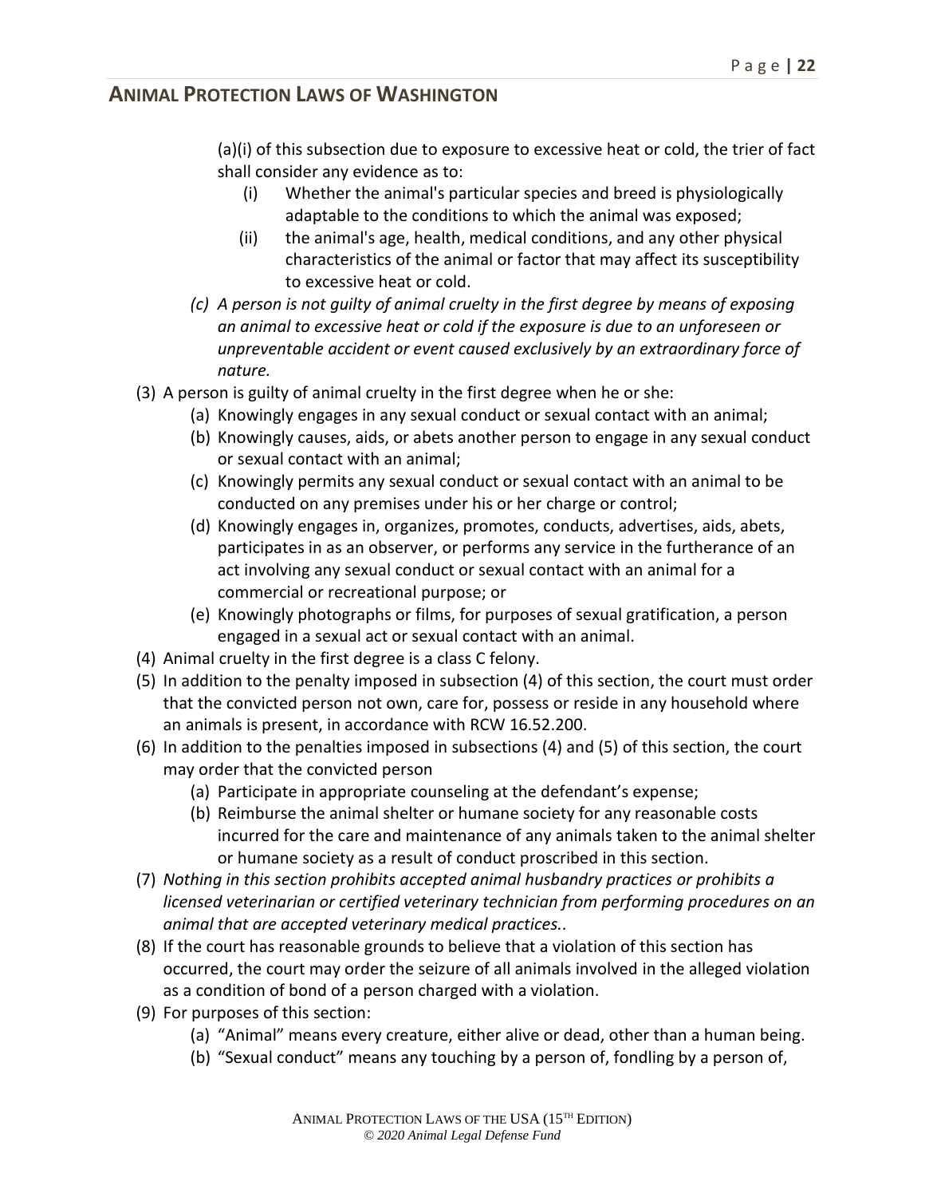(a)(i) of this subsection due to exposure to excessive heat or cold, the trier of fact shall consider any evidence as to:

   (i) Whether the animal's particular species and breed is physiologically adaptable to the conditions to which the animal was exposed;
   (ii) the animal's age, health, medical conditions, and any other physical characteristics of the animal or factor that may affect its susceptibility to excessive heat or cold.

(c) *A person is not guilty of animal cruelty in the first degree by means of exposing an animal to excessive heat or cold if the exposure is due to an unforeseen or unpreventable accident or event caused exclusively by an extraordinary force of nature.*

(3) A person is guilty of animal cruelty in the first degree when he or she:
   (a) Knowingly engages in any sexual conduct or sexual contact with an animal;
   (b) Knowingly causes, aids, or abets another person to engage in any sexual conduct or sexual contact with an animal;
   (c) Knowingly permits any sexual conduct or sexual contact with an animal to be conducted on any premises under his or her charge or control;
   (d) Knowingly engages in, organizes, promotes, conducts, advertises, aids, abets, participates in as an observer, or performs any service in the furtherance of an act involving any sexual conduct or sexual contact with an animal for a commercial or recreational purpose; or
   (e) Knowingly photographs or films, for purposes of sexual gratification, a person engaged in a sexual act or sexual contact with an animal.

(4) Animal cruelty in the first degree is a class C felony.

(5) In addition to the penalty imposed in subsection (4) of this section, the court must order that the convicted person not own, care for, possess or reside in any household where an animals is present, in accordance with RCW 16.52.200.

(6) In addition to the penalties imposed in subsections (4) and (5) of this section, the court may order that the convicted person
   (a) Participate in appropriate counseling at the defendant's expense;
   (b) Reimburse the animal shelter or humane society for any reasonable costs incurred for the care and maintenance of any animals taken to the animal shelter or humane society as a result of conduct proscribed in this section.

(7) *Nothing in this section prohibits accepted animal husbandry practices or prohibits a licensed veterinarian or certified veterinary technician from performing procedures on an animal that are accepted veterinary medical practices..*

(8) If the court has reasonable grounds to believe that a violation of this section has occurred, the court may order the seizure of all animals involved in the alleged violation as a condition of bond of a person charged with a violation.

(9) For purposes of this section:
   (a) "Animal" means every creature, either alive or dead, other than a human being.
   (b) "Sexual conduct" means any touching by a person of, fondling by a person of,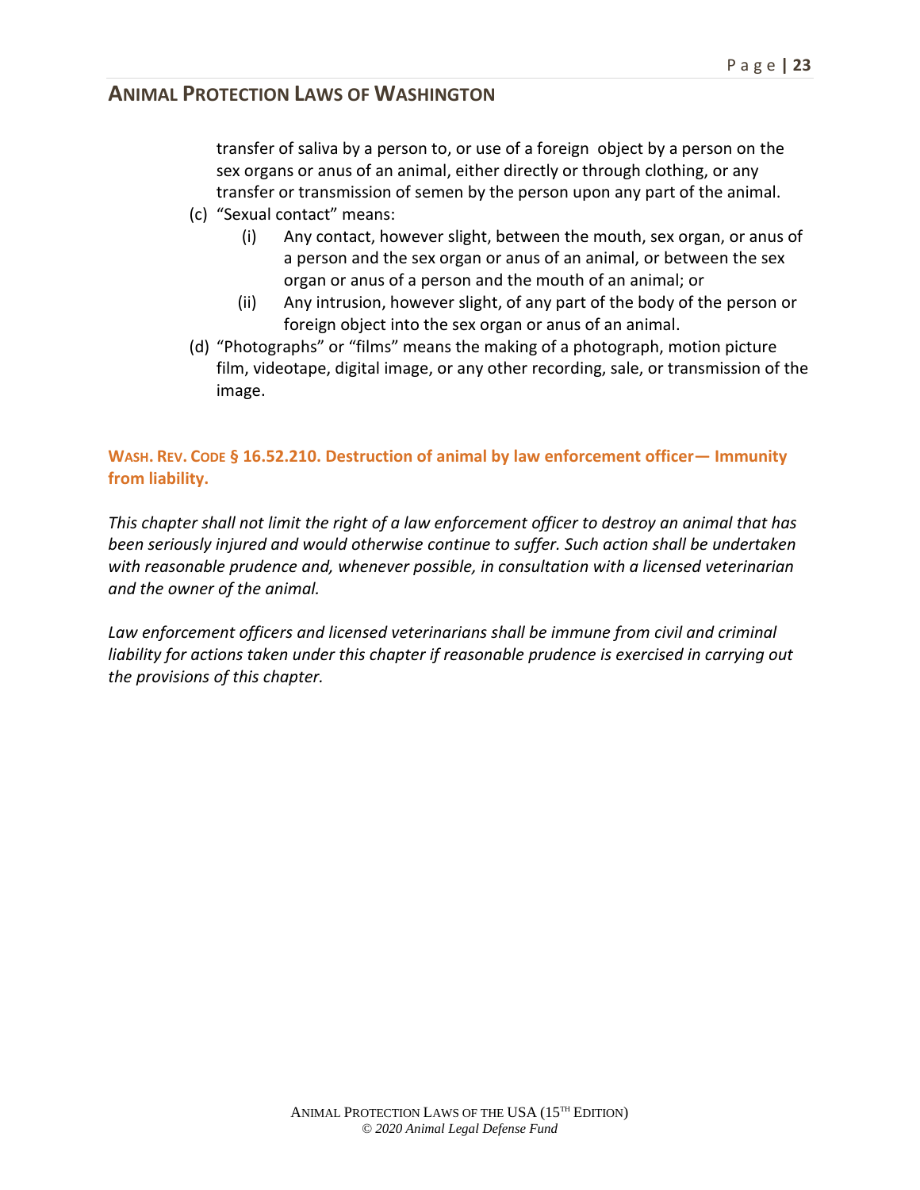transfer of saliva by a person to, or use of a foreign object by a person on the sex organs or anus of an animal, either directly or through clothing, or any transfer or transmission of semen by the person upon any part of the animal.

(c) "Sexual contact" means:
   (i) Any contact, however slight, between the mouth, sex organ, or anus of a person and the sex organ or anus of an animal, or between the sex organ or anus of a person and the mouth of an animal; or
   (ii) Any intrusion, however slight, of any part of the body of the person or foreign object into the sex organ or anus of an animal.

(d) "Photographs" or "films" means the making of a photograph, motion picture film, videotape, digital image, or any other recording, sale, or transmission of the image.

### WASH. REV. CODE § 16.52.210. Destruction of animal by law enforcement officer— Immunity from liability.

*This chapter shall not limit the right of a law enforcement officer to destroy an animal that has been seriously injured and would otherwise continue to suffer. Such action shall be undertaken with reasonable prudence and, whenever possible, in consultation with a licensed veterinarian and the owner of the animal.*

*Law enforcement officers and licensed veterinarians shall be immune from civil and criminal liability for actions taken under this chapter if reasonable prudence is exercised in carrying out the provisions of this chapter.*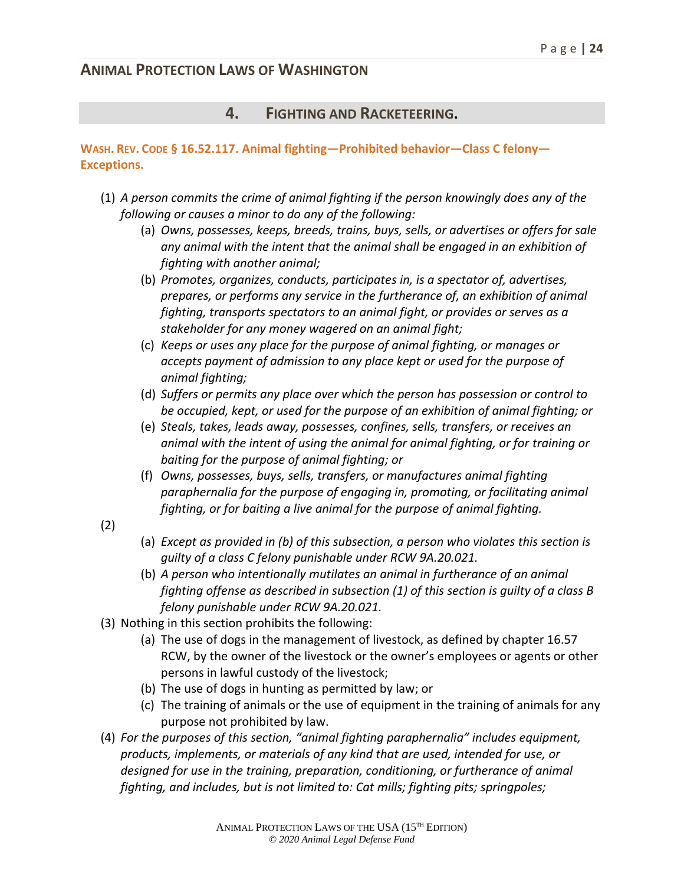# Animal Protection Laws of Washington

## 4. Fighting and Racketeering.

### Wash. Rev. Code § 16.52.117. Animal fighting—Prohibited behavior—Class C felony—Exceptions.

(1) *A person commits the crime of animal fighting if the person knowingly does any of the following or causes a minor to do any of the following:*

   (a) *Owns, possesses, keeps, breeds, trains, buys, sells, or advertises or offers for sale any animal with the intent that the animal shall be engaged in an exhibition of fighting with another animal;*

   (b) *Promotes, organizes, conducts, participates in, is a spectator of, advertises, prepares, or performs any service in the furtherance of, an exhibition of animal fighting, transports spectators to an animal fight, or provides or serves as a stakeholder for any money wagered on an animal fight;*

   (c) *Keeps or uses any place for the purpose of animal fighting, or manages or accepts payment of admission to any place kept or used for the purpose of animal fighting;*

   (d) *Suffers or permits any place over which the person has possession or control to be occupied, kept, or used for the purpose of an exhibition of animal fighting; or*

   (e) *Steals, takes, leads away, possesses, confines, sells, transfers, or receives an animal with the intent of using the animal for animal fighting, or for training or baiting for the purpose of animal fighting; or*

   (f) *Owns, possesses, buys, sells, transfers, or manufactures animal fighting paraphernalia for the purpose of engaging in, promoting, or facilitating animal fighting, or for baiting a live animal for the purpose of animal fighting.*

(2)

   (a) *Except as provided in (b) of this subsection, a person who violates this section is guilty of a class C felony punishable under RCW 9A.20.021.*

   (b) *A person who intentionally mutilates an animal in furtherance of an animal fighting offense as described in subsection (1) of this section is guilty of a class B felony punishable under RCW 9A.20.021.*

(3) Nothing in this section prohibits the following:

   (a) The use of dogs in the management of livestock, as defined by chapter 16.57 RCW, by the owner of the livestock or the owner's employees or agents or other persons in lawful custody of the livestock;

   (b) The use of dogs in hunting as permitted by law; or

   (c) The training of animals or the use of equipment in the training of animals for any purpose not prohibited by law.

(4) *For the purposes of this section, "animal fighting paraphernalia" includes equipment, products, implements, or materials of any kind that are used, intended for use, or designed for use in the training, preparation, conditioning, or furtherance of animal fighting, and includes, but is not limited to: Cat mills; fighting pits; springpoles;*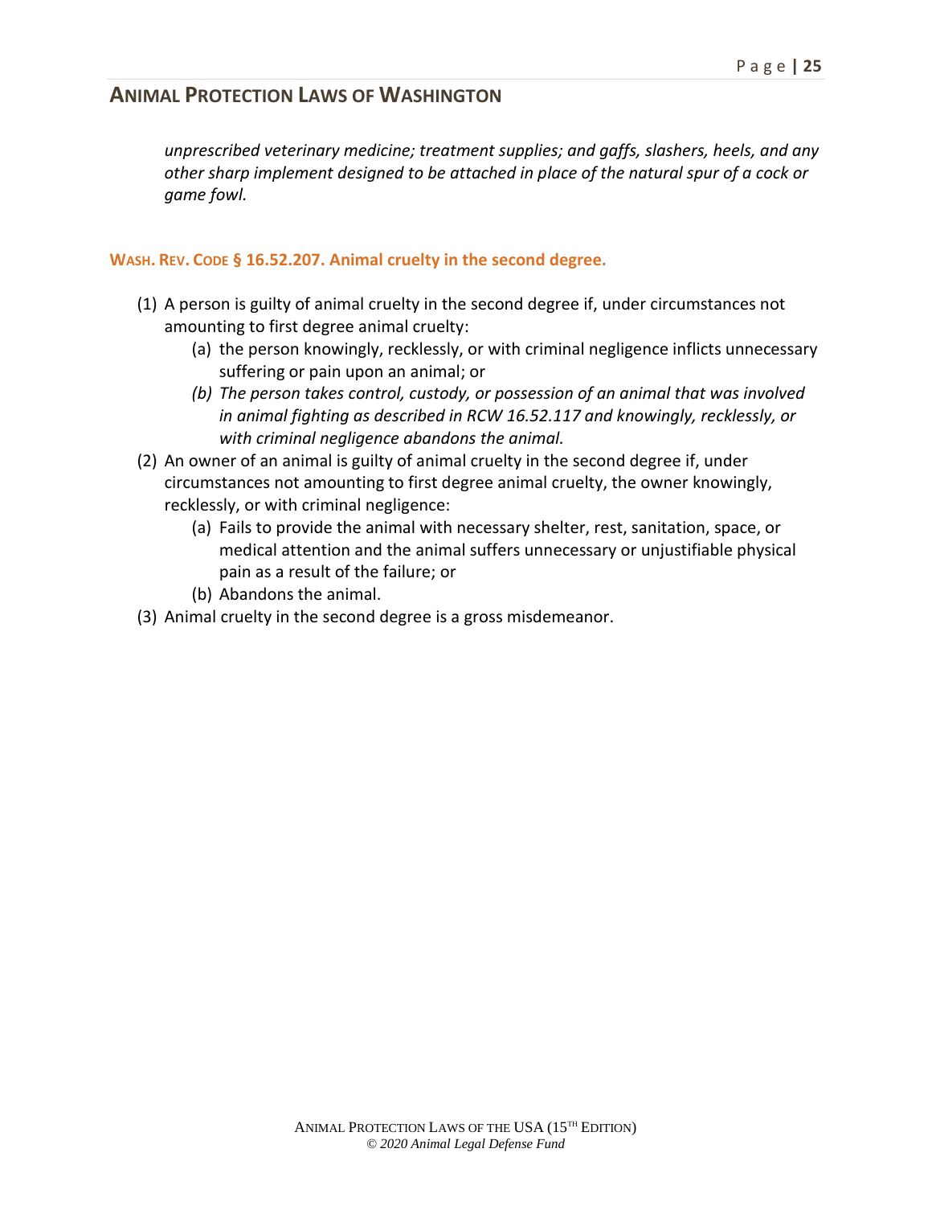*unprescribed veterinary medicine; treatment supplies; and gaffs, slashers, heels, and any other sharp implement designed to be attached in place of the natural spur of a cock or game fowl.*

**WASH. REV. CODE § 16.52.207. Animal cruelty in the second degree.**

(1) A person is guilty of animal cruelty in the second degree if, under circumstances not amounting to first degree animal cruelty:
  (a) the person knowingly, recklessly, or with criminal negligence inflicts unnecessary suffering or pain upon an animal; or
  *(b) The person takes control, custody, or possession of an animal that was involved in animal fighting as described in RCW 16.52.117 and knowingly, recklessly, or with criminal negligence abandons the animal.*

(2) An owner of an animal is guilty of animal cruelty in the second degree if, under circumstances not amounting to first degree animal cruelty, the owner knowingly, recklessly, or with criminal negligence:
  (a) Fails to provide the animal with necessary shelter, rest, sanitation, space, or medical attention and the animal suffers unnecessary or unjustifiable physical pain as a result of the failure; or
  (b) Abandons the animal.

(3) Animal cruelty in the second degree is a gross misdemeanor.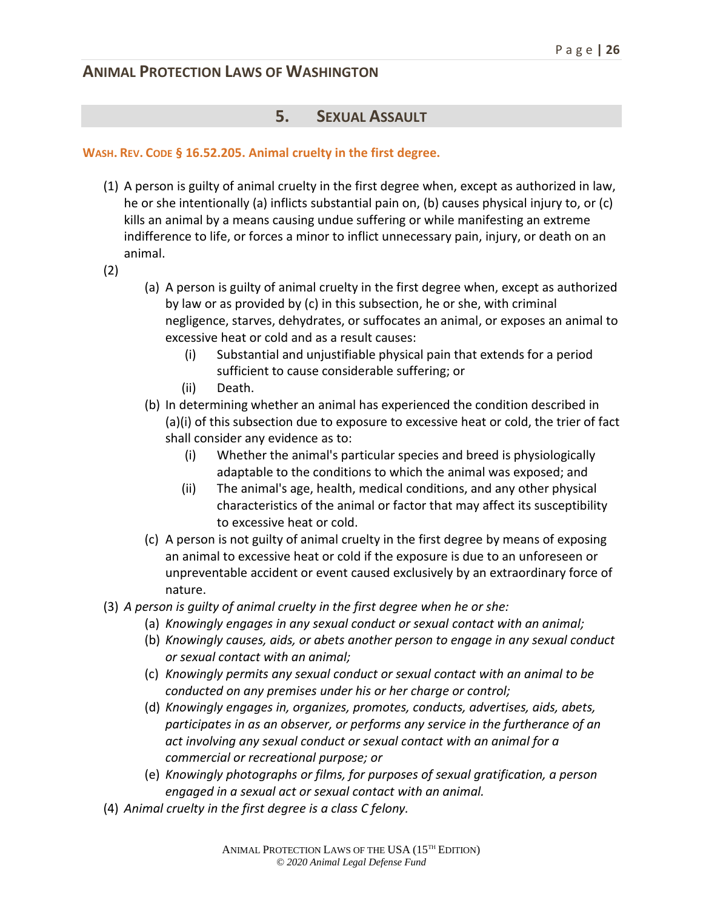## 5. SEXUAL ASSAULT

### WASH. REV. CODE § 16.52.205. Animal cruelty in the first degree.

(1) A person is guilty of animal cruelty in the first degree when, except as authorized in law, he or she intentionally (a) inflicts substantial pain on, (b) causes physical injury to, or (c) kills an animal by a means causing undue suffering or while manifesting an extreme indifference to life, or forces a minor to inflict unnecessary pain, injury, or death on an animal.

(2)

- (a) A person is guilty of animal cruelty in the first degree when, except as authorized by law or as provided by (c) in this subsection, he or she, with criminal negligence, starves, dehydrates, or suffocates an animal, or exposes an animal to excessive heat or cold and as a result causes:
  - (i) Substantial and unjustifiable physical pain that extends for a period sufficient to cause considerable suffering; or
  - (ii) Death.
- (b) In determining whether an animal has experienced the condition described in (a)(i) of this subsection due to exposure to excessive heat or cold, the trier of fact shall consider any evidence as to:
  - (i) Whether the animal's particular species and breed is physiologically adaptable to the conditions to which the animal was exposed; and
  - (ii) The animal's age, health, medical conditions, and any other physical characteristics of the animal or factor that may affect its susceptibility to excessive heat or cold.
- (c) A person is not guilty of animal cruelty in the first degree by means of exposing an animal to excessive heat or cold if the exposure is due to an unforeseen or unpreventable accident or event caused exclusively by an extraordinary force of nature.

(3) *A person is guilty of animal cruelty in the first degree when he or she:*

- (a) *Knowingly engages in any sexual conduct or sexual contact with an animal;*
- (b) *Knowingly causes, aids, or abets another person to engage in any sexual conduct or sexual contact with an animal;*
- (c) *Knowingly permits any sexual conduct or sexual contact with an animal to be conducted on any premises under his or her charge or control;*
- (d) *Knowingly engages in, organizes, promotes, conducts, advertises, aids, abets, participates in as an observer, or performs any service in the furtherance of an act involving any sexual conduct or sexual contact with an animal for a commercial or recreational purpose; or*
- (e) *Knowingly photographs or films, for purposes of sexual gratification, a person engaged in a sexual act or sexual contact with an animal.*

(4) *Animal cruelty in the first degree is a class C felony.*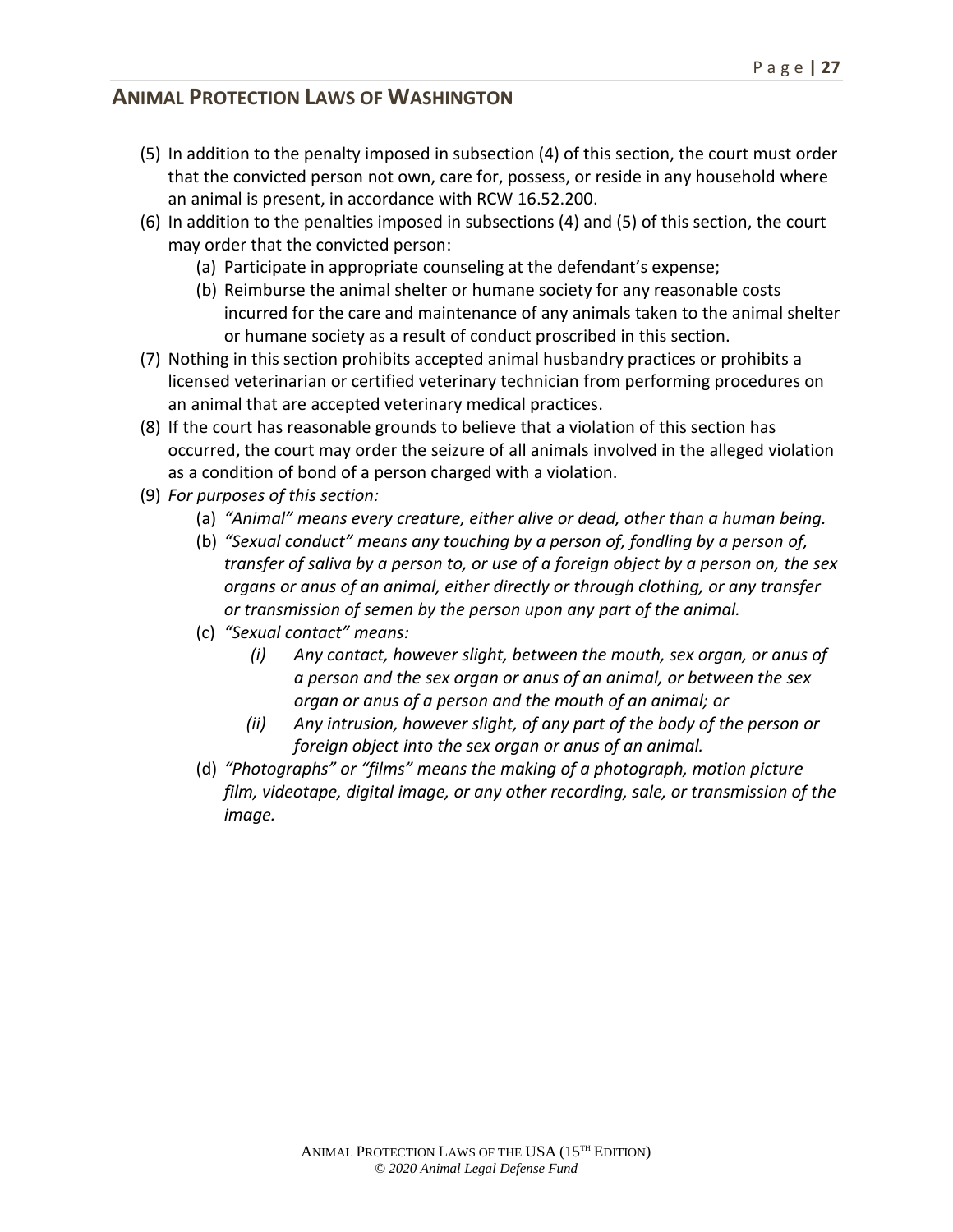(5) In addition to the penalty imposed in subsection (4) of this section, the court must order that the convicted person not own, care for, possess, or reside in any household where an animal is present, in accordance with RCW 16.52.200.

(6) In addition to the penalties imposed in subsections (4) and (5) of this section, the court may order that the convicted person:

  (a) Participate in appropriate counseling at the defendant's expense;

  (b) Reimburse the animal shelter or humane society for any reasonable costs incurred for the care and maintenance of any animals taken to the animal shelter or humane society as a result of conduct proscribed in this section.

(7) Nothing in this section prohibits accepted animal husbandry practices or prohibits a licensed veterinarian or certified veterinary technician from performing procedures on an animal that are accepted veterinary medical practices.

(8) If the court has reasonable grounds to believe that a violation of this section has occurred, the court may order the seizure of all animals involved in the alleged violation as a condition of bond of a person charged with a violation.

(9) *For purposes of this section:*

  (a) *"Animal" means every creature, either alive or dead, other than a human being.*

  (b) *"Sexual conduct" means any touching by a person of, fondling by a person of, transfer of saliva by a person to, or use of a foreign object by a person on, the sex organs or anus of an animal, either directly or through clothing, or any transfer or transmission of semen by the person upon any part of the animal.*

  (c) *"Sexual contact" means:*

    *(i) Any contact, however slight, between the mouth, sex organ, or anus of a person and the sex organ or anus of an animal, or between the sex organ or anus of a person and the mouth of an animal; or*

    *(ii) Any intrusion, however slight, of any part of the body of the person or foreign object into the sex organ or anus of an animal.*

  (d) *"Photographs" or "films" means the making of a photograph, motion picture film, videotape, digital image, or any other recording, sale, or transmission of the image.*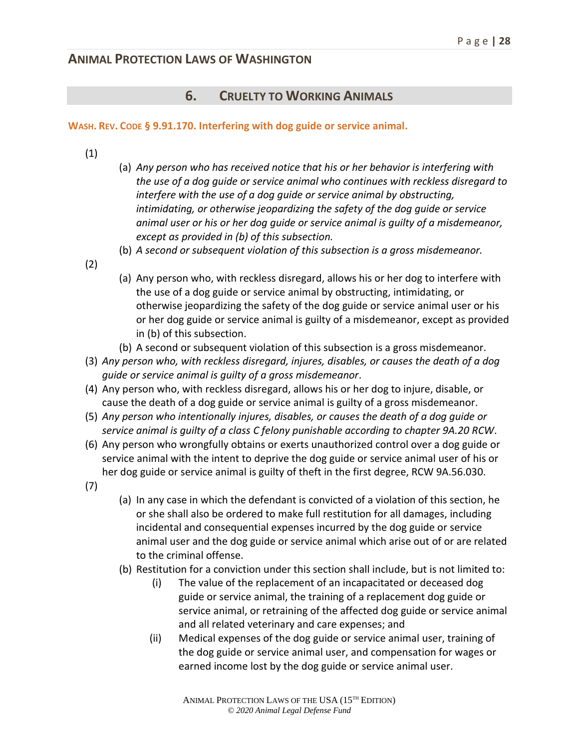## 6. CRUELTY TO WORKING ANIMALS

**WASH. REV. CODE § 9.91.170. Interfering with dog guide or service animal.**

(1)

- (a) *Any person who has received notice that his or her behavior is interfering with the use of a dog guide or service animal who continues with reckless disregard to interfere with the use of a dog guide or service animal by obstructing, intimidating, or otherwise jeopardizing the safety of the dog guide or service animal user or his or her dog guide or service animal is guilty of a misdemeanor, except as provided in (b) of this subsection.*
- (b) *A second or subsequent violation of this subsection is a gross misdemeanor.*

(2)

- (a) Any person who, with reckless disregard, allows his or her dog to interfere with the use of a dog guide or service animal by obstructing, intimidating, or otherwise jeopardizing the safety of the dog guide or service animal user or his or her dog guide or service animal is guilty of a misdemeanor, except as provided in (b) of this subsection.
- (b) A second or subsequent violation of this subsection is a gross misdemeanor.

(3) *Any person who, with reckless disregard, injures, disables, or causes the death of a dog guide or service animal is guilty of a gross misdemeanor*.

(4) Any person who, with reckless disregard, allows his or her dog to injure, disable, or cause the death of a dog guide or service animal is guilty of a gross misdemeanor.

(5) *Any person who intentionally injures, disables, or causes the death of a dog guide or service animal is guilty of a class C felony punishable according to chapter 9A.20 RCW*.

(6) Any person who wrongfully obtains or exerts unauthorized control over a dog guide or service animal with the intent to deprive the dog guide or service animal user of his or her dog guide or service animal is guilty of theft in the first degree, RCW 9A.56.030.

(7)

- (a) In any case in which the defendant is convicted of a violation of this section, he or she shall also be ordered to make full restitution for all damages, including incidental and consequential expenses incurred by the dog guide or service animal user and the dog guide or service animal which arise out of or are related to the criminal offense.
- (b) Restitution for a conviction under this section shall include, but is not limited to:
  - (i) The value of the replacement of an incapacitated or deceased dog guide or service animal, the training of a replacement dog guide or service animal, or retraining of the affected dog guide or service animal and all related veterinary and care expenses; and
  - (ii) Medical expenses of the dog guide or service animal user, training of the dog guide or service animal user, and compensation for wages or earned income lost by the dog guide or service animal user.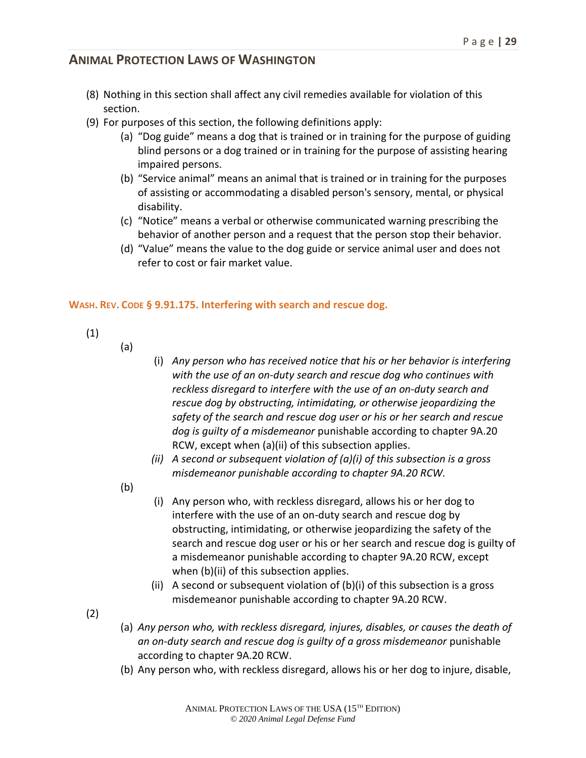(8) Nothing in this section shall affect any civil remedies available for violation of this section.

(9) For purposes of this section, the following definitions apply:

   (a) "Dog guide" means a dog that is trained or in training for the purpose of guiding blind persons or a dog trained or in training for the purpose of assisting hearing impaired persons.

   (b) "Service animal" means an animal that is trained or in training for the purposes of assisting or accommodating a disabled person's sensory, mental, or physical disability.

   (c) "Notice" means a verbal or otherwise communicated warning prescribing the behavior of another person and a request that the person stop their behavior.

   (d) "Value" means the value to the dog guide or service animal user and does not refer to cost or fair market value.

### WASH. REV. CODE § 9.91.175. Interfering with search and rescue dog.

(1)

   (a)

      (i) *Any person who has received notice that his or her behavior is interfering with the use of an on-duty search and rescue dog who continues with reckless disregard to interfere with the use of an on-duty search and rescue dog by obstructing, intimidating, or otherwise jeopardizing the safety of the search and rescue dog user or his or her search and rescue dog is guilty of a misdemeanor* punishable according to chapter 9A.20 RCW, except when (a)(ii) of this subsection applies.

      *(ii) A second or subsequent violation of (a)(i) of this subsection is a gross misdemeanor punishable according to chapter 9A.20 RCW.*

   (b)

      (i) Any person who, with reckless disregard, allows his or her dog to interfere with the use of an on-duty search and rescue dog by obstructing, intimidating, or otherwise jeopardizing the safety of the search and rescue dog user or his or her search and rescue dog is guilty of a misdemeanor punishable according to chapter 9A.20 RCW, except when (b)(ii) of this subsection applies.

      (ii) A second or subsequent violation of (b)(i) of this subsection is a gross misdemeanor punishable according to chapter 9A.20 RCW.

(2)

   (a) *Any person who, with reckless disregard, injures, disables, or causes the death of an on-duty search and rescue dog is guilty of a gross misdemeanor* punishable according to chapter 9A.20 RCW.

   (b) Any person who, with reckless disregard, allows his or her dog to injure, disable,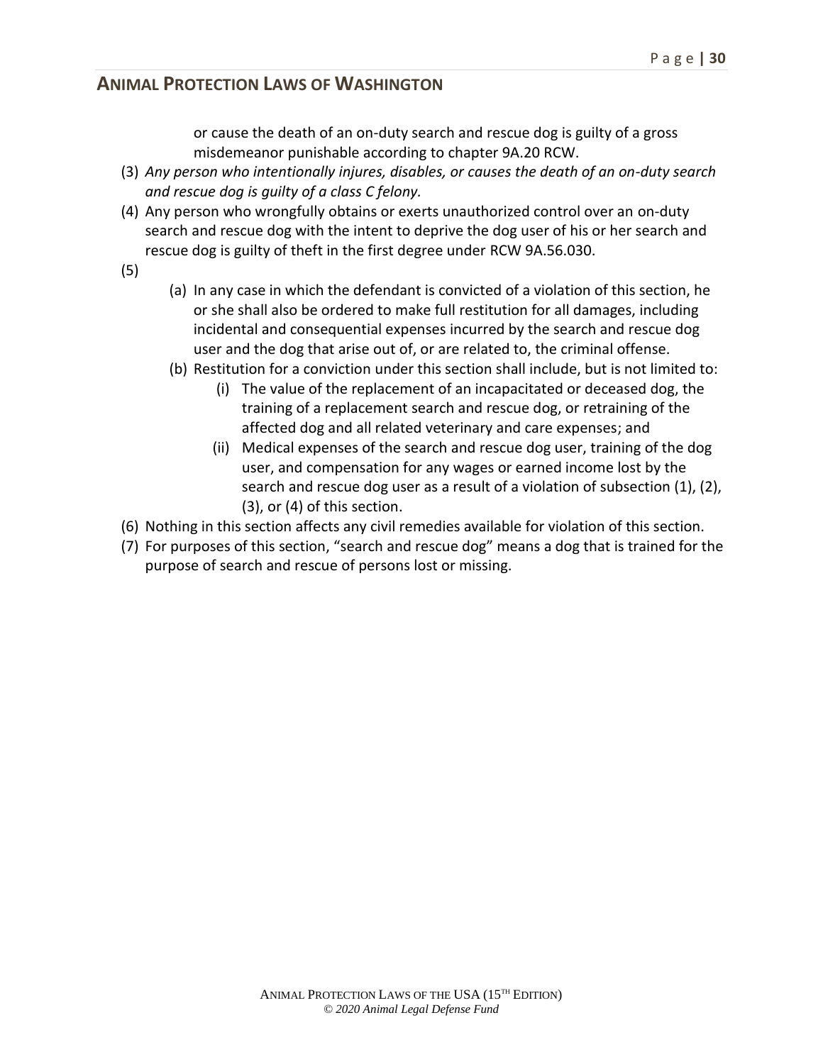or cause the death of an on-duty search and rescue dog is guilty of a gross misdemeanor punishable according to chapter 9A.20 RCW.

(3) *Any person who intentionally injures, disables, or causes the death of an on-duty search and rescue dog is guilty of a class C felony.*

(4) Any person who wrongfully obtains or exerts unauthorized control over an on-duty search and rescue dog with the intent to deprive the dog user of his or her search and rescue dog is guilty of theft in the first degree under RCW 9A.56.030.

(5)

   (a) In any case in which the defendant is convicted of a violation of this section, he or she shall also be ordered to make full restitution for all damages, including incidental and consequential expenses incurred by the search and rescue dog user and the dog that arise out of, or are related to, the criminal offense.

   (b) Restitution for a conviction under this section shall include, but is not limited to:

      (i) The value of the replacement of an incapacitated or deceased dog, the training of a replacement search and rescue dog, or retraining of the affected dog and all related veterinary and care expenses; and

      (ii) Medical expenses of the search and rescue dog user, training of the dog user, and compensation for any wages or earned income lost by the search and rescue dog user as a result of a violation of subsection (1), (2), (3), or (4) of this section.

(6) Nothing in this section affects any civil remedies available for violation of this section.

(7) For purposes of this section, "search and rescue dog" means a dog that is trained for the purpose of search and rescue of persons lost or missing.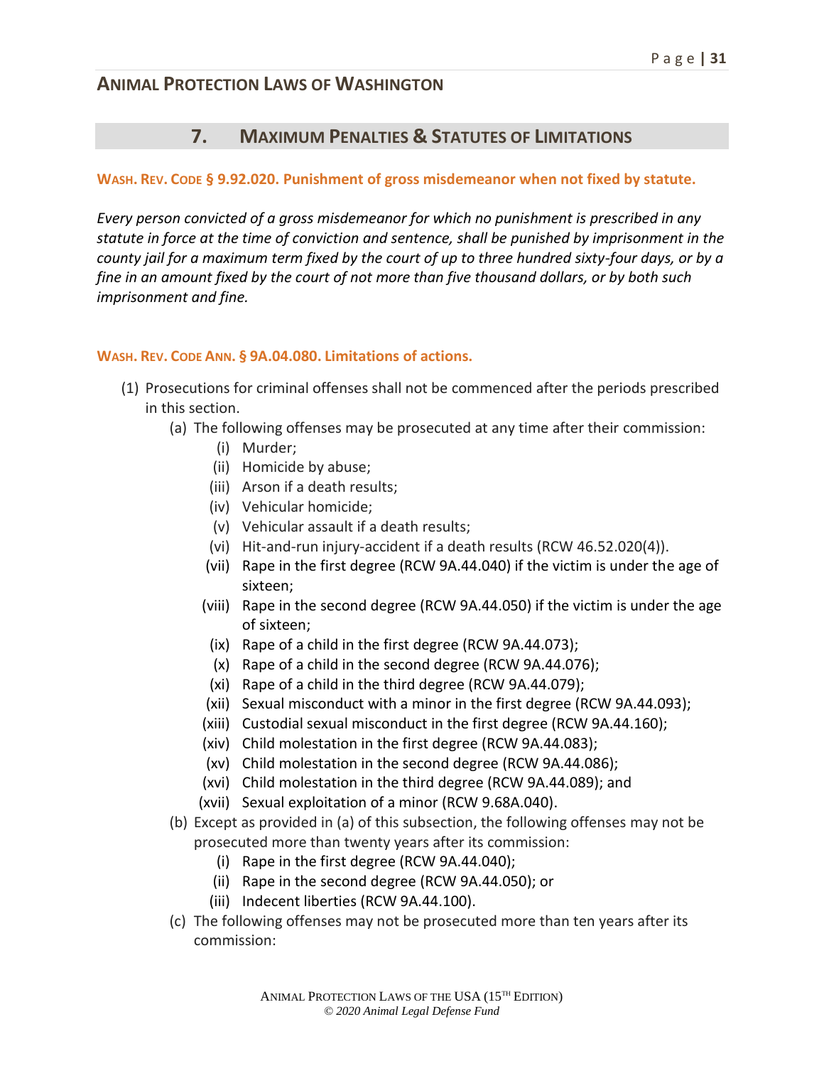## 7. MAXIMUM PENALTIES & STATUTES OF LIMITATIONS

**WASH. REV. CODE § 9.92.020. Punishment of gross misdemeanor when not fixed by statute.**

*Every person convicted of a gross misdemeanor for which no punishment is prescribed in any statute in force at the time of conviction and sentence, shall be punished by imprisonment in the county jail for a maximum term fixed by the court of up to three hundred sixty-four days, or by a fine in an amount fixed by the court of not more than five thousand dollars, or by both such imprisonment and fine.*

**WASH. REV. CODE ANN. § 9A.04.080. Limitations of actions.**

(1) Prosecutions for criminal offenses shall not be commenced after the periods prescribed in this section.

(a) The following offenses may be prosecuted at any time after their commission:

(i) Murder;
(ii) Homicide by abuse;
(iii) Arson if a death results;
(iv) Vehicular homicide;
(v) Vehicular assault if a death results;
(vi) Hit-and-run injury-accident if a death results (RCW 46.52.020(4)).
(vii) Rape in the first degree (RCW 9A.44.040) if the victim is under the age of sixteen;
(viii) Rape in the second degree (RCW 9A.44.050) if the victim is under the age of sixteen;
(ix) Rape of a child in the first degree (RCW 9A.44.073);
(x) Rape of a child in the second degree (RCW 9A.44.076);
(xi) Rape of a child in the third degree (RCW 9A.44.079);
(xii) Sexual misconduct with a minor in the first degree (RCW 9A.44.093);
(xiii) Custodial sexual misconduct in the first degree (RCW 9A.44.160);
(xiv) Child molestation in the first degree (RCW 9A.44.083);
(xv) Child molestation in the second degree (RCW 9A.44.086);
(xvi) Child molestation in the third degree (RCW 9A.44.089); and
(xvii) Sexual exploitation of a minor (RCW 9.68A.040).

(b) Except as provided in (a) of this subsection, the following offenses may not be prosecuted more than twenty years after its commission:

(i) Rape in the first degree (RCW 9A.44.040);
(ii) Rape in the second degree (RCW 9A.44.050); or
(iii) Indecent liberties (RCW 9A.44.100).

(c) The following offenses may not be prosecuted more than ten years after its commission: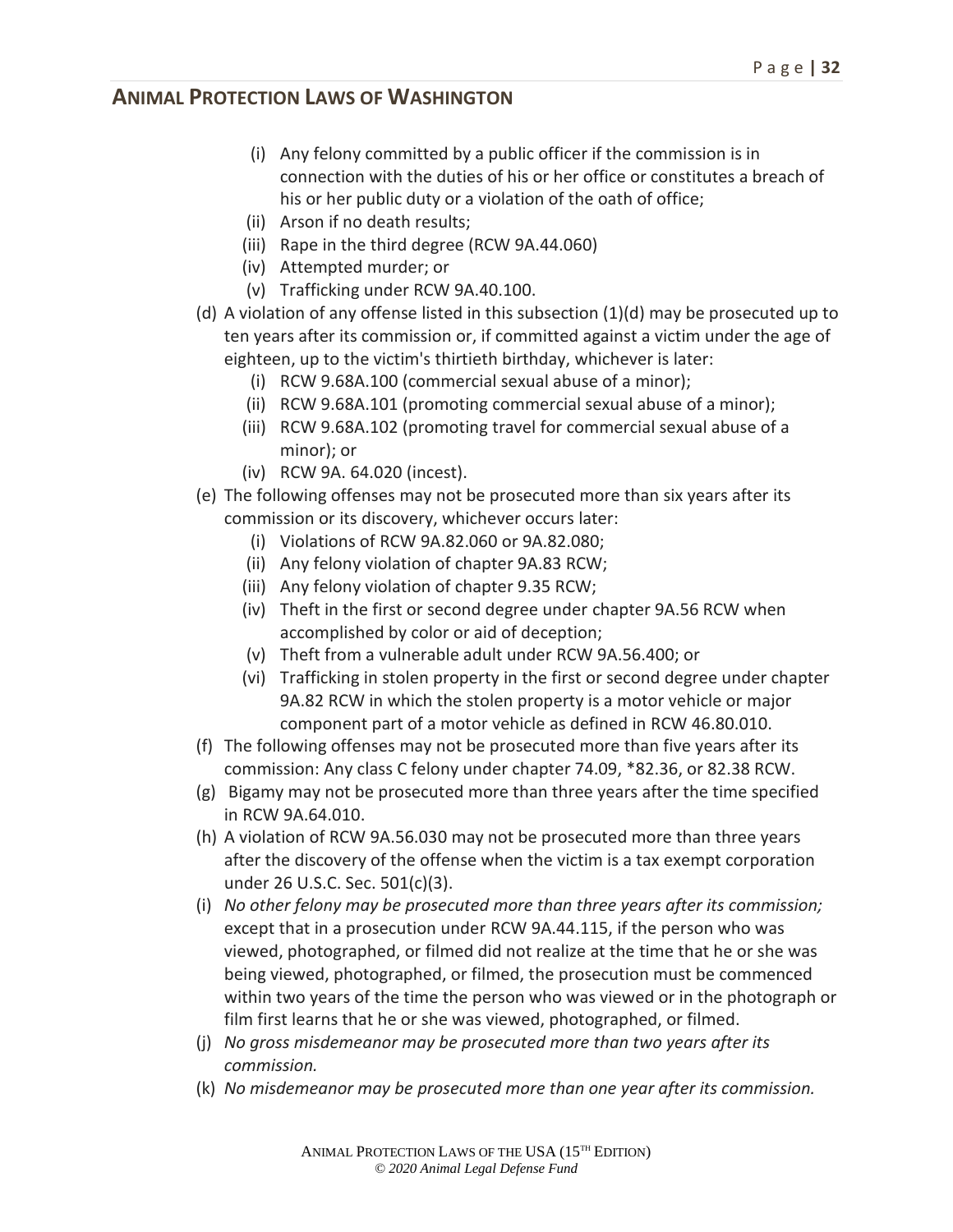- (i) Any felony committed by a public officer if the commission is in connection with the duties of his or her office or constitutes a breach of his or her public duty or a violation of the oath of office;
   - (ii) Arson if no death results;
   - (iii) Rape in the third degree (RCW 9A.44.060)
   - (iv) Attempted murder; or
   - (v) Trafficking under RCW 9A.40.100.
- (d) A violation of any offense listed in this subsection (1)(d) may be prosecuted up to ten years after its commission or, if committed against a victim under the age of eighteen, up to the victim's thirtieth birthday, whichever is later:
   - (i) RCW 9.68A.100 (commercial sexual abuse of a minor);
   - (ii) RCW 9.68A.101 (promoting commercial sexual abuse of a minor);
   - (iii) RCW 9.68A.102 (promoting travel for commercial sexual abuse of a minor); or
   - (iv) RCW 9A. 64.020 (incest).
- (e) The following offenses may not be prosecuted more than six years after its commission or its discovery, whichever occurs later:
   - (i) Violations of RCW 9A.82.060 or 9A.82.080;
   - (ii) Any felony violation of chapter 9A.83 RCW;
   - (iii) Any felony violation of chapter 9.35 RCW;
   - (iv) Theft in the first or second degree under chapter 9A.56 RCW when accomplished by color or aid of deception;
   - (v) Theft from a vulnerable adult under RCW 9A.56.400; or
   - (vi) Trafficking in stolen property in the first or second degree under chapter 9A.82 RCW in which the stolen property is a motor vehicle or major component part of a motor vehicle as defined in RCW 46.80.010.
- (f) The following offenses may not be prosecuted more than five years after its commission: Any class C felony under chapter 74.09, *82.36, or 82.38 RCW.
- (g) Bigamy may not be prosecuted more than three years after the time specified in RCW 9A.64.010.
- (h) A violation of RCW 9A.56.030 may not be prosecuted more than three years after the discovery of the offense when the victim is a tax exempt corporation under 26 U.S.C. Sec. 501(c)(3).
- (i) *No other felony may be prosecuted more than three years after its commission;* except that in a prosecution under RCW 9A.44.115, if the person who was viewed, photographed, or filmed did not realize at the time that he or she was being viewed, photographed, or filmed, the prosecution must be commenced within two years of the time the person who was viewed or in the photograph or film first learns that he or she was viewed, photographed, or filmed.
- (j) *No gross misdemeanor may be prosecuted more than two years after its commission.*
- (k) *No misdemeanor may be prosecuted more than one year after its commission.*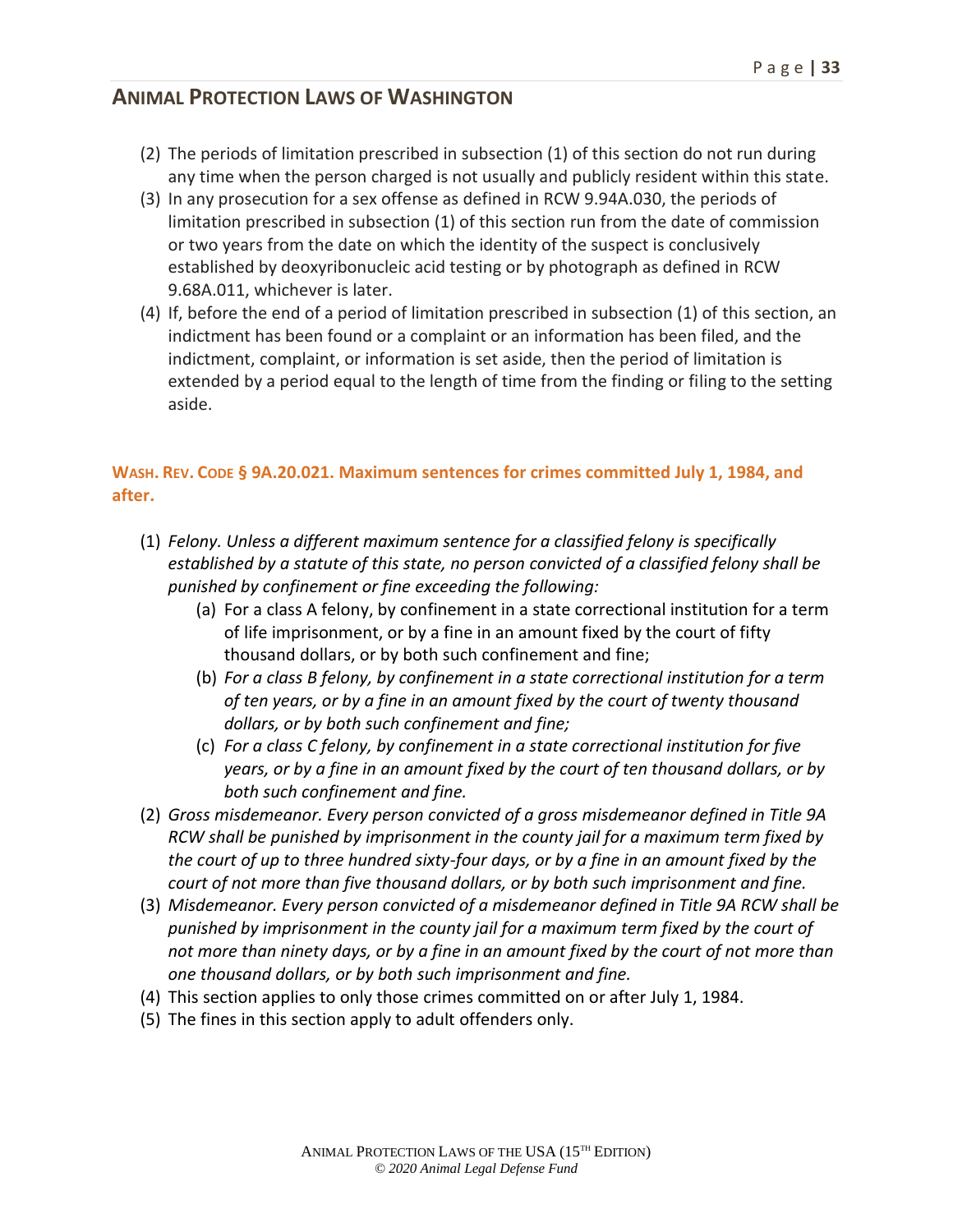(2) The periods of limitation prescribed in subsection (1) of this section do not run during any time when the person charged is not usually and publicly resident within this state.
(3) In any prosecution for a sex offense as defined in RCW 9.94A.030, the periods of limitation prescribed in subsection (1) of this section run from the date of commission or two years from the date on which the identity of the suspect is conclusively established by deoxyribonucleic acid testing or by photograph as defined in RCW 9.68A.011, whichever is later.
(4) If, before the end of a period of limitation prescribed in subsection (1) of this section, an indictment has been found or a complaint or an information has been filed, and the indictment, complaint, or information is set aside, then the period of limitation is extended by a period equal to the length of time from the finding or filing to the setting aside.

## WASH. REV. CODE § 9A.20.021. Maximum sentences for crimes committed July 1, 1984, and after.

(1) *Felony. Unless a different maximum sentence for a classified felony is specifically established by a statute of this state, no person convicted of a classified felony shall be punished by confinement or fine exceeding the following:*
   (a) For a class A felony, by confinement in a state correctional institution for a term of life imprisonment, or by a fine in an amount fixed by the court of fifty thousand dollars, or by both such confinement and fine;
   (b) *For a class B felony, by confinement in a state correctional institution for a term of ten years, or by a fine in an amount fixed by the court of twenty thousand dollars, or by both such confinement and fine;*
   (c) *For a class C felony, by confinement in a state correctional institution for five years, or by a fine in an amount fixed by the court of ten thousand dollars, or by both such confinement and fine.*
(2) *Gross misdemeanor. Every person convicted of a gross misdemeanor defined in Title 9A RCW shall be punished by imprisonment in the county jail for a maximum term fixed by the court of up to three hundred sixty-four days, or by a fine in an amount fixed by the court of not more than five thousand dollars, or by both such imprisonment and fine.*
(3) *Misdemeanor. Every person convicted of a misdemeanor defined in Title 9A RCW shall be punished by imprisonment in the county jail for a maximum term fixed by the court of not more than ninety days, or by a fine in an amount fixed by the court of not more than one thousand dollars, or by both such imprisonment and fine.*
(4) This section applies to only those crimes committed on or after July 1, 1984.
(5) The fines in this section apply to adult offenders only.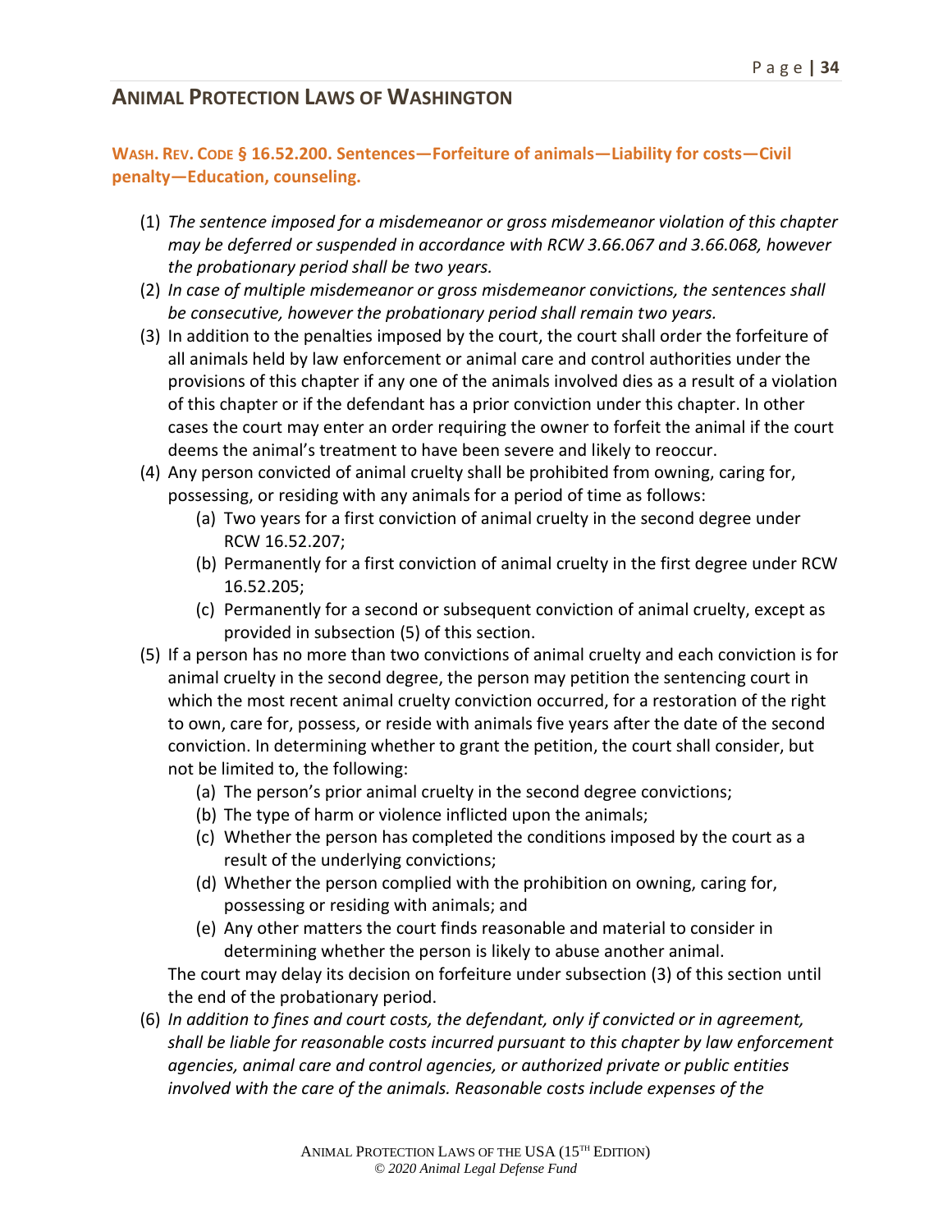## Animal Protection Laws of Washington

### Wash. Rev. Code § 16.52.200. Sentences—Forfeiture of animals—Liability for costs—Civil penalty—Education, counseling.

(1) *The sentence imposed for a misdemeanor or gross misdemeanor violation of this chapter may be deferred or suspended in accordance with RCW 3.66.067 and 3.66.068, however the probationary period shall be two years.*

(2) *In case of multiple misdemeanor or gross misdemeanor convictions, the sentences shall be consecutive, however the probationary period shall remain two years.*

(3) In addition to the penalties imposed by the court, the court shall order the forfeiture of all animals held by law enforcement or animal care and control authorities under the provisions of this chapter if any one of the animals involved dies as a result of a violation of this chapter or if the defendant has a prior conviction under this chapter. In other cases the court may enter an order requiring the owner to forfeit the animal if the court deems the animal's treatment to have been severe and likely to reoccur.

(4) Any person convicted of animal cruelty shall be prohibited from owning, caring for, possessing, or residing with any animals for a period of time as follows:
   - (a) Two years for a first conviction of animal cruelty in the second degree under RCW 16.52.207;
   - (b) Permanently for a first conviction of animal cruelty in the first degree under RCW 16.52.205;
   - (c) Permanently for a second or subsequent conviction of animal cruelty, except as provided in subsection (5) of this section.

(5) If a person has no more than two convictions of animal cruelty and each conviction is for animal cruelty in the second degree, the person may petition the sentencing court in which the most recent animal cruelty conviction occurred, for a restoration of the right to own, care for, possess, or reside with animals five years after the date of the second conviction. In determining whether to grant the petition, the court shall consider, but not be limited to, the following:
   - (a) The person's prior animal cruelty in the second degree convictions;
   - (b) The type of harm or violence inflicted upon the animals;
   - (c) Whether the person has completed the conditions imposed by the court as a result of the underlying convictions;
   - (d) Whether the person complied with the prohibition on owning, caring for, possessing or residing with animals; and
   - (e) Any other matters the court finds reasonable and material to consider in determining whether the person is likely to abuse another animal.

   The court may delay its decision on forfeiture under subsection (3) of this section until the end of the probationary period.

(6) *In addition to fines and court costs, the defendant, only if convicted or in agreement, shall be liable for reasonable costs incurred pursuant to this chapter by law enforcement agencies, animal care and control agencies, or authorized private or public entities involved with the care of the animals. Reasonable costs include expenses of the*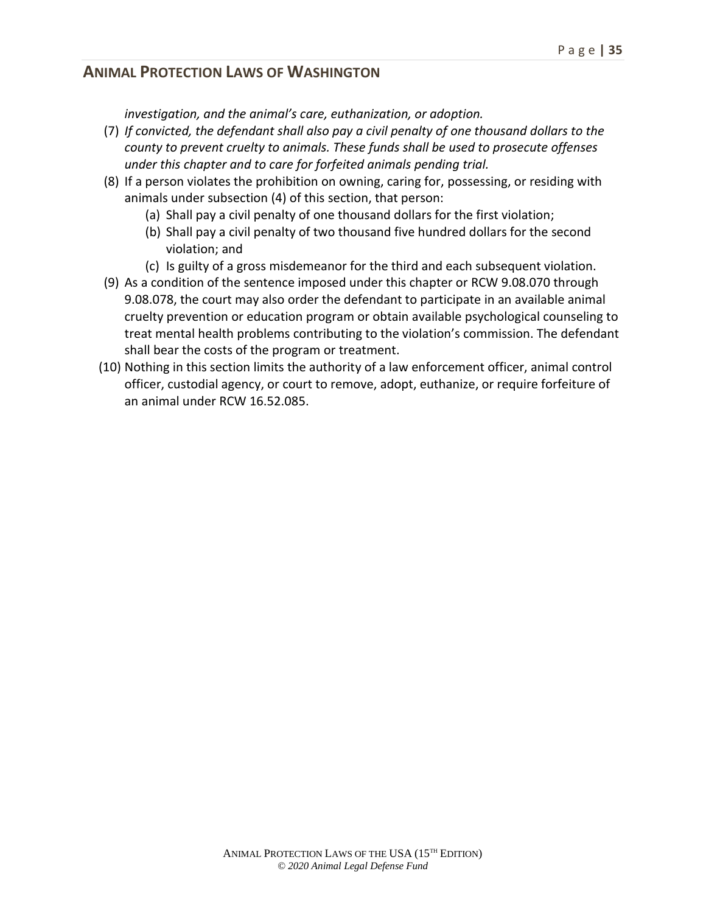*investigation, and the animal's care, euthanization, or adoption.*

(7) *If convicted, the defendant shall also pay a civil penalty of one thousand dollars to the county to prevent cruelty to animals. These funds shall be used to prosecute offenses under this chapter and to care for forfeited animals pending trial.*

(8) If a person violates the prohibition on owning, caring for, possessing, or residing with animals under subsection (4) of this section, that person:

  (a) Shall pay a civil penalty of one thousand dollars for the first violation;

  (b) Shall pay a civil penalty of two thousand five hundred dollars for the second violation; and

  (c) Is guilty of a gross misdemeanor for the third and each subsequent violation.

(9) As a condition of the sentence imposed under this chapter or RCW 9.08.070 through 9.08.078, the court may also order the defendant to participate in an available animal cruelty prevention or education program or obtain available psychological counseling to treat mental health problems contributing to the violation's commission. The defendant shall bear the costs of the program or treatment.

(10) Nothing in this section limits the authority of a law enforcement officer, animal control officer, custodial agency, or court to remove, adopt, euthanize, or require forfeiture of an animal under RCW 16.52.085.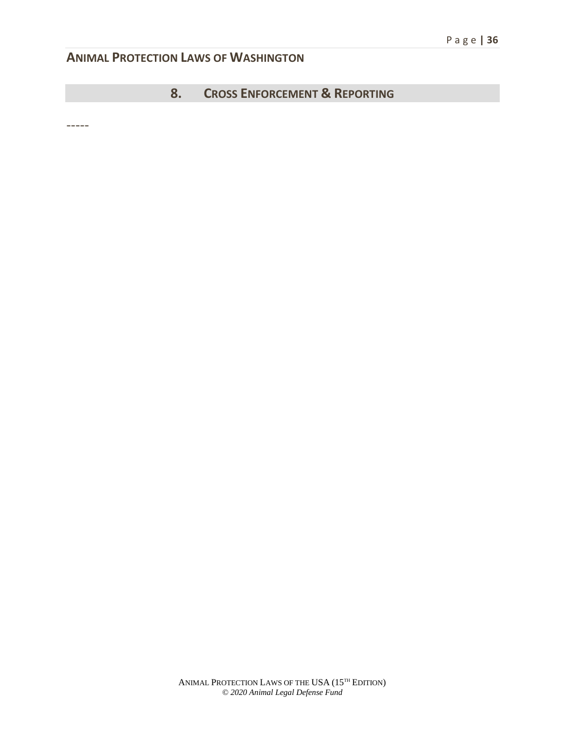## 8. Cross Enforcement & Reporting

-----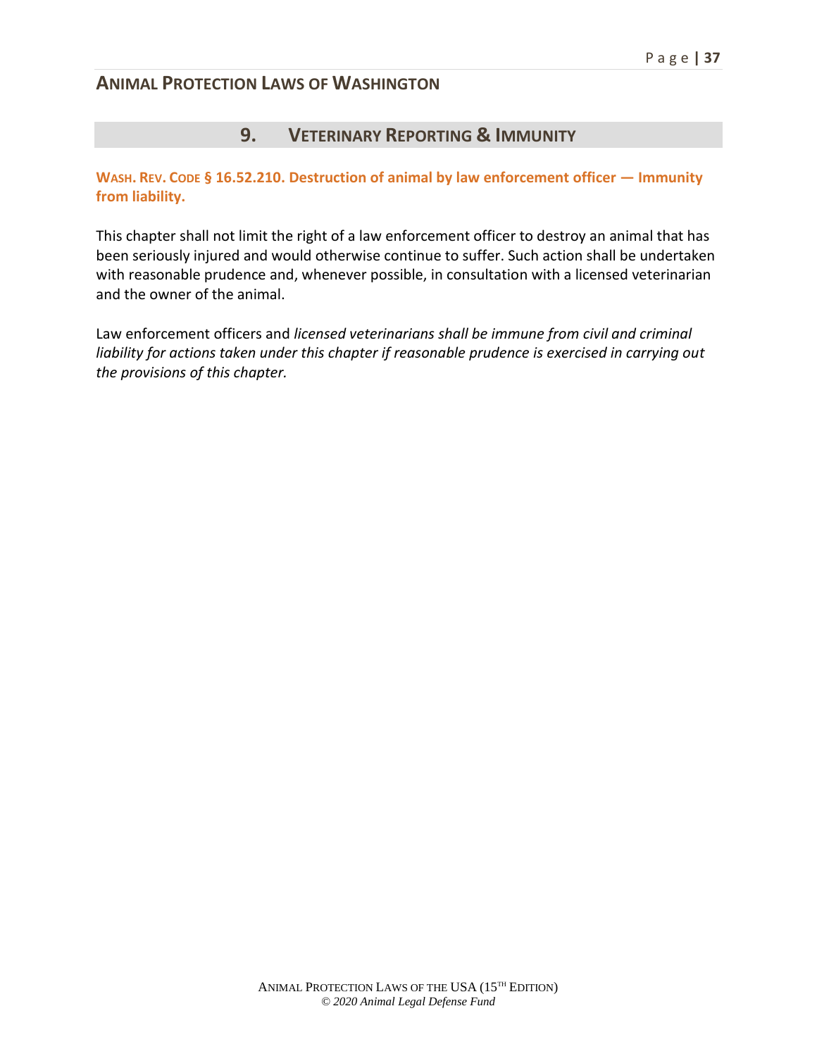## 9. Veterinary Reporting & Immunity

**Wash. Rev. Code § 16.52.210. Destruction of animal by law enforcement officer — Immunity from liability.**

This chapter shall not limit the right of a law enforcement officer to destroy an animal that has been seriously injured and would otherwise continue to suffer. Such action shall be undertaken with reasonable prudence and, whenever possible, in consultation with a licensed veterinarian and the owner of the animal.

Law enforcement officers and *licensed veterinarians shall be immune from civil and criminal liability for actions taken under this chapter if reasonable prudence is exercised in carrying out the provisions of this chapter.*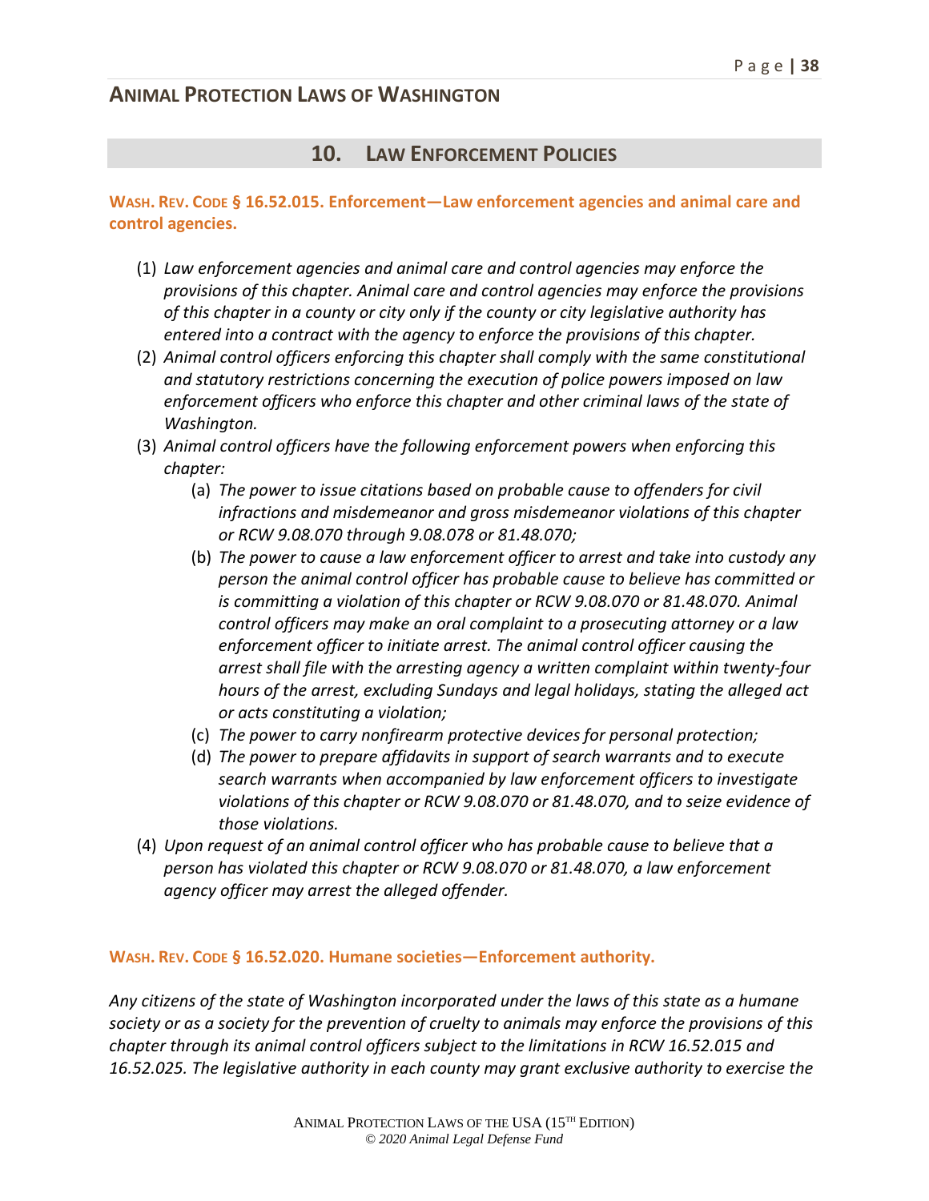## 10. LAW ENFORCEMENT POLICIES

**WASH. REV. CODE § 16.52.015. Enforcement—Law enforcement agencies and animal care and control agencies.**

(1) *Law enforcement agencies and animal care and control agencies may enforce the provisions of this chapter. Animal care and control agencies may enforce the provisions of this chapter in a county or city only if the county or city legislative authority has entered into a contract with the agency to enforce the provisions of this chapter.*

(2) *Animal control officers enforcing this chapter shall comply with the same constitutional and statutory restrictions concerning the execution of police powers imposed on law enforcement officers who enforce this chapter and other criminal laws of the state of Washington.*

(3) *Animal control officers have the following enforcement powers when enforcing this chapter:*

   (a) *The power to issue citations based on probable cause to offenders for civil infractions and misdemeanor and gross misdemeanor violations of this chapter or RCW 9.08.070 through 9.08.078 or 81.48.070;*

   (b) *The power to cause a law enforcement officer to arrest and take into custody any person the animal control officer has probable cause to believe has committed or is committing a violation of this chapter or RCW 9.08.070 or 81.48.070. Animal control officers may make an oral complaint to a prosecuting attorney or a law enforcement officer to initiate arrest. The animal control officer causing the arrest shall file with the arresting agency a written complaint within twenty-four hours of the arrest, excluding Sundays and legal holidays, stating the alleged act or acts constituting a violation;*

   (c) *The power to carry nonfirearm protective devices for personal protection;*

   (d) *The power to prepare affidavits in support of search warrants and to execute search warrants when accompanied by law enforcement officers to investigate violations of this chapter or RCW 9.08.070 or 81.48.070, and to seize evidence of those violations.*

(4) *Upon request of an animal control officer who has probable cause to believe that a person has violated this chapter or RCW 9.08.070 or 81.48.070, a law enforcement agency officer may arrest the alleged offender.*

**WASH. REV. CODE § 16.52.020. Humane societies—Enforcement authority.**

*Any citizens of the state of Washington incorporated under the laws of this state as a humane society or as a society for the prevention of cruelty to animals may enforce the provisions of this chapter through its animal control officers subject to the limitations in RCW 16.52.015 and 16.52.025. The legislative authority in each county may grant exclusive authority to exercise the*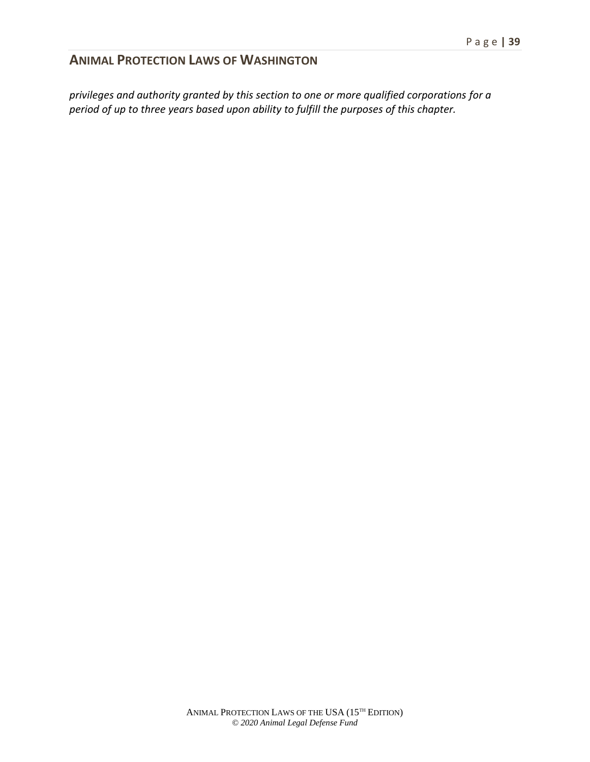*privileges and authority granted by this section to one or more qualified corporations for a period of up to three years based upon ability to fulfill the purposes of this chapter.*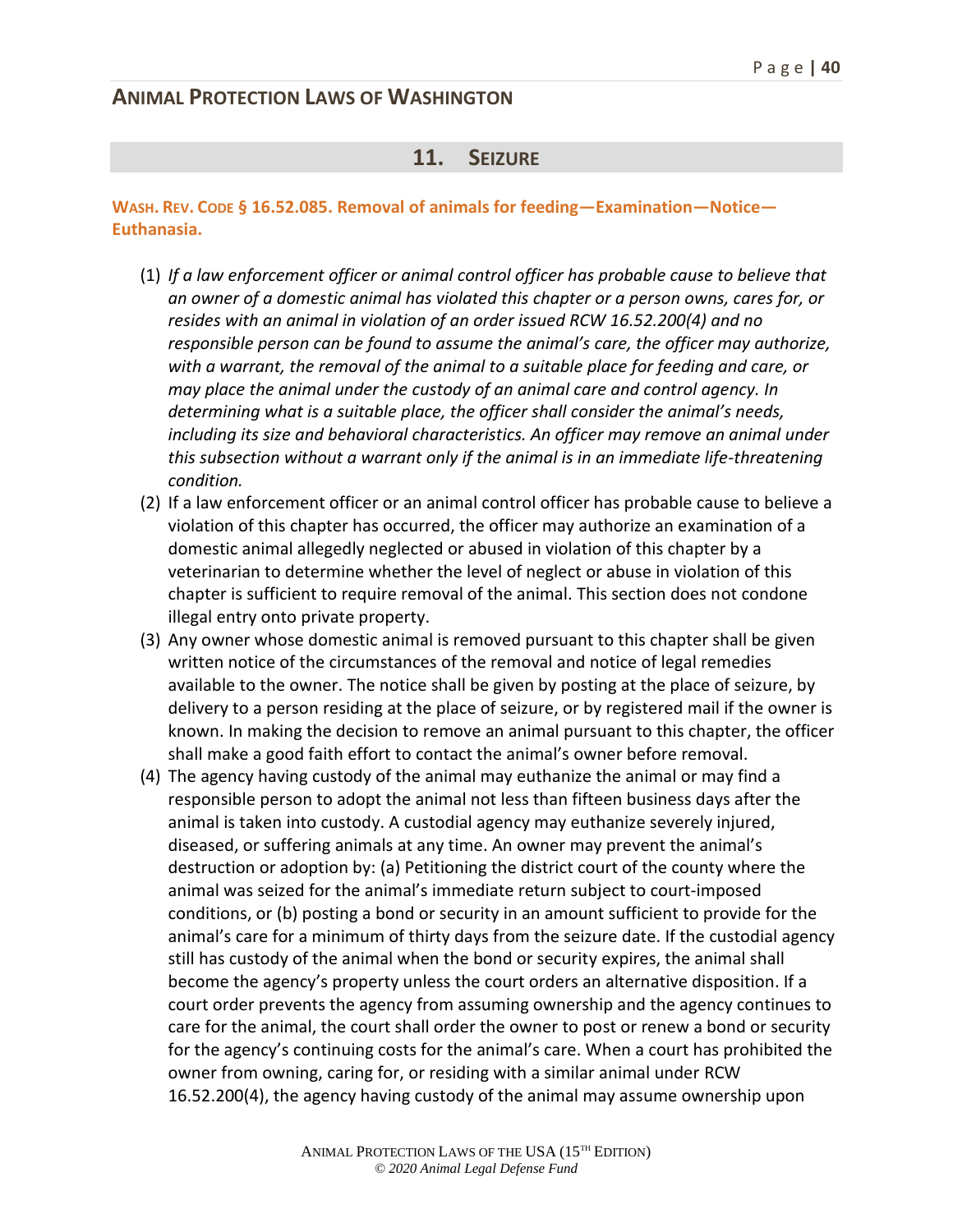## 11. SEIZURE

**WASH. REV. CODE § 16.52.085. Removal of animals for feeding—Examination—Notice—Euthanasia.**

(1) *If a law enforcement officer or animal control officer has probable cause to believe that an owner of a domestic animal has violated this chapter or a person owns, cares for, or resides with an animal in violation of an order issued RCW 16.52.200(4) and no responsible person can be found to assume the animal's care, the officer may authorize, with a warrant, the removal of the animal to a suitable place for feeding and care, or may place the animal under the custody of an animal care and control agency. In determining what is a suitable place, the officer shall consider the animal's needs, including its size and behavioral characteristics. An officer may remove an animal under this subsection without a warrant only if the animal is in an immediate life-threatening condition.*

(2) If a law enforcement officer or an animal control officer has probable cause to believe a violation of this chapter has occurred, the officer may authorize an examination of a domestic animal allegedly neglected or abused in violation of this chapter by a veterinarian to determine whether the level of neglect or abuse in violation of this chapter is sufficient to require removal of the animal. This section does not condone illegal entry onto private property.

(3) Any owner whose domestic animal is removed pursuant to this chapter shall be given written notice of the circumstances of the removal and notice of legal remedies available to the owner. The notice shall be given by posting at the place of seizure, by delivery to a person residing at the place of seizure, or by registered mail if the owner is known. In making the decision to remove an animal pursuant to this chapter, the officer shall make a good faith effort to contact the animal's owner before removal.

(4) The agency having custody of the animal may euthanize the animal or may find a responsible person to adopt the animal not less than fifteen business days after the animal is taken into custody. A custodial agency may euthanize severely injured, diseased, or suffering animals at any time. An owner may prevent the animal's destruction or adoption by: (a) Petitioning the district court of the county where the animal was seized for the animal's immediate return subject to court-imposed conditions, or (b) posting a bond or security in an amount sufficient to provide for the animal's care for a minimum of thirty days from the seizure date. If the custodial agency still has custody of the animal when the bond or security expires, the animal shall become the agency's property unless the court orders an alternative disposition. If a court order prevents the agency from assuming ownership and the agency continues to care for the animal, the court shall order the owner to post or renew a bond or security for the agency's continuing costs for the animal's care. When a court has prohibited the owner from owning, caring for, or residing with a similar animal under RCW 16.52.200(4), the agency having custody of the animal may assume ownership upon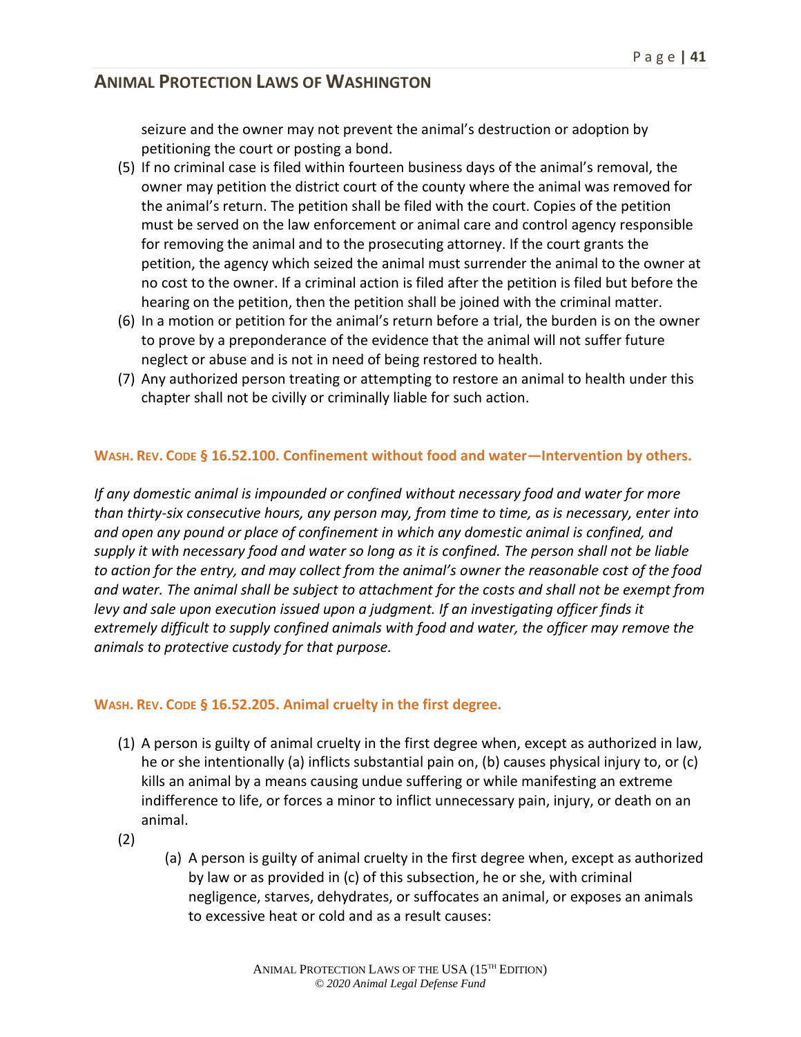seizure and the owner may not prevent the animal's destruction or adoption by petitioning the court or posting a bond.

(5) If no criminal case is filed within fourteen business days of the animal's removal, the owner may petition the district court of the county where the animal was removed for the animal's return. The petition shall be filed with the court. Copies of the petition must be served on the law enforcement or animal care and control agency responsible for removing the animal and to the prosecuting attorney. If the court grants the petition, the agency which seized the animal must surrender the animal to the owner at no cost to the owner. If a criminal action is filed after the petition is filed but before the hearing on the petition, then the petition shall be joined with the criminal matter.

(6) In a motion or petition for the animal's return before a trial, the burden is on the owner to prove by a preponderance of the evidence that the animal will not suffer future neglect or abuse and is not in need of being restored to health.

(7) Any authorized person treating or attempting to restore an animal to health under this chapter shall not be civilly or criminally liable for such action.

### WASH. REV. CODE § 16.52.100. Confinement without food and water—Intervention by others.

*If any domestic animal is impounded or confined without necessary food and water for more than thirty-six consecutive hours, any person may, from time to time, as is necessary, enter into and open any pound or place of confinement in which any domestic animal is confined, and supply it with necessary food and water so long as it is confined. The person shall not be liable to action for the entry, and may collect from the animal's owner the reasonable cost of the food and water. The animal shall be subject to attachment for the costs and shall not be exempt from levy and sale upon execution issued upon a judgment. If an investigating officer finds it extremely difficult to supply confined animals with food and water, the officer may remove the animals to protective custody for that purpose.*

### WASH. REV. CODE § 16.52.205. Animal cruelty in the first degree.

(1) A person is guilty of animal cruelty in the first degree when, except as authorized in law, he or she intentionally (a) inflicts substantial pain on, (b) causes physical injury to, or (c) kills an animal by a means causing undue suffering or while manifesting an extreme indifference to life, or forces a minor to inflict unnecessary pain, injury, or death on an animal.

(2)

(a) A person is guilty of animal cruelty in the first degree when, except as authorized by law or as provided in (c) of this subsection, he or she, with criminal negligence, starves, dehydrates, or suffocates an animal, or exposes an animals to excessive heat or cold and as a result causes: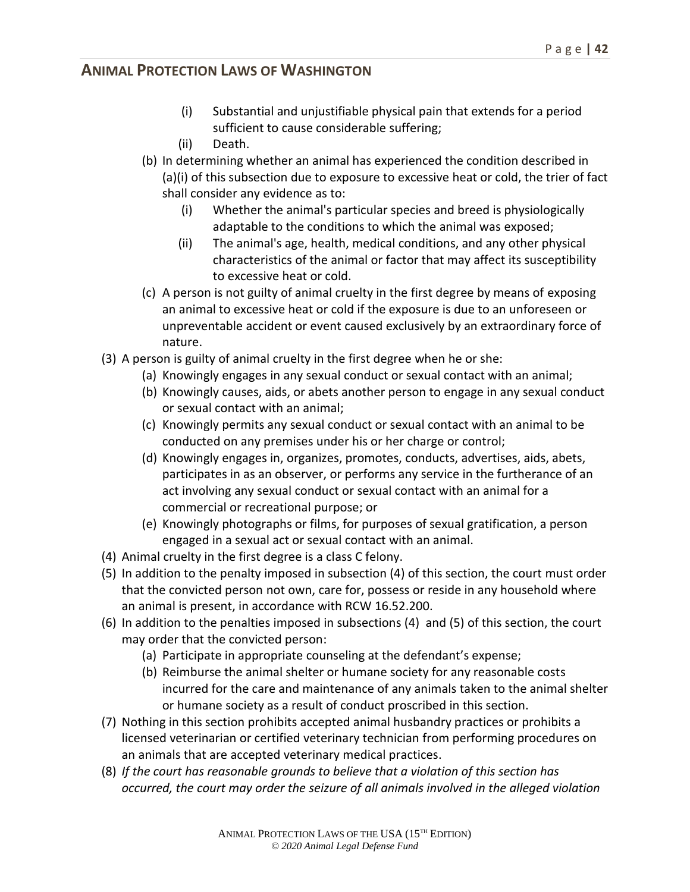(i) Substantial and unjustifiable physical pain that extends for a period sufficient to cause considerable suffering;

(ii) Death.

(b) In determining whether an animal has experienced the condition described in (a)(i) of this subsection due to exposure to excessive heat or cold, the trier of fact shall consider any evidence as to:

(i) Whether the animal's particular species and breed is physiologically adaptable to the conditions to which the animal was exposed;

(ii) The animal's age, health, medical conditions, and any other physical characteristics of the animal or factor that may affect its susceptibility to excessive heat or cold.

(c) A person is not guilty of animal cruelty in the first degree by means of exposing an animal to excessive heat or cold if the exposure is due to an unforeseen or unpreventable accident or event caused exclusively by an extraordinary force of nature.

(3) A person is guilty of animal cruelty in the first degree when he or she:

(a) Knowingly engages in any sexual conduct or sexual contact with an animal;

(b) Knowingly causes, aids, or abets another person to engage in any sexual conduct or sexual contact with an animal;

(c) Knowingly permits any sexual conduct or sexual contact with an animal to be conducted on any premises under his or her charge or control;

(d) Knowingly engages in, organizes, promotes, conducts, advertises, aids, abets, participates in as an observer, or performs any service in the furtherance of an act involving any sexual conduct or sexual contact with an animal for a commercial or recreational purpose; or

(e) Knowingly photographs or films, for purposes of sexual gratification, a person engaged in a sexual act or sexual contact with an animal.

(4) Animal cruelty in the first degree is a class C felony.

(5) In addition to the penalty imposed in subsection (4) of this section, the court must order that the convicted person not own, care for, possess or reside in any household where an animal is present, in accordance with RCW 16.52.200.

(6) In addition to the penalties imposed in subsections (4) and (5) of this section, the court may order that the convicted person:

(a) Participate in appropriate counseling at the defendant's expense;

(b) Reimburse the animal shelter or humane society for any reasonable costs incurred for the care and maintenance of any animals taken to the animal shelter or humane society as a result of conduct proscribed in this section.

(7) Nothing in this section prohibits accepted animal husbandry practices or prohibits a licensed veterinarian or certified veterinary technician from performing procedures on an animals that are accepted veterinary medical practices.

(8) *If the court has reasonable grounds to believe that a violation of this section has occurred, the court may order the seizure of all animals involved in the alleged violation*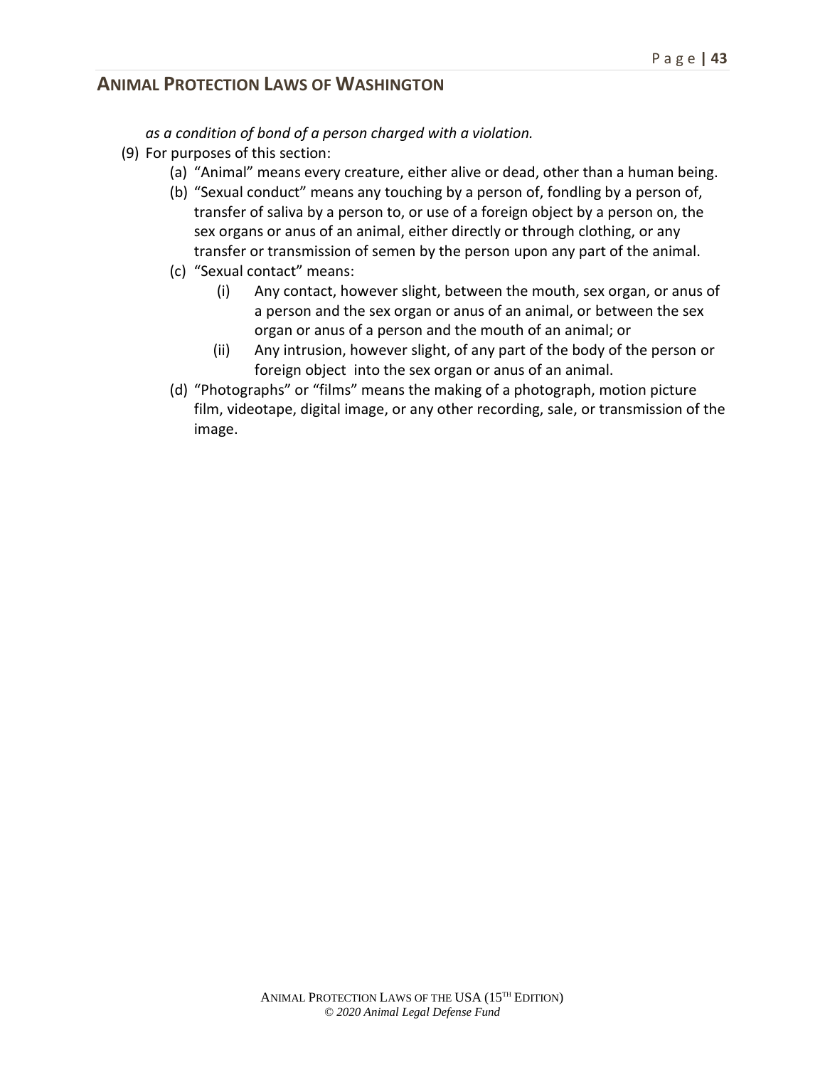*as a condition of bond of a person charged with a violation.*

(9) For purposes of this section:

- (a) "Animal" means every creature, either alive or dead, other than a human being.
- (b) "Sexual conduct" means any touching by a person of, fondling by a person of, transfer of saliva by a person to, or use of a foreign object by a person on, the sex organs or anus of an animal, either directly or through clothing, or any transfer or transmission of semen by the person upon any part of the animal.
- (c) "Sexual contact" means:
  - (i) Any contact, however slight, between the mouth, sex organ, or anus of a person and the sex organ or anus of an animal, or between the sex organ or anus of a person and the mouth of an animal; or
  - (ii) Any intrusion, however slight, of any part of the body of the person or foreign object into the sex organ or anus of an animal.
- (d) "Photographs" or "films" means the making of a photograph, motion picture film, videotape, digital image, or any other recording, sale, or transmission of the image.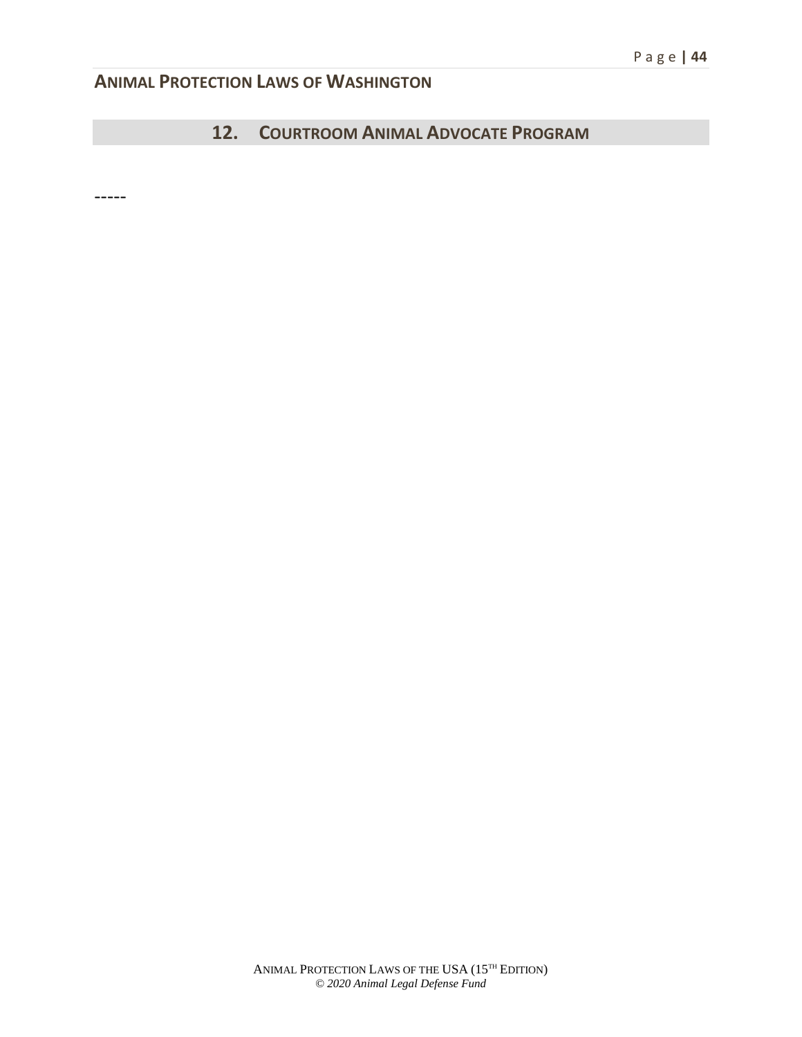## 12. Courtroom Animal Advocate Program

-----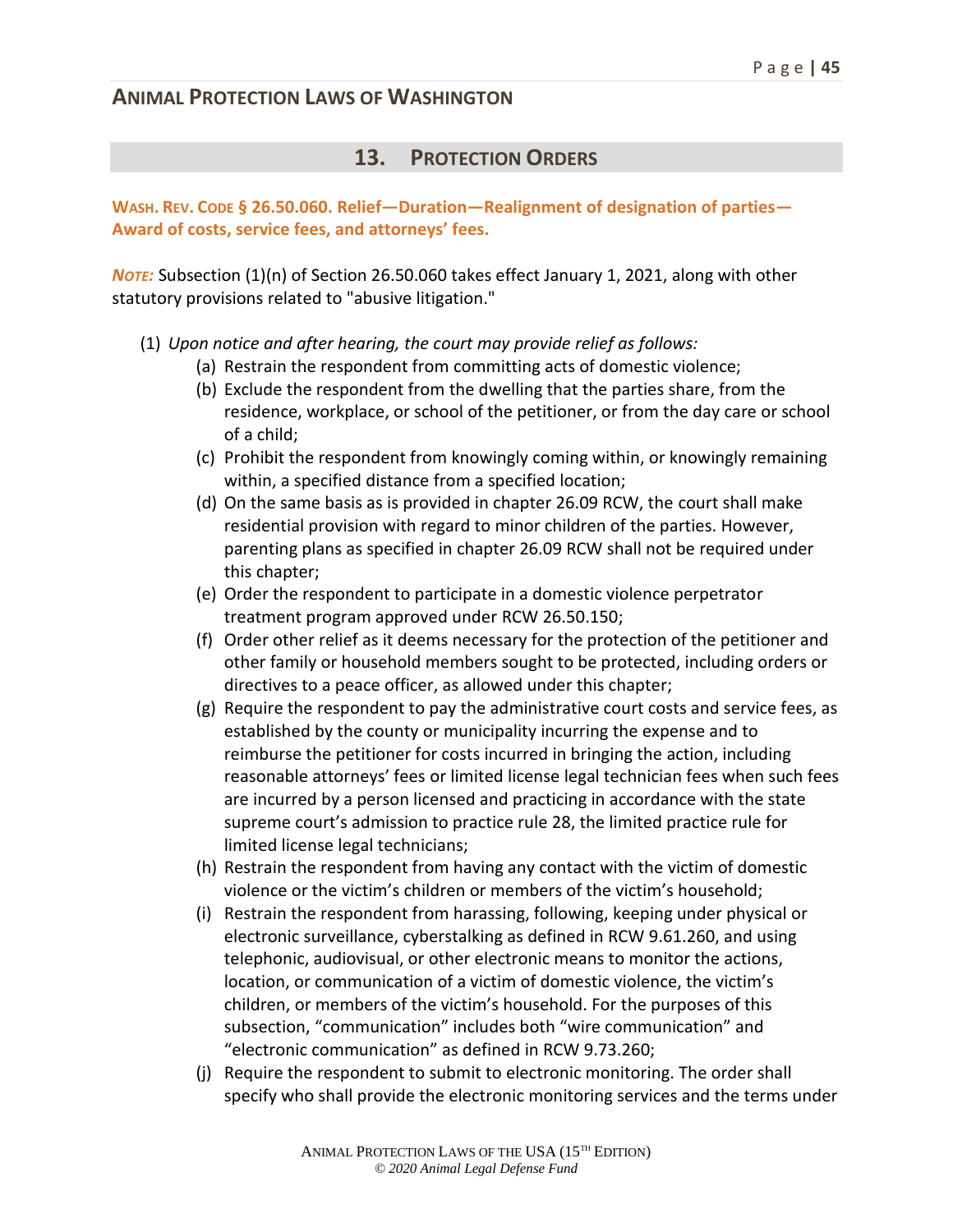## 13. PROTECTION ORDERS

**WASH. REV. CODE § 26.50.060. Relief—Duration—Realignment of designation of parties—Award of costs, service fees, and attorneys' fees.**

***NOTE:*** Subsection (1)(n) of Section 26.50.060 takes effect January 1, 2021, along with other statutory provisions related to "abusive litigation."

(1) *Upon notice and after hearing, the court may provide relief as follows:*
   - (a) Restrain the respondent from committing acts of domestic violence;
   - (b) Exclude the respondent from the dwelling that the parties share, from the residence, workplace, or school of the petitioner, or from the day care or school of a child;
   - (c) Prohibit the respondent from knowingly coming within, or knowingly remaining within, a specified distance from a specified location;
   - (d) On the same basis as is provided in chapter 26.09 RCW, the court shall make residential provision with regard to minor children of the parties. However, parenting plans as specified in chapter 26.09 RCW shall not be required under this chapter;
   - (e) Order the respondent to participate in a domestic violence perpetrator treatment program approved under RCW 26.50.150;
   - (f) Order other relief as it deems necessary for the protection of the petitioner and other family or household members sought to be protected, including orders or directives to a peace officer, as allowed under this chapter;
   - (g) Require the respondent to pay the administrative court costs and service fees, as established by the county or municipality incurring the expense and to reimburse the petitioner for costs incurred in bringing the action, including reasonable attorneys' fees or limited license legal technician fees when such fees are incurred by a person licensed and practicing in accordance with the state supreme court's admission to practice rule 28, the limited practice rule for limited license legal technicians;
   - (h) Restrain the respondent from having any contact with the victim of domestic violence or the victim's children or members of the victim's household;
   - (i) Restrain the respondent from harassing, following, keeping under physical or electronic surveillance, cyberstalking as defined in RCW 9.61.260, and using telephonic, audiovisual, or other electronic means to monitor the actions, location, or communication of a victim of domestic violence, the victim's children, or members of the victim's household. For the purposes of this subsection, "communication" includes both "wire communication" and "electronic communication" as defined in RCW 9.73.260;
   - (j) Require the respondent to submit to electronic monitoring. The order shall specify who shall provide the electronic monitoring services and the terms under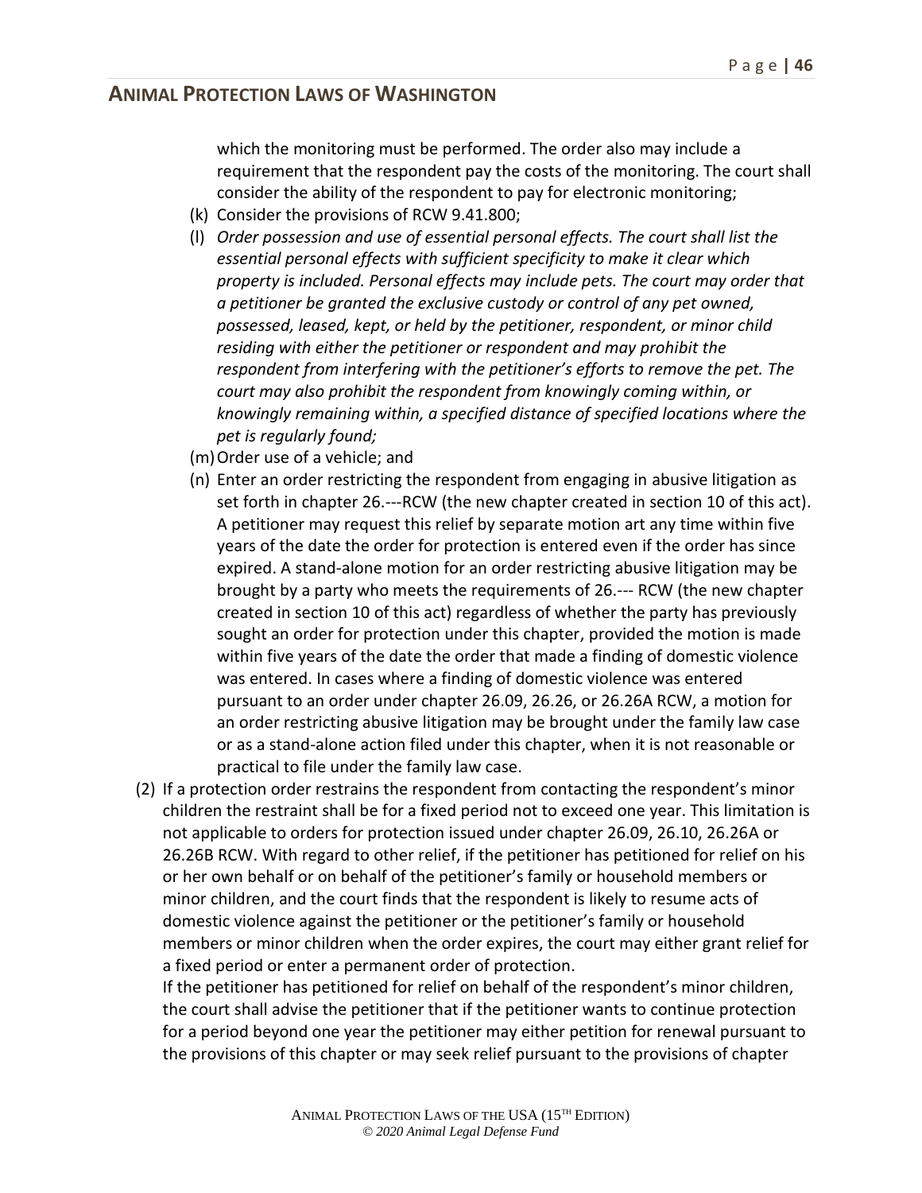which the monitoring must be performed. The order also may include a requirement that the respondent pay the costs of the monitoring. The court shall consider the ability of the respondent to pay for electronic monitoring;

(k) Consider the provisions of RCW 9.41.800;

(l) *Order possession and use of essential personal effects. The court shall list the essential personal effects with sufficient specificity to make it clear which property is included. Personal effects may include pets. The court may order that a petitioner be granted the exclusive custody or control of any pet owned, possessed, leased, kept, or held by the petitioner, respondent, or minor child residing with either the petitioner or respondent and may prohibit the respondent from interfering with the petitioner's efforts to remove the pet. The court may also prohibit the respondent from knowingly coming within, or knowingly remaining within, a specified distance of specified locations where the pet is regularly found;*

(m) Order use of a vehicle; and

(n) Enter an order restricting the respondent from engaging in abusive litigation as set forth in chapter 26.---RCW (the new chapter created in section 10 of this act). A petitioner may request this relief by separate motion art any time within five years of the date the order for protection is entered even if the order has since expired. A stand-alone motion for an order restricting abusive litigation may be brought by a party who meets the requirements of 26.--- RCW (the new chapter created in section 10 of this act) regardless of whether the party has previously sought an order for protection under this chapter, provided the motion is made within five years of the date the order that made a finding of domestic violence was entered. In cases where a finding of domestic violence was entered pursuant to an order under chapter 26.09, 26.26, or 26.26A RCW, a motion for an order restricting abusive litigation may be brought under the family law case or as a stand-alone action filed under this chapter, when it is not reasonable or practical to file under the family law case.

(2) If a protection order restrains the respondent from contacting the respondent's minor children the restraint shall be for a fixed period not to exceed one year. This limitation is not applicable to orders for protection issued under chapter 26.09, 26.10, 26.26A or 26.26B RCW. With regard to other relief, if the petitioner has petitioned for relief on his or her own behalf or on behalf of the petitioner's family or household members or minor children, and the court finds that the respondent is likely to resume acts of domestic violence against the petitioner or the petitioner's family or household members or minor children when the order expires, the court may either grant relief for a fixed period or enter a permanent order of protection.
If the petitioner has petitioned for relief on behalf of the respondent's minor children, the court shall advise the petitioner that if the petitioner wants to continue protection for a period beyond one year the petitioner may either petition for renewal pursuant to the provisions of this chapter or may seek relief pursuant to the provisions of chapter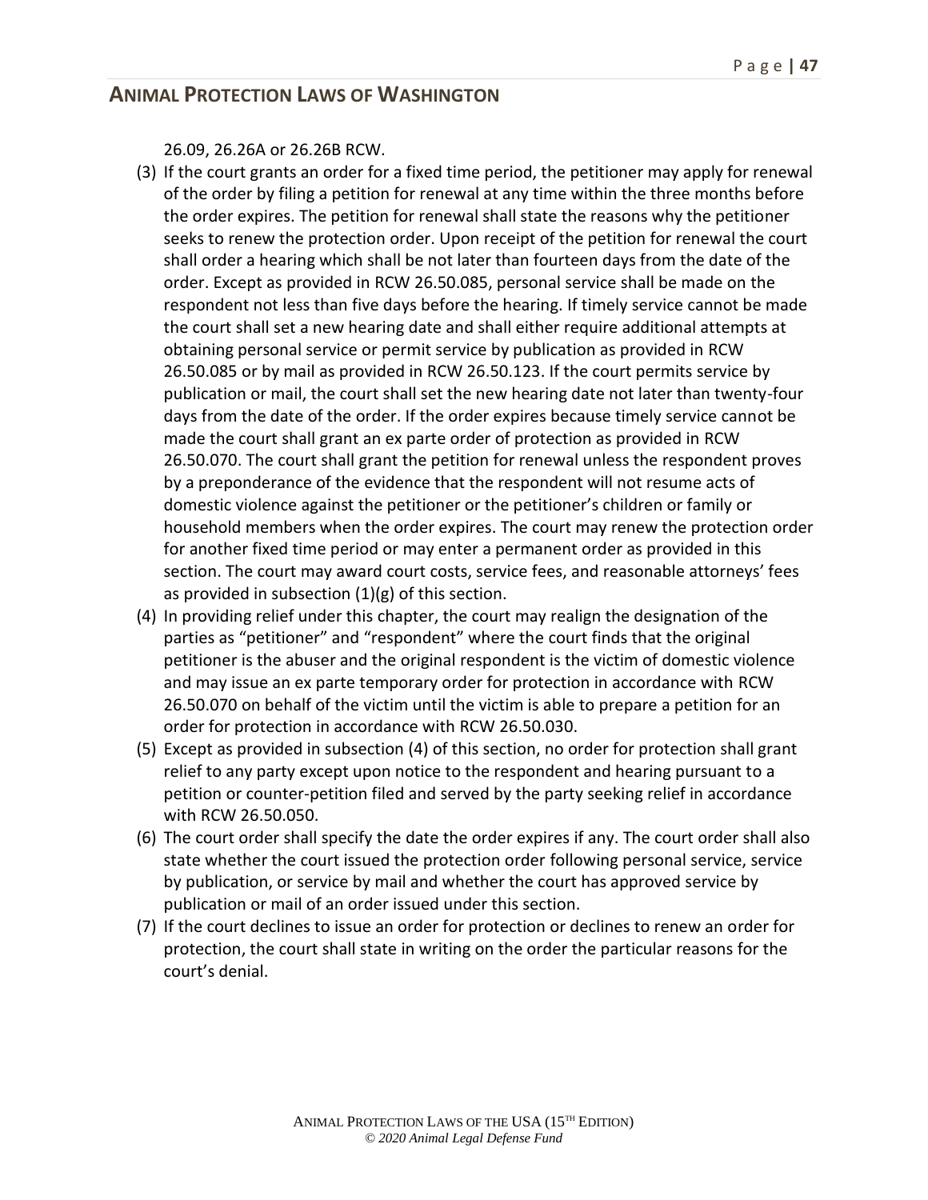26.09, 26.26A or 26.26B RCW.

(3) If the court grants an order for a fixed time period, the petitioner may apply for renewal of the order by filing a petition for renewal at any time within the three months before the order expires. The petition for renewal shall state the reasons why the petitioner seeks to renew the protection order. Upon receipt of the petition for renewal the court shall order a hearing which shall be not later than fourteen days from the date of the order. Except as provided in RCW 26.50.085, personal service shall be made on the respondent not less than five days before the hearing. If timely service cannot be made the court shall set a new hearing date and shall either require additional attempts at obtaining personal service or permit service by publication as provided in RCW 26.50.085 or by mail as provided in RCW 26.50.123. If the court permits service by publication or mail, the court shall set the new hearing date not later than twenty-four days from the date of the order. If the order expires because timely service cannot be made the court shall grant an ex parte order of protection as provided in RCW 26.50.070. The court shall grant the petition for renewal unless the respondent proves by a preponderance of the evidence that the respondent will not resume acts of domestic violence against the petitioner or the petitioner's children or family or household members when the order expires. The court may renew the protection order for another fixed time period or may enter a permanent order as provided in this section. The court may award court costs, service fees, and reasonable attorneys' fees as provided in subsection (1)(g) of this section.

(4) In providing relief under this chapter, the court may realign the designation of the parties as "petitioner" and "respondent" where the court finds that the original petitioner is the abuser and the original respondent is the victim of domestic violence and may issue an ex parte temporary order for protection in accordance with RCW 26.50.070 on behalf of the victim until the victim is able to prepare a petition for an order for protection in accordance with RCW 26.50.030.

(5) Except as provided in subsection (4) of this section, no order for protection shall grant relief to any party except upon notice to the respondent and hearing pursuant to a petition or counter-petition filed and served by the party seeking relief in accordance with RCW 26.50.050.

(6) The court order shall specify the date the order expires if any. The court order shall also state whether the court issued the protection order following personal service, service by publication, or service by mail and whether the court has approved service by publication or mail of an order issued under this section.

(7) If the court declines to issue an order for protection or declines to renew an order for protection, the court shall state in writing on the order the particular reasons for the court's denial.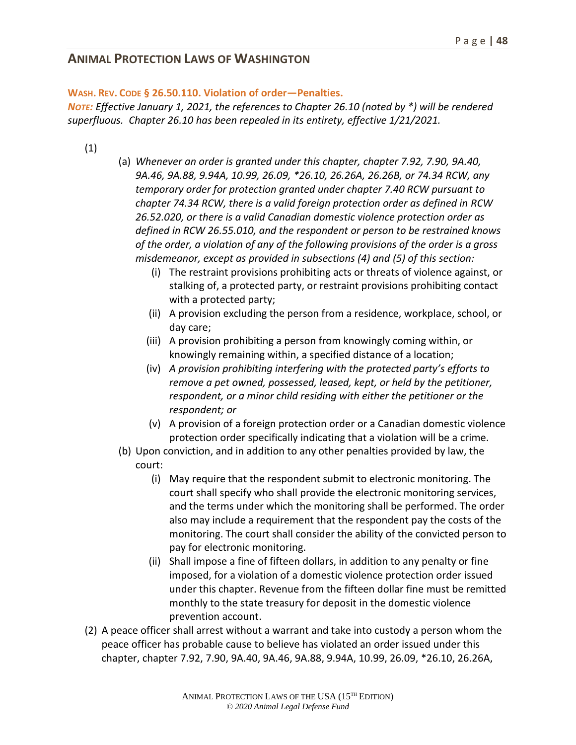**WASH. REV. CODE § 26.50.110. Violation of order—Penalties.**

***NOTE:*** *Effective January 1, 2021, the references to Chapter 26.10 (noted by \*) will be rendered superfluous. Chapter 26.10 has been repealed in its entirety, effective 1/21/2021.*

(1)

(a) *Whenever an order is granted under this chapter, chapter 7.92, 7.90, 9A.40, 9A.46, 9A.88, 9.94A, 10.99, 26.09, \*26.10, 26.26A, 26.26B, or 74.34 RCW, any temporary order for protection granted under chapter 7.40 RCW pursuant to chapter 74.34 RCW, there is a valid foreign protection order as defined in RCW 26.52.020, or there is a valid Canadian domestic violence protection order as defined in RCW 26.55.010, and the respondent or person to be restrained knows of the order, a violation of any of the following provisions of the order is a gross misdemeanor, except as provided in subsections (4) and (5) of this section:*

(i) The restraint provisions prohibiting acts or threats of violence against, or stalking of, a protected party, or restraint provisions prohibiting contact with a protected party;

(ii) A provision excluding the person from a residence, workplace, school, or day care;

(iii) A provision prohibiting a person from knowingly coming within, or knowingly remaining within, a specified distance of a location;

(iv) *A provision prohibiting interfering with the protected party's efforts to remove a pet owned, possessed, leased, kept, or held by the petitioner, respondent, or a minor child residing with either the petitioner or the respondent; or*

(v) A provision of a foreign protection order or a Canadian domestic violence protection order specifically indicating that a violation will be a crime.

(b) Upon conviction, and in addition to any other penalties provided by law, the court:

(i) May require that the respondent submit to electronic monitoring. The court shall specify who shall provide the electronic monitoring services, and the terms under which the monitoring shall be performed. The order also may include a requirement that the respondent pay the costs of the monitoring. The court shall consider the ability of the convicted person to pay for electronic monitoring.

(ii) Shall impose a fine of fifteen dollars, in addition to any penalty or fine imposed, for a violation of a domestic violence protection order issued under this chapter. Revenue from the fifteen dollar fine must be remitted monthly to the state treasury for deposit in the domestic violence prevention account.

(2) A peace officer shall arrest without a warrant and take into custody a person whom the peace officer has probable cause to believe has violated an order issued under this chapter, chapter 7.92, 7.90, 9A.40, 9A.46, 9A.88, 9.94A, 10.99, 26.09, \*26.10, 26.26A,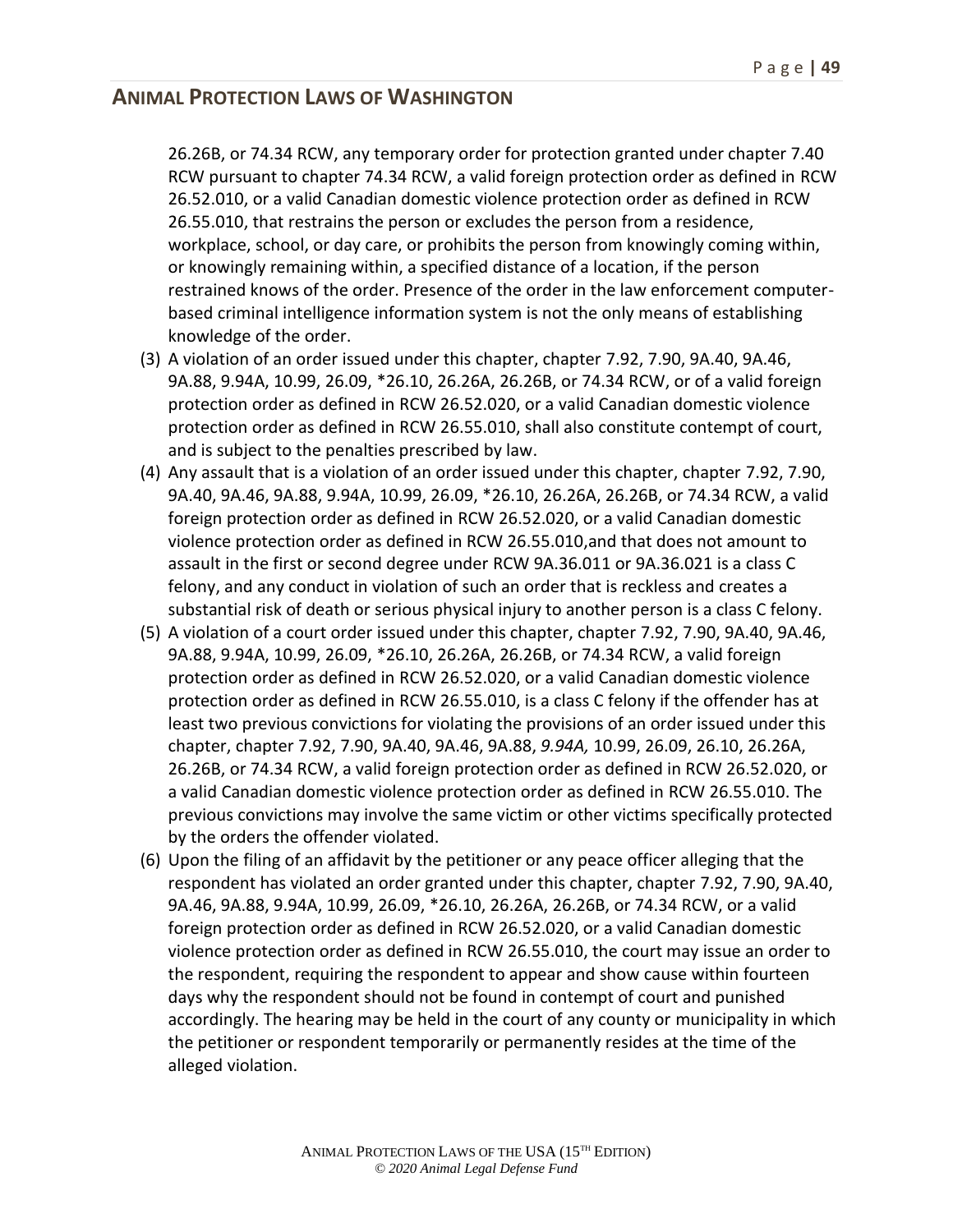26.26B, or 74.34 RCW, any temporary order for protection granted under chapter 7.40 RCW pursuant to chapter 74.34 RCW, a valid foreign protection order as defined in RCW 26.52.010, or a valid Canadian domestic violence protection order as defined in RCW 26.55.010, that restrains the person or excludes the person from a residence, workplace, school, or day care, or prohibits the person from knowingly coming within, or knowingly remaining within, a specified distance of a location, if the person restrained knows of the order. Presence of the order in the law enforcement computer-based criminal intelligence information system is not the only means of establishing knowledge of the order.

(3) A violation of an order issued under this chapter, chapter 7.92, 7.90, 9A.40, 9A.46, 9A.88, 9.94A, 10.99, 26.09, *26.10, 26.26A, 26.26B, or 74.34 RCW, or of a valid foreign protection order as defined in RCW 26.52.020, or a valid Canadian domestic violence protection order as defined in RCW 26.55.010, shall also constitute contempt of court, and is subject to the penalties prescribed by law.

(4) Any assault that is a violation of an order issued under this chapter, chapter 7.92, 7.90, 9A.40, 9A.46, 9A.88, 9.94A, 10.99, 26.09, *26.10, 26.26A, 26.26B, or 74.34 RCW, a valid foreign protection order as defined in RCW 26.52.020, or a valid Canadian domestic violence protection order as defined in RCW 26.55.010,and that does not amount to assault in the first or second degree under RCW 9A.36.011 or 9A.36.021 is a class C felony, and any conduct in violation of such an order that is reckless and creates a substantial risk of death or serious physical injury to another person is a class C felony.

(5) A violation of a court order issued under this chapter, chapter 7.92, 7.90, 9A.40, 9A.46, 9A.88, 9.94A, 10.99, 26.09, *26.10, 26.26A, 26.26B, or 74.34 RCW, a valid foreign protection order as defined in RCW 26.52.020, or a valid Canadian domestic violence protection order as defined in RCW 26.55.010, is a class C felony if the offender has at least two previous convictions for violating the provisions of an order issued under this chapter, chapter 7.92, 7.90, 9A.40, 9A.46, 9A.88, *9.94A,* 10.99, 26.09, 26.10, 26.26A, 26.26B, or 74.34 RCW, a valid foreign protection order as defined in RCW 26.52.020, or a valid Canadian domestic violence protection order as defined in RCW 26.55.010. The previous convictions may involve the same victim or other victims specifically protected by the orders the offender violated.

(6) Upon the filing of an affidavit by the petitioner or any peace officer alleging that the respondent has violated an order granted under this chapter, chapter 7.92, 7.90, 9A.40, 9A.46, 9A.88, 9.94A, 10.99, 26.09, *26.10, 26.26A, 26.26B, or 74.34 RCW, or a valid foreign protection order as defined in RCW 26.52.020, or a valid Canadian domestic violence protection order as defined in RCW 26.55.010, the court may issue an order to the respondent, requiring the respondent to appear and show cause within fourteen days why the respondent should not be found in contempt of court and punished accordingly. The hearing may be held in the court of any county or municipality in which the petitioner or respondent temporarily or permanently resides at the time of the alleged violation.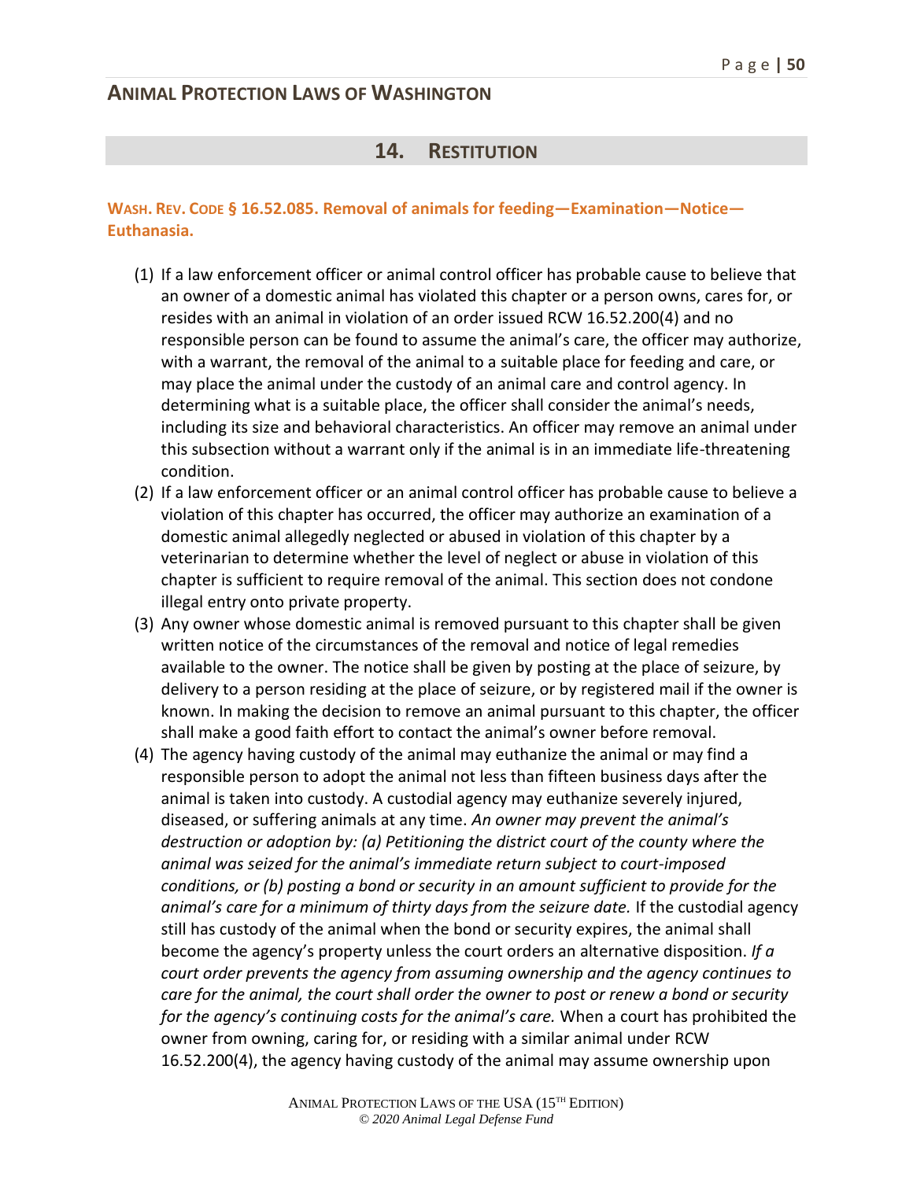## 14. RESTITUTION

### WASH. REV. CODE § 16.52.085. Removal of animals for feeding—Examination—Notice—Euthanasia.

(1) If a law enforcement officer or animal control officer has probable cause to believe that an owner of a domestic animal has violated this chapter or a person owns, cares for, or resides with an animal in violation of an order issued RCW 16.52.200(4) and no responsible person can be found to assume the animal's care, the officer may authorize, with a warrant, the removal of the animal to a suitable place for feeding and care, or may place the animal under the custody of an animal care and control agency. In determining what is a suitable place, the officer shall consider the animal's needs, including its size and behavioral characteristics. An officer may remove an animal under this subsection without a warrant only if the animal is in an immediate life-threatening condition.

(2) If a law enforcement officer or an animal control officer has probable cause to believe a violation of this chapter has occurred, the officer may authorize an examination of a domestic animal allegedly neglected or abused in violation of this chapter by a veterinarian to determine whether the level of neglect or abuse in violation of this chapter is sufficient to require removal of the animal. This section does not condone illegal entry onto private property.

(3) Any owner whose domestic animal is removed pursuant to this chapter shall be given written notice of the circumstances of the removal and notice of legal remedies available to the owner. The notice shall be given by posting at the place of seizure, by delivery to a person residing at the place of seizure, or by registered mail if the owner is known. In making the decision to remove an animal pursuant to this chapter, the officer shall make a good faith effort to contact the animal's owner before removal.

(4) The agency having custody of the animal may euthanize the animal or may find a responsible person to adopt the animal not less than fifteen business days after the animal is taken into custody. A custodial agency may euthanize severely injured, diseased, or suffering animals at any time. *An owner may prevent the animal's destruction or adoption by: (a) Petitioning the district court of the county where the animal was seized for the animal's immediate return subject to court-imposed conditions, or (b) posting a bond or security in an amount sufficient to provide for the animal's care for a minimum of thirty days from the seizure date.* If the custodial agency still has custody of the animal when the bond or security expires, the animal shall become the agency's property unless the court orders an alternative disposition. *If a court order prevents the agency from assuming ownership and the agency continues to care for the animal, the court shall order the owner to post or renew a bond or security for the agency's continuing costs for the animal's care.* When a court has prohibited the owner from owning, caring for, or residing with a similar animal under RCW 16.52.200(4), the agency having custody of the animal may assume ownership upon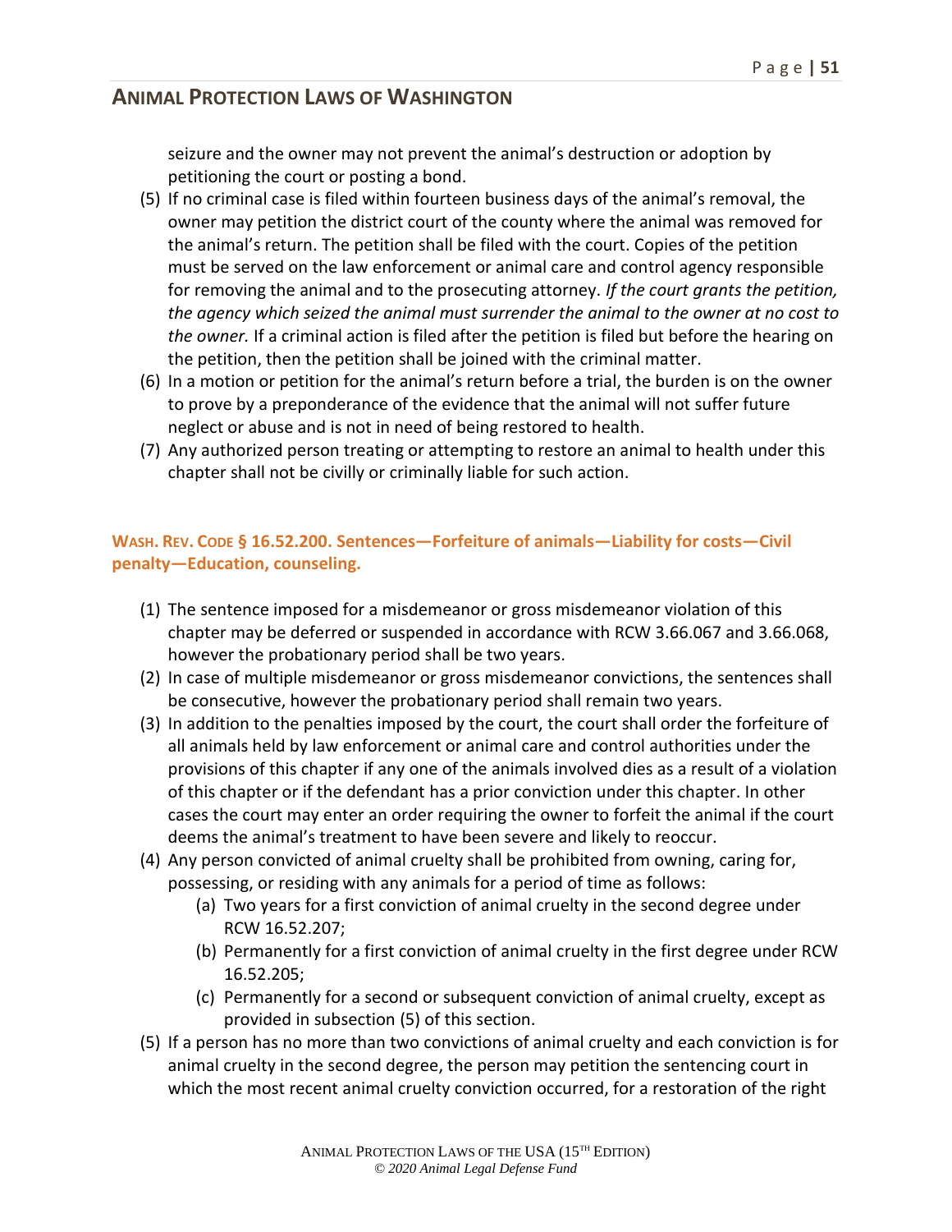seizure and the owner may not prevent the animal's destruction or adoption by petitioning the court or posting a bond.

(5) If no criminal case is filed within fourteen business days of the animal's removal, the owner may petition the district court of the county where the animal was removed for the animal's return. The petition shall be filed with the court. Copies of the petition must be served on the law enforcement or animal care and control agency responsible for removing the animal and to the prosecuting attorney. *If the court grants the petition, the agency which seized the animal must surrender the animal to the owner at no cost to the owner.* If a criminal action is filed after the petition is filed but before the hearing on the petition, then the petition shall be joined with the criminal matter.

(6) In a motion or petition for the animal's return before a trial, the burden is on the owner to prove by a preponderance of the evidence that the animal will not suffer future neglect or abuse and is not in need of being restored to health.

(7) Any authorized person treating or attempting to restore an animal to health under this chapter shall not be civilly or criminally liable for such action.

### WASH. REV. CODE § 16.52.200. Sentences—Forfeiture of animals—Liability for costs—Civil penalty—Education, counseling.

(1) The sentence imposed for a misdemeanor or gross misdemeanor violation of this chapter may be deferred or suspended in accordance with RCW 3.66.067 and 3.66.068, however the probationary period shall be two years.

(2) In case of multiple misdemeanor or gross misdemeanor convictions, the sentences shall be consecutive, however the probationary period shall remain two years.

(3) In addition to the penalties imposed by the court, the court shall order the forfeiture of all animals held by law enforcement or animal care and control authorities under the provisions of this chapter if any one of the animals involved dies as a result of a violation of this chapter or if the defendant has a prior conviction under this chapter. In other cases the court may enter an order requiring the owner to forfeit the animal if the court deems the animal's treatment to have been severe and likely to reoccur.

(4) Any person convicted of animal cruelty shall be prohibited from owning, caring for, possessing, or residing with any animals for a period of time as follows:
   (a) Two years for a first conviction of animal cruelty in the second degree under RCW 16.52.207;
   (b) Permanently for a first conviction of animal cruelty in the first degree under RCW 16.52.205;
   (c) Permanently for a second or subsequent conviction of animal cruelty, except as provided in subsection (5) of this section.

(5) If a person has no more than two convictions of animal cruelty and each conviction is for animal cruelty in the second degree, the person may petition the sentencing court in which the most recent animal cruelty conviction occurred, for a restoration of the right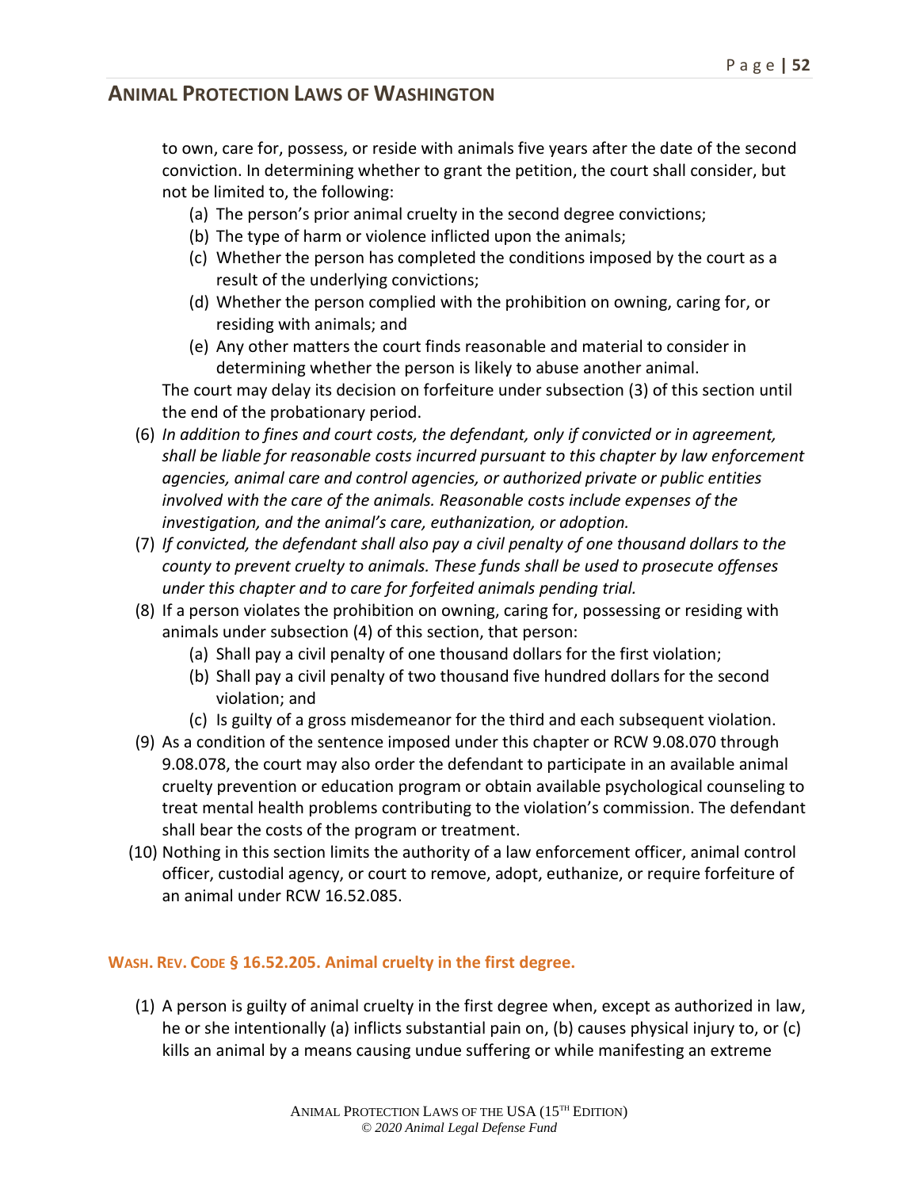to own, care for, possess, or reside with animals five years after the date of the second conviction. In determining whether to grant the petition, the court shall consider, but not be limited to, the following:

  (a) The person's prior animal cruelty in the second degree convictions;
  (b) The type of harm or violence inflicted upon the animals;
  (c) Whether the person has completed the conditions imposed by the court as a result of the underlying convictions;
  (d) Whether the person complied with the prohibition on owning, caring for, or residing with animals; and
  (e) Any other matters the court finds reasonable and material to consider in determining whether the person is likely to abuse another animal.

The court may delay its decision on forfeiture under subsection (3) of this section until the end of the probationary period.

(6) *In addition to fines and court costs, the defendant, only if convicted or in agreement, shall be liable for reasonable costs incurred pursuant to this chapter by law enforcement agencies, animal care and control agencies, or authorized private or public entities involved with the care of the animals. Reasonable costs include expenses of the investigation, and the animal's care, euthanization, or adoption.*

(7) *If convicted, the defendant shall also pay a civil penalty of one thousand dollars to the county to prevent cruelty to animals. These funds shall be used to prosecute offenses under this chapter and to care for forfeited animals pending trial.*

(8) If a person violates the prohibition on owning, caring for, possessing or residing with animals under subsection (4) of this section, that person:
  (a) Shall pay a civil penalty of one thousand dollars for the first violation;
  (b) Shall pay a civil penalty of two thousand five hundred dollars for the second violation; and
  (c) Is guilty of a gross misdemeanor for the third and each subsequent violation.

(9) As a condition of the sentence imposed under this chapter or RCW 9.08.070 through 9.08.078, the court may also order the defendant to participate in an available animal cruelty prevention or education program or obtain available psychological counseling to treat mental health problems contributing to the violation's commission. The defendant shall bear the costs of the program or treatment.

(10) Nothing in this section limits the authority of a law enforcement officer, animal control officer, custodial agency, or court to remove, adopt, euthanize, or require forfeiture of an animal under RCW 16.52.085.

### WASH. REV. CODE § 16.52.205. Animal cruelty in the first degree.

(1) A person is guilty of animal cruelty in the first degree when, except as authorized in law, he or she intentionally (a) inflicts substantial pain on, (b) causes physical injury to, or (c) kills an animal by a means causing undue suffering or while manifesting an extreme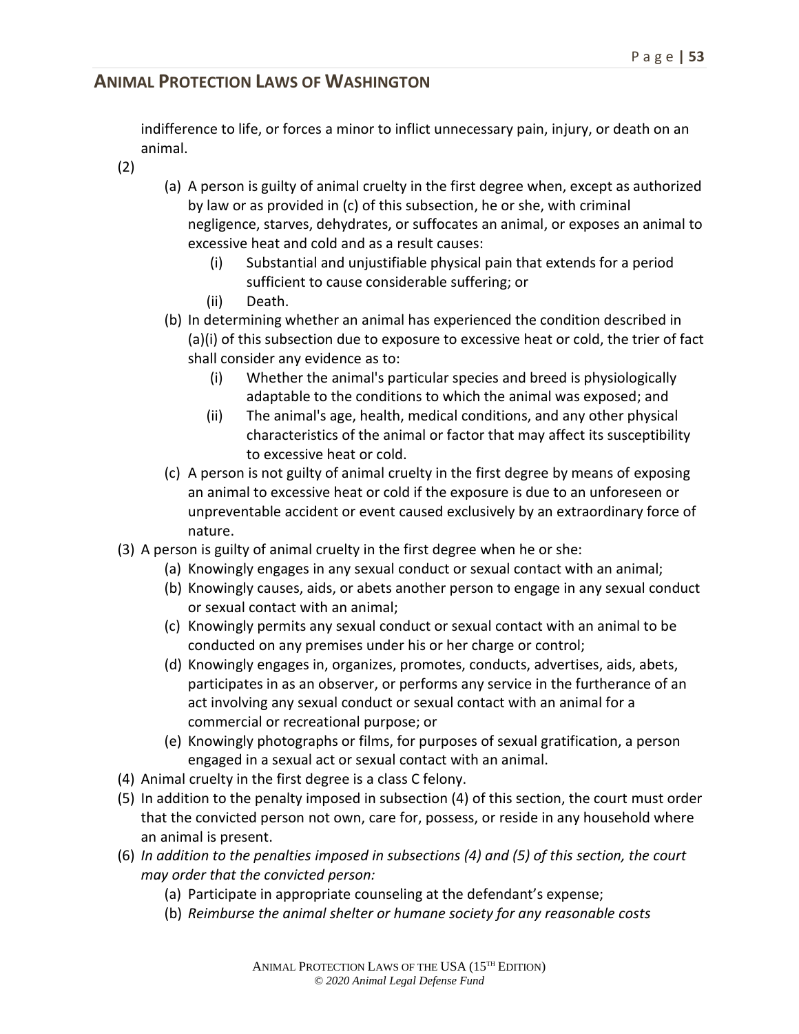indifference to life, or forces a minor to inflict unnecessary pain, injury, or death on an animal.

(2)

(a) A person is guilty of animal cruelty in the first degree when, except as authorized by law or as provided in (c) of this subsection, he or she, with criminal negligence, starves, dehydrates, or suffocates an animal, or exposes an animal to excessive heat and cold and as a result causes:

(i) Substantial and unjustifiable physical pain that extends for a period sufficient to cause considerable suffering; or

(ii) Death.

(b) In determining whether an animal has experienced the condition described in (a)(i) of this subsection due to exposure to excessive heat or cold, the trier of fact shall consider any evidence as to:

(i) Whether the animal's particular species and breed is physiologically adaptable to the conditions to which the animal was exposed; and

(ii) The animal's age, health, medical conditions, and any other physical characteristics of the animal or factor that may affect its susceptibility to excessive heat or cold.

(c) A person is not guilty of animal cruelty in the first degree by means of exposing an animal to excessive heat or cold if the exposure is due to an unforeseen or unpreventable accident or event caused exclusively by an extraordinary force of nature.

(3) A person is guilty of animal cruelty in the first degree when he or she:

(a) Knowingly engages in any sexual conduct or sexual contact with an animal;

(b) Knowingly causes, aids, or abets another person to engage in any sexual conduct or sexual contact with an animal;

(c) Knowingly permits any sexual conduct or sexual contact with an animal to be conducted on any premises under his or her charge or control;

(d) Knowingly engages in, organizes, promotes, conducts, advertises, aids, abets, participates in as an observer, or performs any service in the furtherance of an act involving any sexual conduct or sexual contact with an animal for a commercial or recreational purpose; or

(e) Knowingly photographs or films, for purposes of sexual gratification, a person engaged in a sexual act or sexual contact with an animal.

(4) Animal cruelty in the first degree is a class C felony.

(5) In addition to the penalty imposed in subsection (4) of this section, the court must order that the convicted person not own, care for, possess, or reside in any household where an animal is present.

(6) *In addition to the penalties imposed in subsections (4) and (5) of this section, the court may order that the convicted person:*

(a) Participate in appropriate counseling at the defendant's expense;

(b) *Reimburse the animal shelter or humane society for any reasonable costs*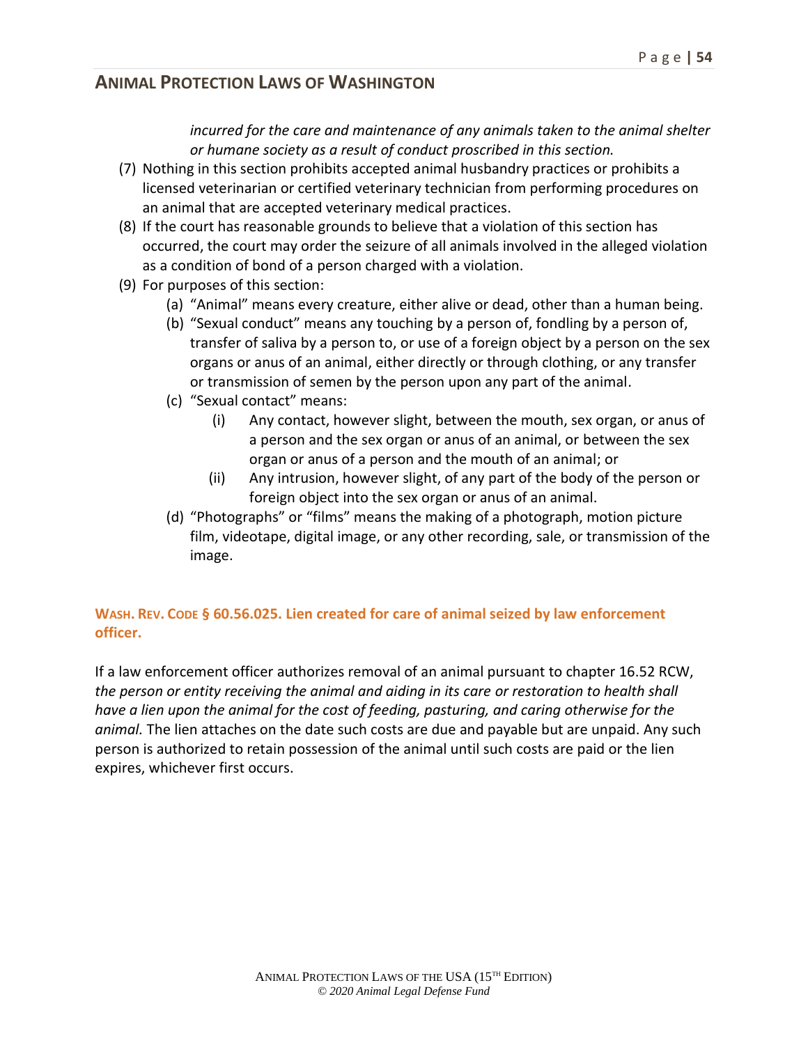*incurred for the care and maintenance of any animals taken to the animal shelter or humane society as a result of conduct proscribed in this section.*

(7) Nothing in this section prohibits accepted animal husbandry practices or prohibits a licensed veterinarian or certified veterinary technician from performing procedures on an animal that are accepted veterinary medical practices.

(8) If the court has reasonable grounds to believe that a violation of this section has occurred, the court may order the seizure of all animals involved in the alleged violation as a condition of bond of a person charged with a violation.

(9) For purposes of this section:

- (a) "Animal" means every creature, either alive or dead, other than a human being.
- (b) "Sexual conduct" means any touching by a person of, fondling by a person of, transfer of saliva by a person to, or use of a foreign object by a person on the sex organs or anus of an animal, either directly or through clothing, or any transfer or transmission of semen by the person upon any part of the animal.
- (c) "Sexual contact" means:
  - (i) Any contact, however slight, between the mouth, sex organ, or anus of a person and the sex organ or anus of an animal, or between the sex organ or anus of a person and the mouth of an animal; or
  - (ii) Any intrusion, however slight, of any part of the body of the person or foreign object into the sex organ or anus of an animal.
- (d) "Photographs" or "films" means the making of a photograph, motion picture film, videotape, digital image, or any other recording, sale, or transmission of the image.

### WASH. REV. CODE § 60.56.025. Lien created for care of animal seized by law enforcement officer.

If a law enforcement officer authorizes removal of an animal pursuant to chapter 16.52 RCW, *the person or entity receiving the animal and aiding in its care or restoration to health shall have a lien upon the animal for the cost of feeding, pasturing, and caring otherwise for the animal.* The lien attaches on the date such costs are due and payable but are unpaid. Any such person is authorized to retain possession of the animal until such costs are paid or the lien expires, whichever first occurs.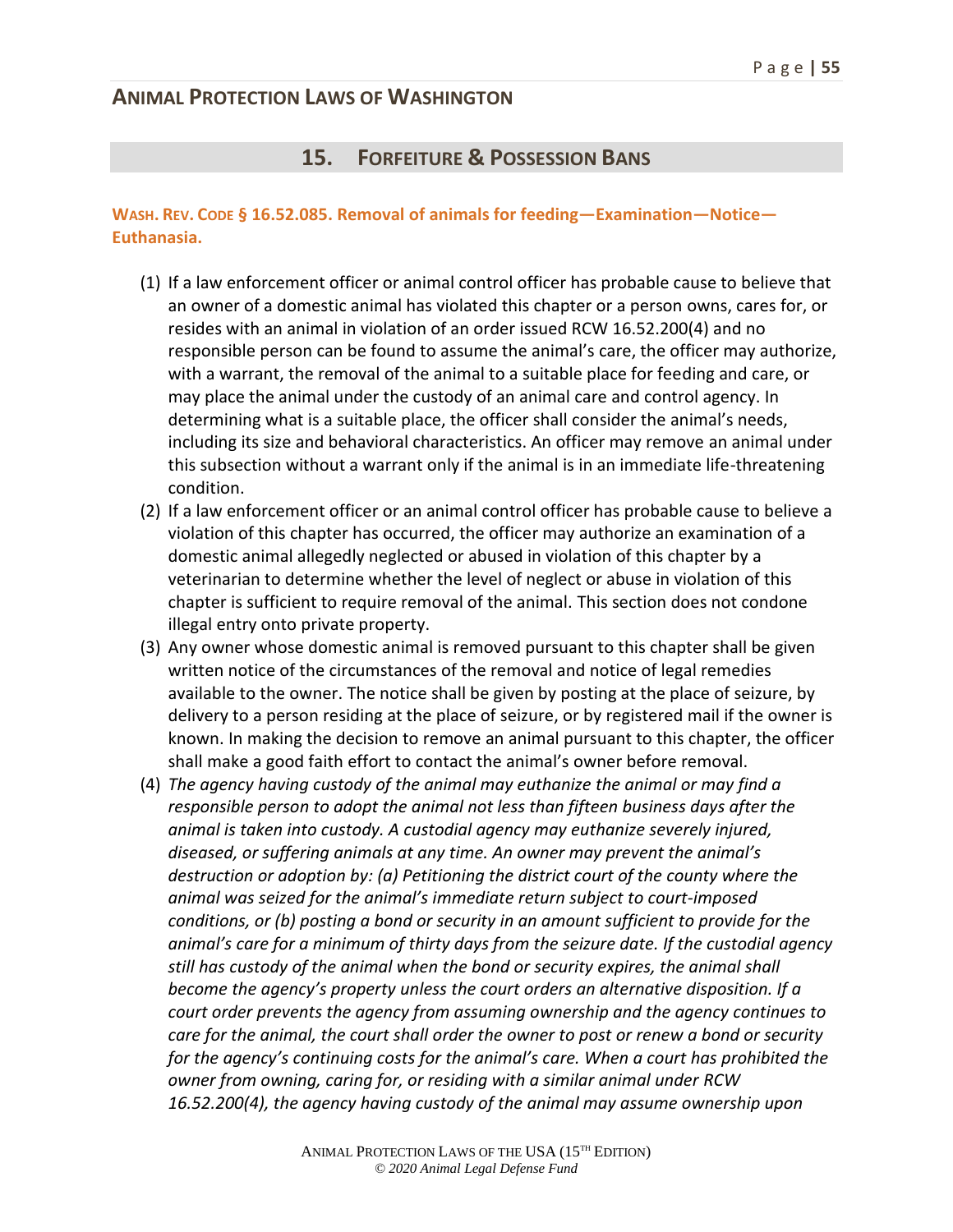## 15. FORFEITURE & POSSESSION BANS

### WASH. REV. CODE § 16.52.085. Removal of animals for feeding—Examination—Notice—Euthanasia.

(1) If a law enforcement officer or animal control officer has probable cause to believe that an owner of a domestic animal has violated this chapter or a person owns, cares for, or resides with an animal in violation of an order issued RCW 16.52.200(4) and no responsible person can be found to assume the animal's care, the officer may authorize, with a warrant, the removal of the animal to a suitable place for feeding and care, or may place the animal under the custody of an animal care and control agency. In determining what is a suitable place, the officer shall consider the animal's needs, including its size and behavioral characteristics. An officer may remove an animal under this subsection without a warrant only if the animal is in an immediate life-threatening condition.

(2) If a law enforcement officer or an animal control officer has probable cause to believe a violation of this chapter has occurred, the officer may authorize an examination of a domestic animal allegedly neglected or abused in violation of this chapter by a veterinarian to determine whether the level of neglect or abuse in violation of this chapter is sufficient to require removal of the animal. This section does not condone illegal entry onto private property.

(3) Any owner whose domestic animal is removed pursuant to this chapter shall be given written notice of the circumstances of the removal and notice of legal remedies available to the owner. The notice shall be given by posting at the place of seizure, by delivery to a person residing at the place of seizure, or by registered mail if the owner is known. In making the decision to remove an animal pursuant to this chapter, the officer shall make a good faith effort to contact the animal's owner before removal.

(4) *The agency having custody of the animal may euthanize the animal or may find a responsible person to adopt the animal not less than fifteen business days after the animal is taken into custody. A custodial agency may euthanize severely injured, diseased, or suffering animals at any time. An owner may prevent the animal's destruction or adoption by: (a) Petitioning the district court of the county where the animal was seized for the animal's immediate return subject to court-imposed conditions, or (b) posting a bond or security in an amount sufficient to provide for the animal's care for a minimum of thirty days from the seizure date. If the custodial agency still has custody of the animal when the bond or security expires, the animal shall become the agency's property unless the court orders an alternative disposition. If a court order prevents the agency from assuming ownership and the agency continues to care for the animal, the court shall order the owner to post or renew a bond or security for the agency's continuing costs for the animal's care. When a court has prohibited the owner from owning, caring for, or residing with a similar animal under RCW 16.52.200(4), the agency having custody of the animal may assume ownership upon*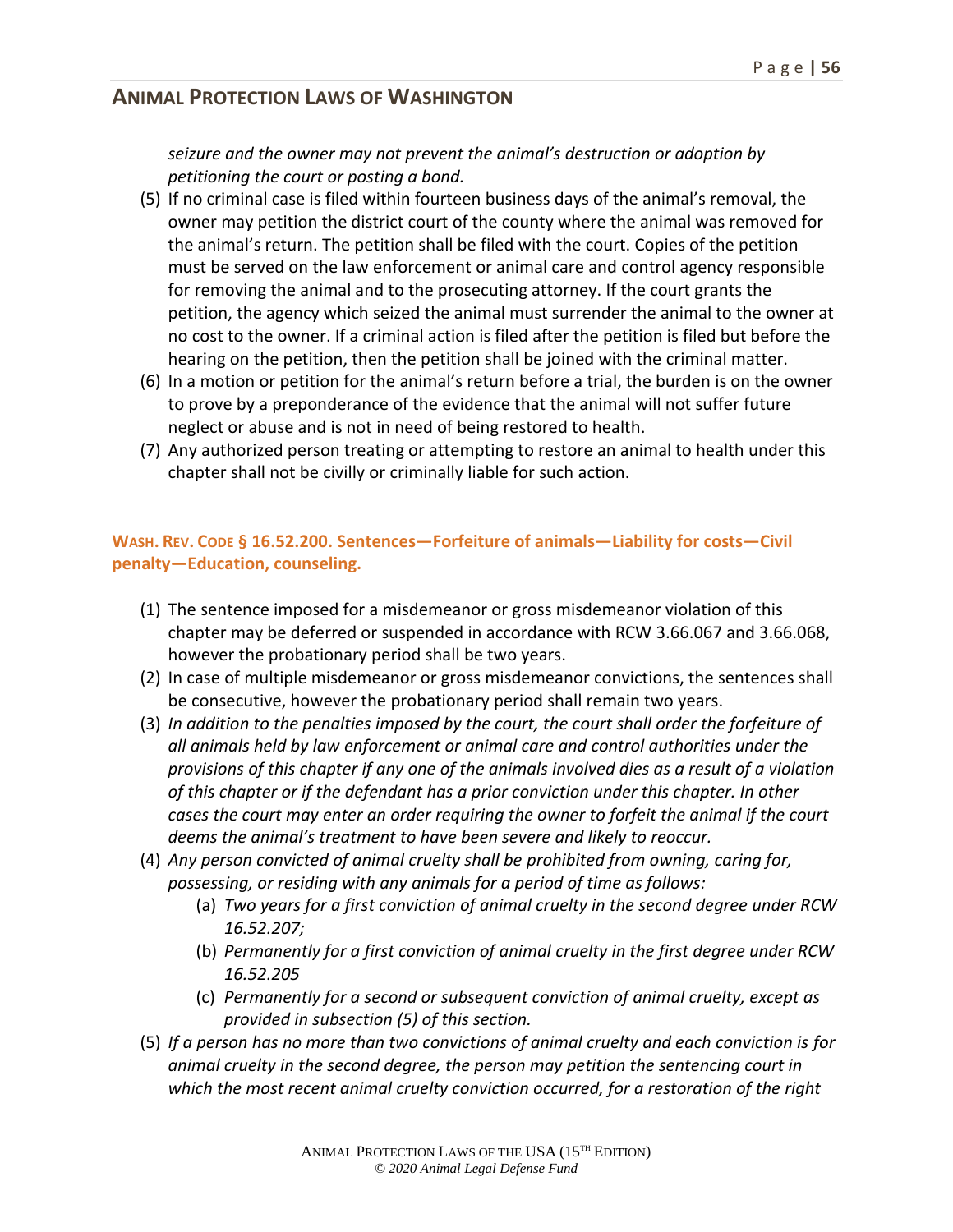*seizure and the owner may not prevent the animal's destruction or adoption by petitioning the court or posting a bond.*

(5) If no criminal case is filed within fourteen business days of the animal's removal, the owner may petition the district court of the county where the animal was removed for the animal's return. The petition shall be filed with the court. Copies of the petition must be served on the law enforcement or animal care and control agency responsible for removing the animal and to the prosecuting attorney. If the court grants the petition, the agency which seized the animal must surrender the animal to the owner at no cost to the owner. If a criminal action is filed after the petition is filed but before the hearing on the petition, then the petition shall be joined with the criminal matter.

(6) In a motion or petition for the animal's return before a trial, the burden is on the owner to prove by a preponderance of the evidence that the animal will not suffer future neglect or abuse and is not in need of being restored to health.

(7) Any authorized person treating or attempting to restore an animal to health under this chapter shall not be civilly or criminally liable for such action.

### WASH. REV. CODE § 16.52.200. Sentences—Forfeiture of animals—Liability for costs—Civil penalty—Education, counseling.

(1) The sentence imposed for a misdemeanor or gross misdemeanor violation of this chapter may be deferred or suspended in accordance with RCW 3.66.067 and 3.66.068, however the probationary period shall be two years.

(2) In case of multiple misdemeanor or gross misdemeanor convictions, the sentences shall be consecutive, however the probationary period shall remain two years.

(3) *In addition to the penalties imposed by the court, the court shall order the forfeiture of all animals held by law enforcement or animal care and control authorities under the provisions of this chapter if any one of the animals involved dies as a result of a violation of this chapter or if the defendant has a prior conviction under this chapter. In other cases the court may enter an order requiring the owner to forfeit the animal if the court deems the animal's treatment to have been severe and likely to reoccur.*

(4) *Any person convicted of animal cruelty shall be prohibited from owning, caring for, possessing, or residing with any animals for a period of time as follows:*

   (a) *Two years for a first conviction of animal cruelty in the second degree under RCW 16.52.207;*

   (b) *Permanently for a first conviction of animal cruelty in the first degree under RCW 16.52.205*

   (c) *Permanently for a second or subsequent conviction of animal cruelty, except as provided in subsection (5) of this section.*

(5) *If a person has no more than two convictions of animal cruelty and each conviction is for animal cruelty in the second degree, the person may petition the sentencing court in which the most recent animal cruelty conviction occurred, for a restoration of the right*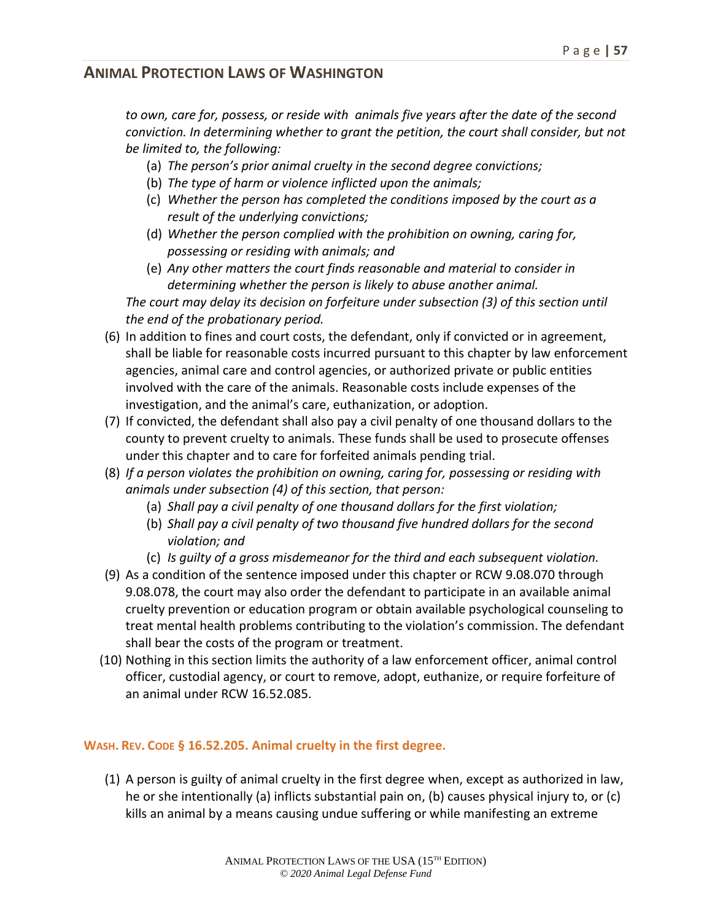*to own, care for, possess, or reside with animals five years after the date of the second conviction. In determining whether to grant the petition, the court shall consider, but not be limited to, the following:*

(a) *The person's prior animal cruelty in the second degree convictions;*
(b) *The type of harm or violence inflicted upon the animals;*
(c) *Whether the person has completed the conditions imposed by the court as a result of the underlying convictions;*
(d) *Whether the person complied with the prohibition on owning, caring for, possessing or residing with animals; and*
(e) *Any other matters the court finds reasonable and material to consider in determining whether the person is likely to abuse another animal.*

*The court may delay its decision on forfeiture under subsection (3) of this section until the end of the probationary period.*

(6) In addition to fines and court costs, the defendant, only if convicted or in agreement, shall be liable for reasonable costs incurred pursuant to this chapter by law enforcement agencies, animal care and control agencies, or authorized private or public entities involved with the care of the animals. Reasonable costs include expenses of the investigation, and the animal's care, euthanization, or adoption.

(7) If convicted, the defendant shall also pay a civil penalty of one thousand dollars to the county to prevent cruelty to animals. These funds shall be used to prosecute offenses under this chapter and to care for forfeited animals pending trial.

(8) *If a person violates the prohibition on owning, caring for, possessing or residing with animals under subsection (4) of this section, that person:*
   (a) *Shall pay a civil penalty of one thousand dollars for the first violation;*
   (b) *Shall pay a civil penalty of two thousand five hundred dollars for the second violation; and*
   (c) *Is guilty of a gross misdemeanor for the third and each subsequent violation.*

(9) As a condition of the sentence imposed under this chapter or RCW 9.08.070 through 9.08.078, the court may also order the defendant to participate in an available animal cruelty prevention or education program or obtain available psychological counseling to treat mental health problems contributing to the violation's commission. The defendant shall bear the costs of the program or treatment.

(10) Nothing in this section limits the authority of a law enforcement officer, animal control officer, custodial agency, or court to remove, adopt, euthanize, or require forfeiture of an animal under RCW 16.52.085.

### WASH. REV. CODE § 16.52.205. Animal cruelty in the first degree.

(1) A person is guilty of animal cruelty in the first degree when, except as authorized in law, he or she intentionally (a) inflicts substantial pain on, (b) causes physical injury to, or (c) kills an animal by a means causing undue suffering or while manifesting an extreme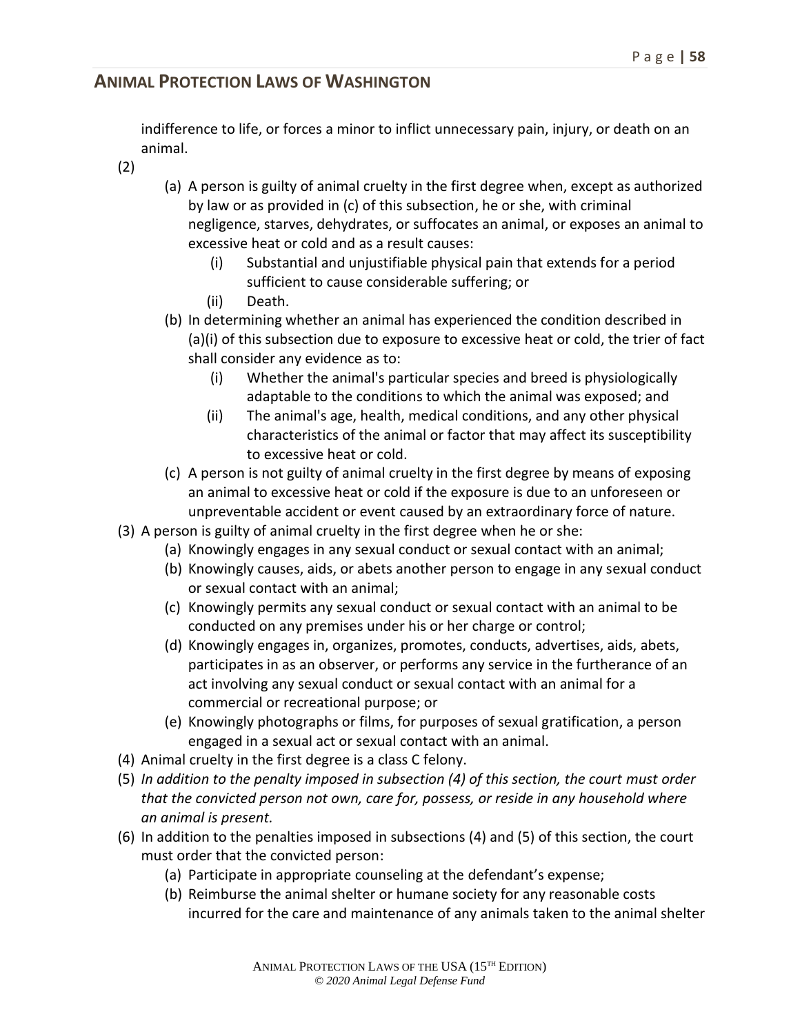indifference to life, or forces a minor to inflict unnecessary pain, injury, or death on an animal.

(2)

(a) A person is guilty of animal cruelty in the first degree when, except as authorized by law or as provided in (c) of this subsection, he or she, with criminal negligence, starves, dehydrates, or suffocates an animal, or exposes an animal to excessive heat or cold and as a result causes:

(i) Substantial and unjustifiable physical pain that extends for a period sufficient to cause considerable suffering; or

(ii) Death.

(b) In determining whether an animal has experienced the condition described in (a)(i) of this subsection due to exposure to excessive heat or cold, the trier of fact shall consider any evidence as to:

(i) Whether the animal's particular species and breed is physiologically adaptable to the conditions to which the animal was exposed; and

(ii) The animal's age, health, medical conditions, and any other physical characteristics of the animal or factor that may affect its susceptibility to excessive heat or cold.

(c) A person is not guilty of animal cruelty in the first degree by means of exposing an animal to excessive heat or cold if the exposure is due to an unforeseen or unpreventable accident or event caused by an extraordinary force of nature.

(3) A person is guilty of animal cruelty in the first degree when he or she:

(a) Knowingly engages in any sexual conduct or sexual contact with an animal;

(b) Knowingly causes, aids, or abets another person to engage in any sexual conduct or sexual contact with an animal;

(c) Knowingly permits any sexual conduct or sexual contact with an animal to be conducted on any premises under his or her charge or control;

(d) Knowingly engages in, organizes, promotes, conducts, advertises, aids, abets, participates in as an observer, or performs any service in the furtherance of an act involving any sexual conduct or sexual contact with an animal for a commercial or recreational purpose; or

(e) Knowingly photographs or films, for purposes of sexual gratification, a person engaged in a sexual act or sexual contact with an animal.

(4) Animal cruelty in the first degree is a class C felony.

(5) *In addition to the penalty imposed in subsection (4) of this section, the court must order that the convicted person not own, care for, possess, or reside in any household where an animal is present.*

(6) In addition to the penalties imposed in subsections (4) and (5) of this section, the court must order that the convicted person:

(a) Participate in appropriate counseling at the defendant's expense;

(b) Reimburse the animal shelter or humane society for any reasonable costs incurred for the care and maintenance of any animals taken to the animal shelter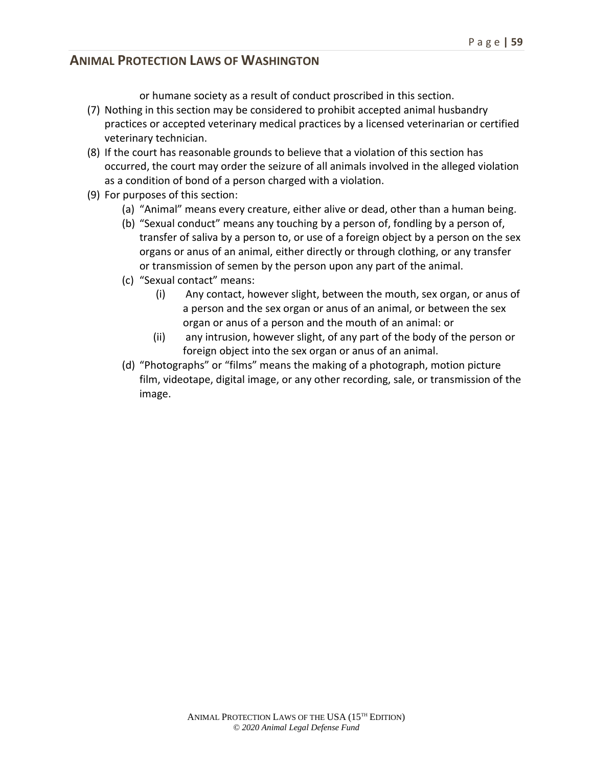or humane society as a result of conduct proscribed in this section.

(7) Nothing in this section may be considered to prohibit accepted animal husbandry practices or accepted veterinary medical practices by a licensed veterinarian or certified veterinary technician.

(8) If the court has reasonable grounds to believe that a violation of this section has occurred, the court may order the seizure of all animals involved in the alleged violation as a condition of bond of a person charged with a violation.

(9) For purposes of this section:

   (a) "Animal" means every creature, either alive or dead, other than a human being.

   (b) "Sexual conduct" means any touching by a person of, fondling by a person of, transfer of saliva by a person to, or use of a foreign object by a person on the sex organs or anus of an animal, either directly or through clothing, or any transfer or transmission of semen by the person upon any part of the animal.

   (c) "Sexual contact" means:

      (i) Any contact, however slight, between the mouth, sex organ, or anus of a person and the sex organ or anus of an animal, or between the sex organ or anus of a person and the mouth of an animal: or

      (ii) any intrusion, however slight, of any part of the body of the person or foreign object into the sex organ or anus of an animal.

   (d) "Photographs" or "films" means the making of a photograph, motion picture film, videotape, digital image, or any other recording, sale, or transmission of the image.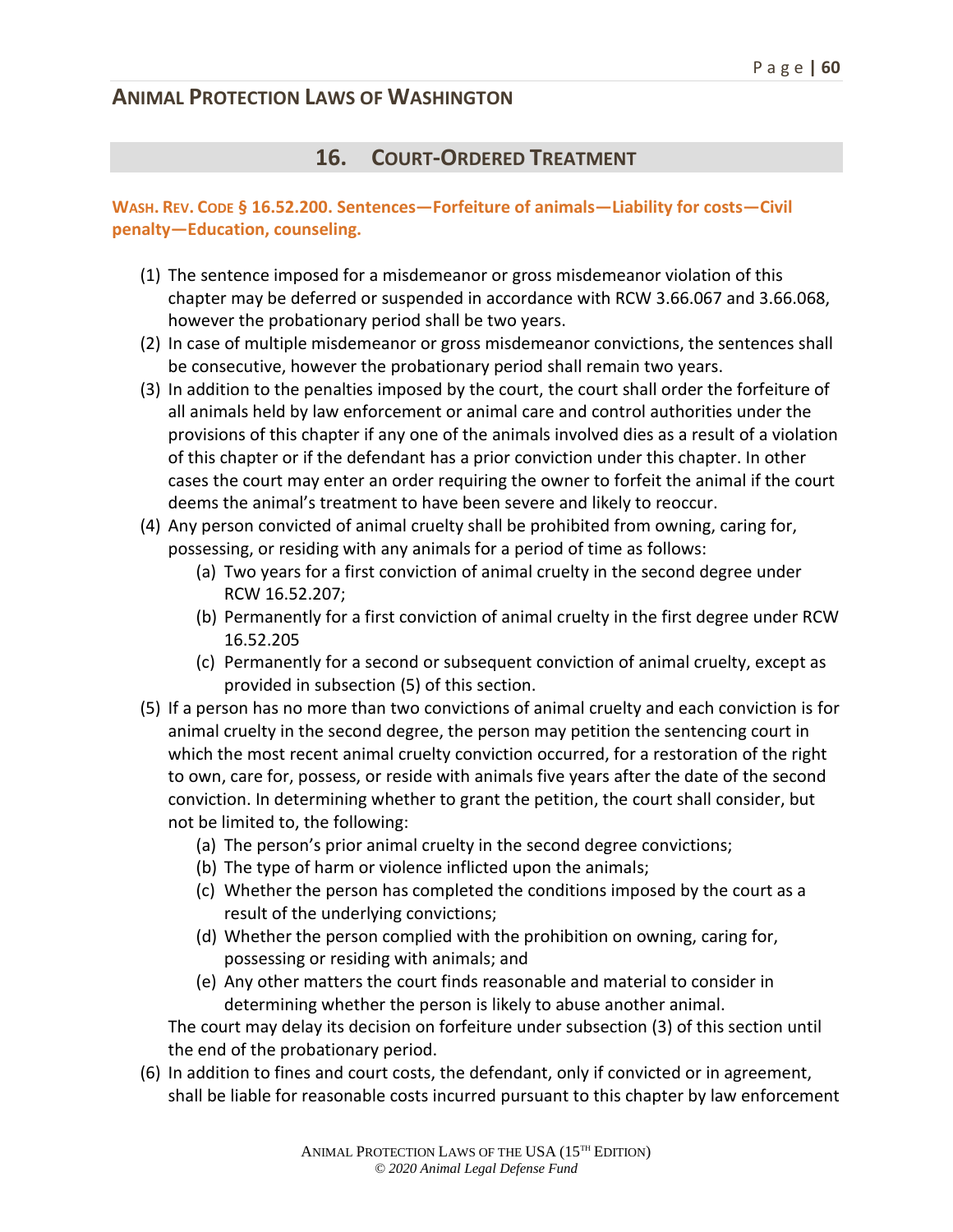## 16. Court-Ordered Treatment

**Wash. Rev. Code § 16.52.200. Sentences—Forfeiture of animals—Liability for costs—Civil penalty—Education, counseling.**

(1) The sentence imposed for a misdemeanor or gross misdemeanor violation of this chapter may be deferred or suspended in accordance with RCW 3.66.067 and 3.66.068, however the probationary period shall be two years.

(2) In case of multiple misdemeanor or gross misdemeanor convictions, the sentences shall be consecutive, however the probationary period shall remain two years.

(3) In addition to the penalties imposed by the court, the court shall order the forfeiture of all animals held by law enforcement or animal care and control authorities under the provisions of this chapter if any one of the animals involved dies as a result of a violation of this chapter or if the defendant has a prior conviction under this chapter. In other cases the court may enter an order requiring the owner to forfeit the animal if the court deems the animal's treatment to have been severe and likely to reoccur.

(4) Any person convicted of animal cruelty shall be prohibited from owning, caring for, possessing, or residing with any animals for a period of time as follows:
   - (a) Two years for a first conviction of animal cruelty in the second degree under RCW 16.52.207;
   - (b) Permanently for a first conviction of animal cruelty in the first degree under RCW 16.52.205
   - (c) Permanently for a second or subsequent conviction of animal cruelty, except as provided in subsection (5) of this section.

(5) If a person has no more than two convictions of animal cruelty and each conviction is for animal cruelty in the second degree, the person may petition the sentencing court in which the most recent animal cruelty conviction occurred, for a restoration of the right to own, care for, possess, or reside with animals five years after the date of the second conviction. In determining whether to grant the petition, the court shall consider, but not be limited to, the following:
   - (a) The person's prior animal cruelty in the second degree convictions;
   - (b) The type of harm or violence inflicted upon the animals;
   - (c) Whether the person has completed the conditions imposed by the court as a result of the underlying convictions;
   - (d) Whether the person complied with the prohibition on owning, caring for, possessing or residing with animals; and
   - (e) Any other matters the court finds reasonable and material to consider in determining whether the person is likely to abuse another animal.

   The court may delay its decision on forfeiture under subsection (3) of this section until the end of the probationary period.

(6) In addition to fines and court costs, the defendant, only if convicted or in agreement, shall be liable for reasonable costs incurred pursuant to this chapter by law enforcement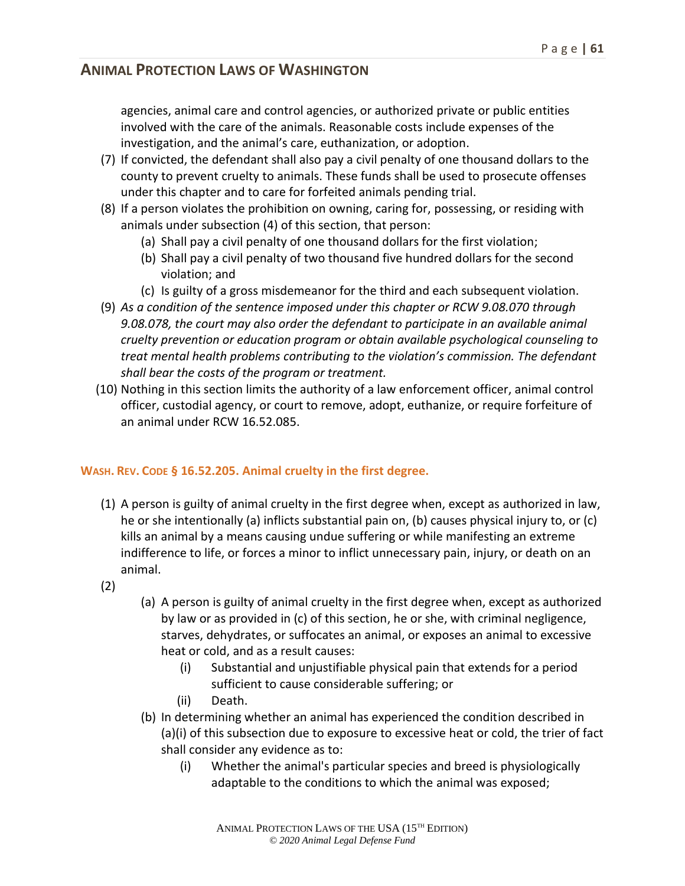agencies, animal care and control agencies, or authorized private or public entities involved with the care of the animals. Reasonable costs include expenses of the investigation, and the animal's care, euthanization, or adoption.

(7) If convicted, the defendant shall also pay a civil penalty of one thousand dollars to the county to prevent cruelty to animals. These funds shall be used to prosecute offenses under this chapter and to care for forfeited animals pending trial.

(8) If a person violates the prohibition on owning, caring for, possessing, or residing with animals under subsection (4) of this section, that person:
   - (a) Shall pay a civil penalty of one thousand dollars for the first violation;
   - (b) Shall pay a civil penalty of two thousand five hundred dollars for the second violation; and
   - (c) Is guilty of a gross misdemeanor for the third and each subsequent violation.

(9) *As a condition of the sentence imposed under this chapter or RCW 9.08.070 through 9.08.078, the court may also order the defendant to participate in an available animal cruelty prevention or education program or obtain available psychological counseling to treat mental health problems contributing to the violation's commission. The defendant shall bear the costs of the program or treatment.*

(10) Nothing in this section limits the authority of a law enforcement officer, animal control officer, custodial agency, or court to remove, adopt, euthanize, or require forfeiture of an animal under RCW 16.52.085.

### WASH. REV. CODE § 16.52.205. Animal cruelty in the first degree.

(1) A person is guilty of animal cruelty in the first degree when, except as authorized in law, he or she intentionally (a) inflicts substantial pain on, (b) causes physical injury to, or (c) kills an animal by a means causing undue suffering or while manifesting an extreme indifference to life, or forces a minor to inflict unnecessary pain, injury, or death on an animal.

(2)
   - (a) A person is guilty of animal cruelty in the first degree when, except as authorized by law or as provided in (c) of this section, he or she, with criminal negligence, starves, dehydrates, or suffocates an animal, or exposes an animal to excessive heat or cold, and as a result causes:
      - (i) Substantial and unjustifiable physical pain that extends for a period sufficient to cause considerable suffering; or
      - (ii) Death.
   - (b) In determining whether an animal has experienced the condition described in (a)(i) of this subsection due to exposure to excessive heat or cold, the trier of fact shall consider any evidence as to:
      - (i) Whether the animal's particular species and breed is physiologically adaptable to the conditions to which the animal was exposed;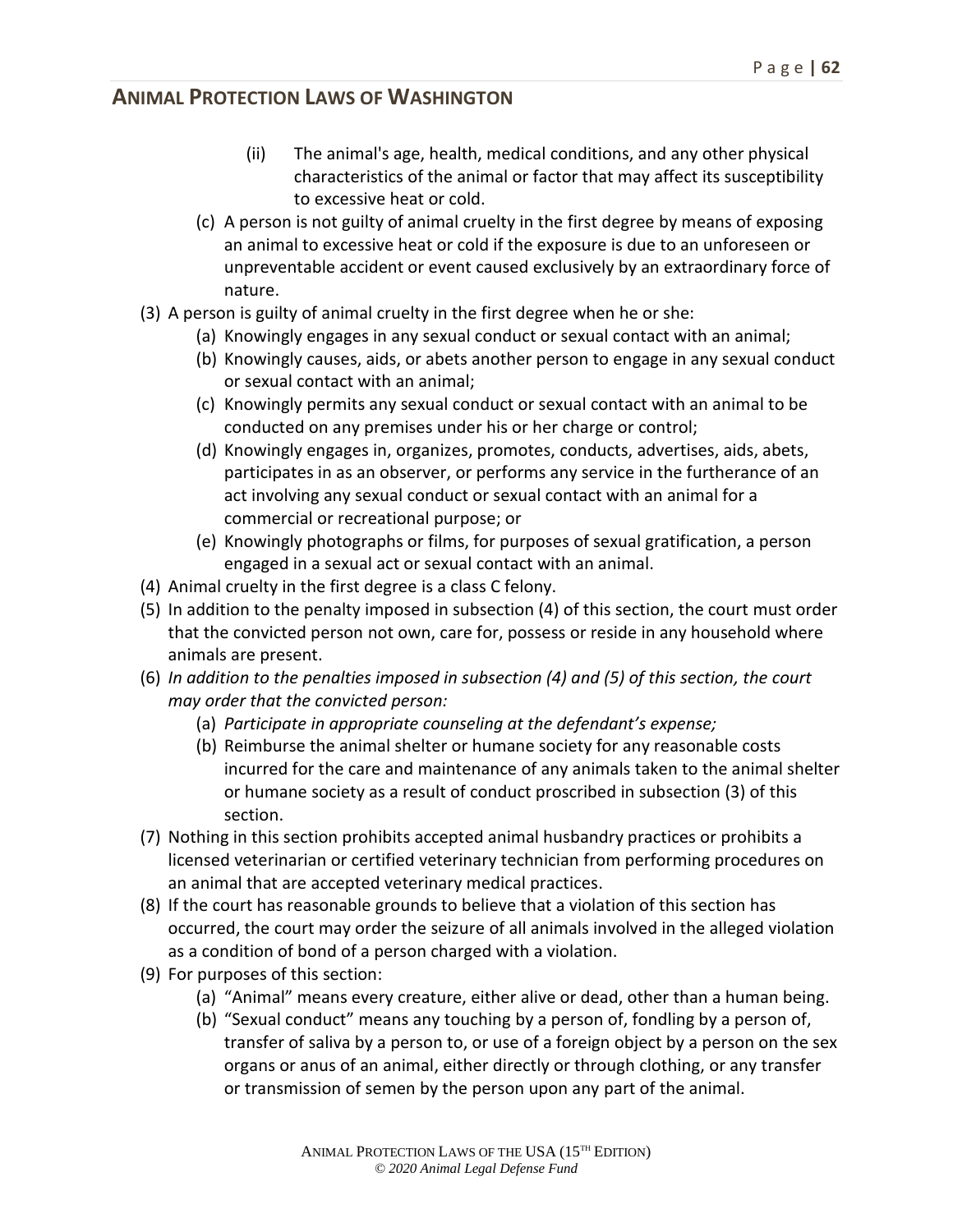(ii) The animal's age, health, medical conditions, and any other physical characteristics of the animal or factor that may affect its susceptibility to excessive heat or cold.

(c) A person is not guilty of animal cruelty in the first degree by means of exposing an animal to excessive heat or cold if the exposure is due to an unforeseen or unpreventable accident or event caused exclusively by an extraordinary force of nature.

(3) A person is guilty of animal cruelty in the first degree when he or she:

(a) Knowingly engages in any sexual conduct or sexual contact with an animal;

(b) Knowingly causes, aids, or abets another person to engage in any sexual conduct or sexual contact with an animal;

(c) Knowingly permits any sexual conduct or sexual contact with an animal to be conducted on any premises under his or her charge or control;

(d) Knowingly engages in, organizes, promotes, conducts, advertises, aids, abets, participates in as an observer, or performs any service in the furtherance of an act involving any sexual conduct or sexual contact with an animal for a commercial or recreational purpose; or

(e) Knowingly photographs or films, for purposes of sexual gratification, a person engaged in a sexual act or sexual contact with an animal.

(4) Animal cruelty in the first degree is a class C felony.

(5) In addition to the penalty imposed in subsection (4) of this section, the court must order that the convicted person not own, care for, possess or reside in any household where animals are present.

(6) *In addition to the penalties imposed in subsection (4) and (5) of this section, the court may order that the convicted person:*

(a) *Participate in appropriate counseling at the defendant's expense;*

(b) Reimburse the animal shelter or humane society for any reasonable costs incurred for the care and maintenance of any animals taken to the animal shelter or humane society as a result of conduct proscribed in subsection (3) of this section.

(7) Nothing in this section prohibits accepted animal husbandry practices or prohibits a licensed veterinarian or certified veterinary technician from performing procedures on an animal that are accepted veterinary medical practices.

(8) If the court has reasonable grounds to believe that a violation of this section has occurred, the court may order the seizure of all animals involved in the alleged violation as a condition of bond of a person charged with a violation.

(9) For purposes of this section:

(a) "Animal" means every creature, either alive or dead, other than a human being.

(b) "Sexual conduct" means any touching by a person of, fondling by a person of, transfer of saliva by a person to, or use of a foreign object by a person on the sex organs or anus of an animal, either directly or through clothing, or any transfer or transmission of semen by the person upon any part of the animal.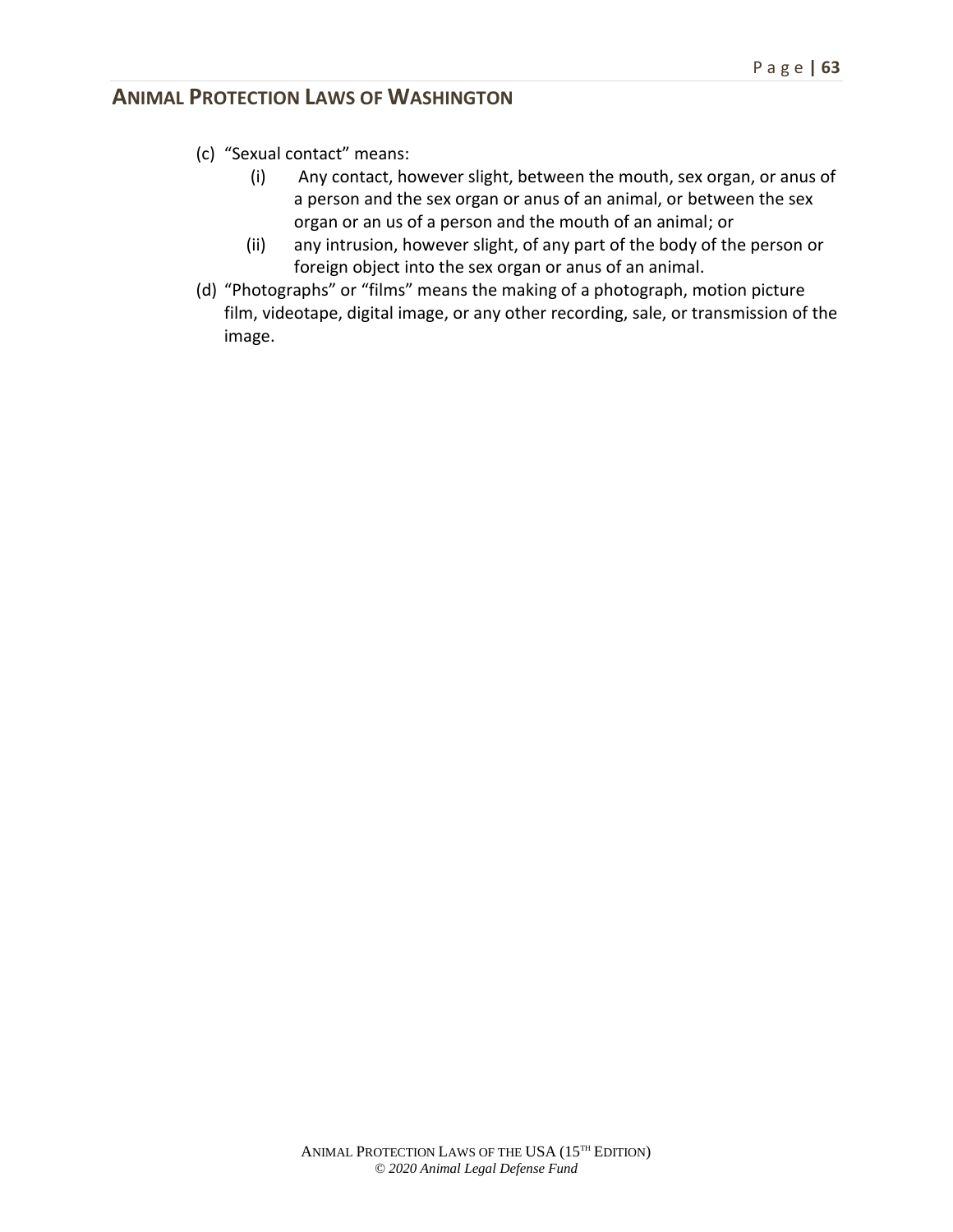(c) "Sexual contact" means:

(i) Any contact, however slight, between the mouth, sex organ, or anus of a person and the sex organ or anus of an animal, or between the sex organ or an us of a person and the mouth of an animal; or

(ii) any intrusion, however slight, of any part of the body of the person or foreign object into the sex organ or anus of an animal.

(d) "Photographs" or "films" means the making of a photograph, motion picture film, videotape, digital image, or any other recording, sale, or transmission of the image.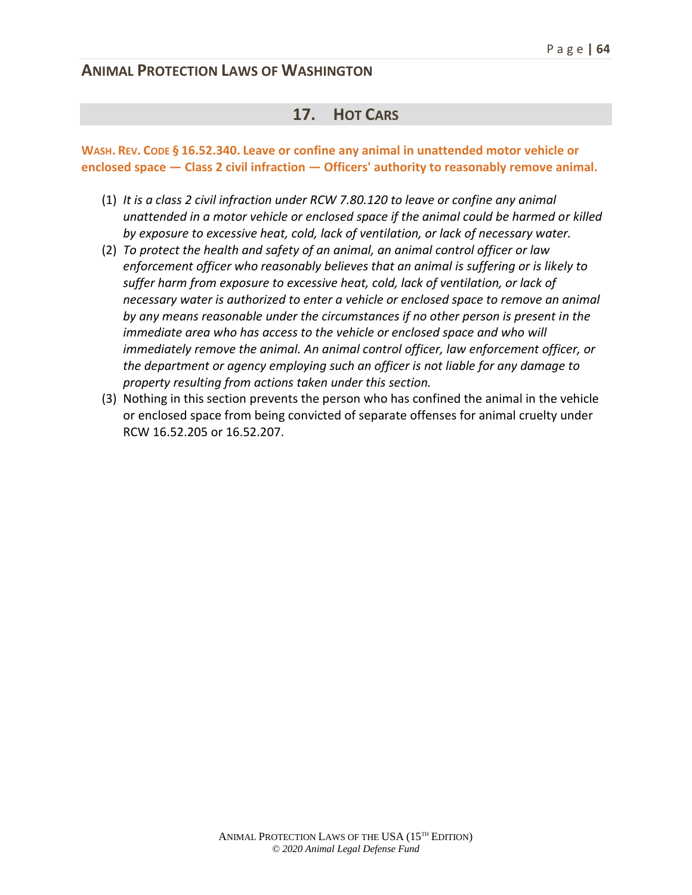## 17. Hot Cars

**Wash. Rev. Code § 16.52.340. Leave or confine any animal in unattended motor vehicle or enclosed space — Class 2 civil infraction — Officers' authority to reasonably remove animal.**

(1) *It is a class 2 civil infraction under RCW 7.80.120 to leave or confine any animal unattended in a motor vehicle or enclosed space if the animal could be harmed or killed by exposure to excessive heat, cold, lack of ventilation, or lack of necessary water.*

(2) *To protect the health and safety of an animal, an animal control officer or law enforcement officer who reasonably believes that an animal is suffering or is likely to suffer harm from exposure to excessive heat, cold, lack of ventilation, or lack of necessary water is authorized to enter a vehicle or enclosed space to remove an animal by any means reasonable under the circumstances if no other person is present in the immediate area who has access to the vehicle or enclosed space and who will immediately remove the animal. An animal control officer, law enforcement officer, or the department or agency employing such an officer is not liable for any damage to property resulting from actions taken under this section.*

(3) Nothing in this section prevents the person who has confined the animal in the vehicle or enclosed space from being convicted of separate offenses for animal cruelty under RCW 16.52.205 or 16.52.207.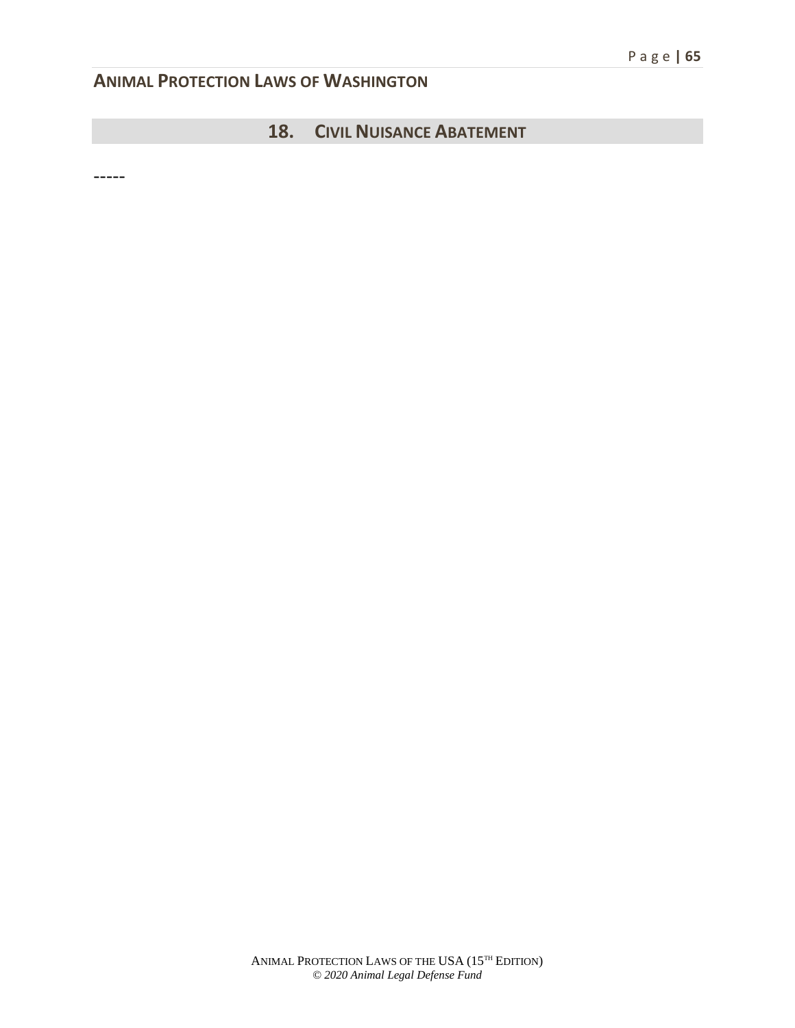## 18. Civil Nuisance Abatement

-----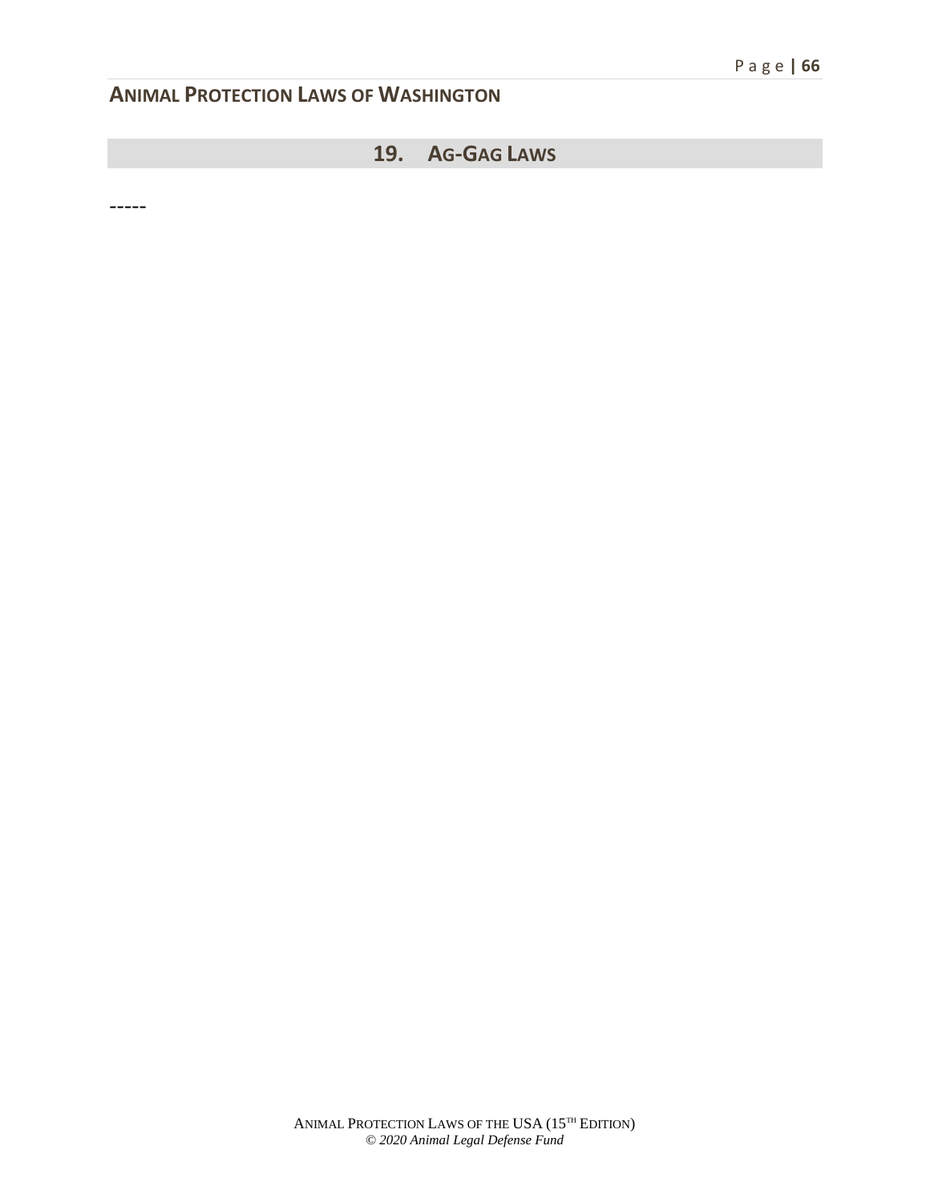## 19. AG-GAG LAWS

-----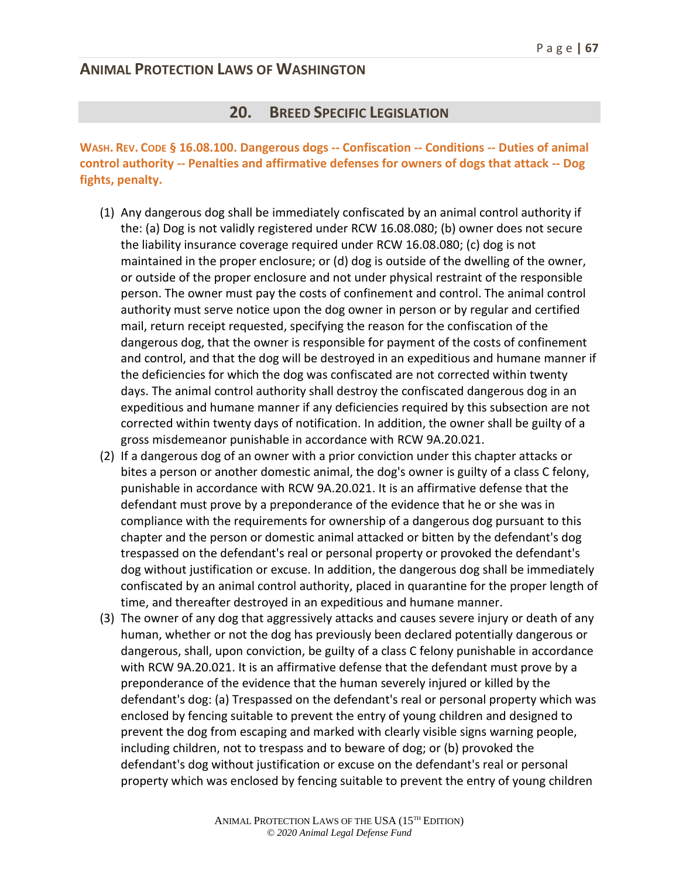## ANIMAL PROTECTION LAWS OF WASHINGTON

## 20. BREED SPECIFIC LEGISLATION

**WASH. REV. CODE § 16.08.100. Dangerous dogs -- Confiscation -- Conditions -- Duties of animal control authority -- Penalties and affirmative defenses for owners of dogs that attack -- Dog fights, penalty.**

(1) Any dangerous dog shall be immediately confiscated by an animal control authority if the: (a) Dog is not validly registered under RCW 16.08.080; (b) owner does not secure the liability insurance coverage required under RCW 16.08.080; (c) dog is not maintained in the proper enclosure; or (d) dog is outside of the dwelling of the owner, or outside of the proper enclosure and not under physical restraint of the responsible person. The owner must pay the costs of confinement and control. The animal control authority must serve notice upon the dog owner in person or by regular and certified mail, return receipt requested, specifying the reason for the confiscation of the dangerous dog, that the owner is responsible for payment of the costs of confinement and control, and that the dog will be destroyed in an expeditious and humane manner if the deficiencies for which the dog was confiscated are not corrected within twenty days. The animal control authority shall destroy the confiscated dangerous dog in an expeditious and humane manner if any deficiencies required by this subsection are not corrected within twenty days of notification. In addition, the owner shall be guilty of a gross misdemeanor punishable in accordance with RCW 9A.20.021.

(2) If a dangerous dog of an owner with a prior conviction under this chapter attacks or bites a person or another domestic animal, the dog's owner is guilty of a class C felony, punishable in accordance with RCW 9A.20.021. It is an affirmative defense that the defendant must prove by a preponderance of the evidence that he or she was in compliance with the requirements for ownership of a dangerous dog pursuant to this chapter and the person or domestic animal attacked or bitten by the defendant's dog trespassed on the defendant's real or personal property or provoked the defendant's dog without justification or excuse. In addition, the dangerous dog shall be immediately confiscated by an animal control authority, placed in quarantine for the proper length of time, and thereafter destroyed in an expeditious and humane manner.

(3) The owner of any dog that aggressively attacks and causes severe injury or death of any human, whether or not the dog has previously been declared potentially dangerous or dangerous, shall, upon conviction, be guilty of a class C felony punishable in accordance with RCW 9A.20.021. It is an affirmative defense that the defendant must prove by a preponderance of the evidence that the human severely injured or killed by the defendant's dog: (a) Trespassed on the defendant's real or personal property which was enclosed by fencing suitable to prevent the entry of young children and designed to prevent the dog from escaping and marked with clearly visible signs warning people, including children, not to trespass and to beware of dog; or (b) provoked the defendant's dog without justification or excuse on the defendant's real or personal property which was enclosed by fencing suitable to prevent the entry of young children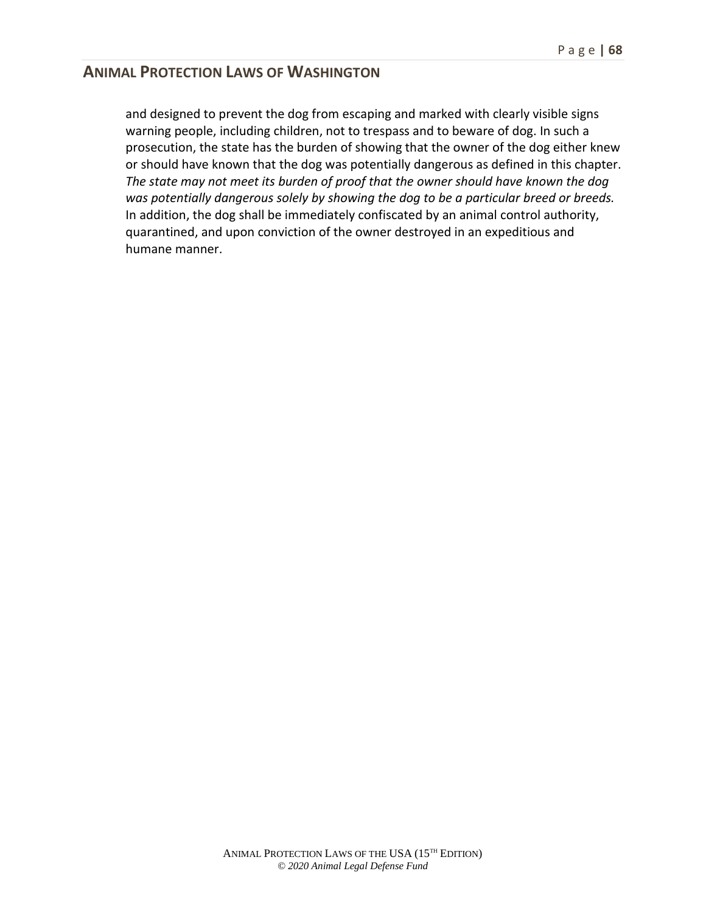and designed to prevent the dog from escaping and marked with clearly visible signs warning people, including children, not to trespass and to beware of dog. In such a prosecution, the state has the burden of showing that the owner of the dog either knew or should have known that the dog was potentially dangerous as defined in this chapter. *The state may not meet its burden of proof that the owner should have known the dog was potentially dangerous solely by showing the dog to be a particular breed or breeds.* In addition, the dog shall be immediately confiscated by an animal control authority, quarantined, and upon conviction of the owner destroyed in an expeditious and humane manner.